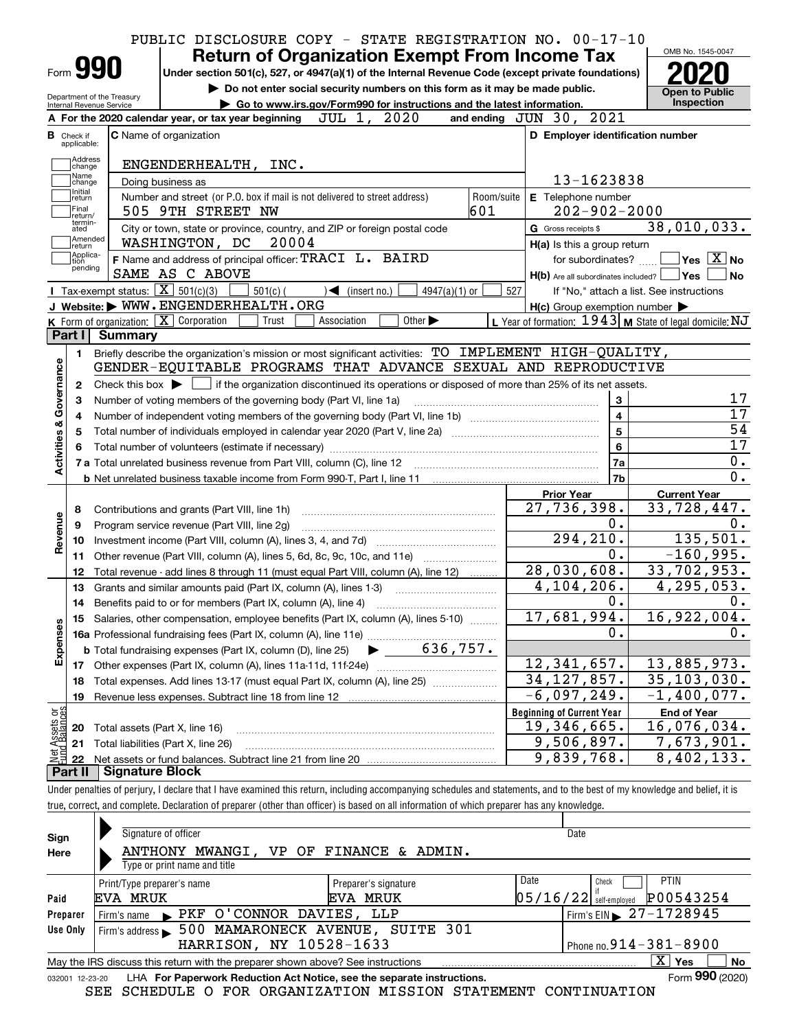PUBLIC DISCLOSURE COPY - STATE REGISTRATION NO. 00-17-10

# Form 990 — Return of Organization Exempt From Income Tax

Under section 501(c), 527, or 4947(a)(1) of the Internal Revenue Code (except private foundations)

▶ Do not enter social security numbers on this form as it may be made public.

▶ Go to www.irs.gov/Form990 for instructions and the latest information.

Department of the Treasury, Internal Revenue Service

OMB No. 1545-0047 — **2020** — Open to Public Inspection

**A** For the 2020 calendar year, or tax year beginning JUL 1, 2020 and ending JUN 30, 2021

**B** Check if applicable: Address change, Name change, Initial return, Final return/terminated, Amended return, Application pending

**C** Name of organization: ENGENDERHEALTH, INC.

Doing business as

Number and street (or P.O. box if mail is not delivered to street address): 505 9TH STREET NW — Room/suite: 601

City or town, state or province, country, and ZIP or foreign postal code: WASHINGTON, DC 20004

**D** Employer identification number: 13-1623838

**E** Telephone number: 202-902-2000

**G** Gross receipts $ 38,010,033.

**F** Name and address of principal officer: TRACI L. BAIRD, SAME AS C ABOVE

**H(a)** Is this a group return for subordinates? ☐ Yes ☒ No

**H(b)** Are all subordinates included? ☐ Yes ☐ No — If "No," attach a list. See instructions

**I** Tax-exempt status: ☒ 501(c)(3) ☐ 501(c)( ) ◀ (insert no.) ☐ 4947(a)(1) or ☐ 527

**J** Website: ▶ WWW.ENGENDERHEALTH.ORG

**H(c)** Group exemption number ▶

**K** Form of organization: ☒ Corporation ☐ Trust ☐ Association ☐ Other ▶

**L** Year of formation: 1943 **M** State of legal domicile: NJ

## Part I Summary

**Activities & Governance**

1. Briefly describe the organization's mission or most significant activities: TO IMPLEMENT HIGH-QUALITY, GENDER-EQUITABLE PROGRAMS THAT ADVANCE SEXUAL AND REPRODUCTIVE
2. Check this box ▶ ☐ if the organization discontinued its operations or disposed of more than 25% of its net assets.

| Line | Description | | Value |
|---|---|---|---|
| 3 | Number of voting members of the governing body (Part VI, line 1a) | 3 | 17 |
| 4 | Number of independent voting members of the governing body (Part VI, line 1b) | 4 | 17 |
| 5 | Total number of individuals employed in calendar year 2020 (Part V, line 2a) | 5 | 54 |
| 6 | Total number of volunteers (estimate if necessary) | 6 | 17 |
| 7a | Total unrelated business revenue from Part VIII, column (C), line 12 | 7a | 0. |
| 7b | Net unrelated business taxable income from Form 990-T, Part I, line 11 | 7b | 0. |

| Line | Description | Prior Year | Current Year |
|---|---|---|---|
| **Revenue** | | | |
| 8 | Contributions and grants (Part VIII, line 1h) | 27,736,398. | 33,728,447. |
| 9 | Program service revenue (Part VIII, line 2g) | 0. | 0. |
| 10 | Investment income (Part VIII, column (A), lines 3, 4, and 7d) | 294,210. | 135,501. |
| 11 | Other revenue (Part VIII, column (A), lines 5, 6d, 8c, 9c, 10c, and 11e) | 0. | -160,995. |
| 12 | Total revenue - add lines 8 through 11 (must equal Part VIII, column (A), line 12) | 28,030,608. | 33,702,953. |
| **Expenses** | | | |
| 13 | Grants and similar amounts paid (Part IX, column (A), lines 1-3) | 4,104,206. | 4,295,053. |
| 14 | Benefits paid to or for members (Part IX, column (A), line 4) | 0. | 0. |
| 15 | Salaries, other compensation, employee benefits (Part IX, column (A), lines 5-10) | 17,681,994. | 16,922,004. |
| 16a | Professional fundraising fees (Part IX, column (A), line 11e) | 0. | 0. |
| b | Total fundraising expenses (Part IX, column (D), line 25) ▶ 636,757. | | |
| 17 | Other expenses (Part IX, column (A), lines 11a-11d, 11f-24e) | 12,341,657. | 13,885,973. |
| 18 | Total expenses. Add lines 13-17 (must equal Part IX, column (A), line 25) | 34,127,857. | 35,103,030. |
| 19 | Revenue less expenses. Subtract line 18 from line 12 | -6,097,249. | -1,400,077. |

| Line | Net Assets or Fund Balances | Beginning of Current Year | End of Year |
|---|---|---|---|
| 20 | Total assets (Part X, line 16) | 19,346,665. | 16,076,034. |
| 21 | Total liabilities (Part X, line 26) | 9,506,897. | 7,673,901. |
| 22 | Net assets or fund balances. Subtract line 21 from line 20 | 9,839,768. | 8,402,133. |

## Part II Signature Block

Under penalties of perjury, I declare that I have examined this return, including accompanying schedules and statements, and to the best of my knowledge and belief, it is true, correct, and complete. Declaration of preparer (other than officer) is based on all information of which preparer has any knowledge.

**Sign Here**

Signature of officer — Date

ANTHONY MWANGI, VP OF FINANCE & ADMIN.

Type or print name and title

**Paid Preparer Use Only**

| Print/Type preparer's name | Preparer's signature | Date | Check ☐ if self-employed | PTIN |
|---|---|---|---|---|
| EVA MRUK | EVA MRUK | 05/16/22 | | P00543254 |

Firm's name ▶ PKF O'CONNOR DAVIES, LLP — Firm's EIN ▶ 27-1728945

Firm's address ▶ 500 MAMARONECK AVENUE, SUITE 301, HARRISON, NY 10528-1633 — Phone no. 914-381-8900

May the IRS discuss this return with the preparer shown above? See instructions ☒ Yes ☐ No

032001 12-23-20 LHA For Paperwork Reduction Act Notice, see the separate instructions. Form **990** (2020)

SEE SCHEDULE O FOR ORGANIZATION MISSION STATEMENT CONTINUATION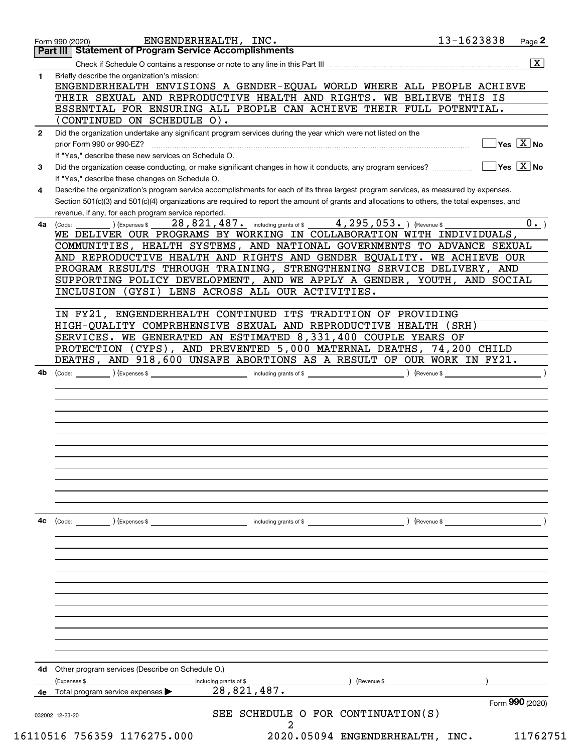Form 990 (2020) ENGENDERHEALTH, INC. 13-1623838 Page **2**

## Part III | Statement of Program Service Accomplishments

Check if Schedule O contains a response or note to any line in this Part III .......... [X]

**1** Briefly describe the organization's mission:

ENGENDERHEALTH ENVISIONS A GENDER-EQUAL WORLD WHERE ALL PEOPLE ACHIEVE THEIR SEXUAL AND REPRODUCTIVE HEALTH AND RIGHTS. WE BELIEVE THIS IS ESSENTIAL FOR ENSURING ALL PEOPLE CAN ACHIEVE THEIR FULL POTENTIAL. (CONTINUED ON SCHEDULE O).

**2** Did the organization undertake any significant program services during the year which were not listed on the prior Form 990 or 990-EZ? .......... [ ] Yes [X] No

If "Yes," describe these new services on Schedule O.

**3** Did the organization cease conducting, or make significant changes in how it conducts, any program services? .......... [ ] Yes [X] No

If "Yes," describe these changes on Schedule O.

**4** Describe the organization's program service accomplishments for each of its three largest program services, as measured by expenses. Section 501(c)(3) and 501(c)(4) organizations are required to report the amount of grants and allocations to others, the total expenses, and revenue, if any, for each program service reported.

**4a** (Code: ) (Expenses $ 28,821,487. including grants of $ 4,295,053. ) (Revenue $ 0. )

WE DELIVER OUR PROGRAMS BY WORKING IN COLLABORATION WITH INDIVIDUALS, COMMUNITIES, HEALTH SYSTEMS, AND NATIONAL GOVERNMENTS TO ADVANCE SEXUAL AND REPRODUCTIVE HEALTH AND RIGHTS AND GENDER EQUALITY. WE ACHIEVE OUR PROGRAM RESULTS THROUGH TRAINING, STRENGTHENING SERVICE DELIVERY, AND SUPPORTING POLICY DEVELOPMENT, AND WE APPLY A GENDER, YOUTH, AND SOCIAL INCLUSION (GYSI) LENS ACROSS ALL OUR ACTIVITIES.

IN FY21, ENGENDERHEALTH CONTINUED ITS TRADITION OF PROVIDING HIGH-QUALITY COMPREHENSIVE SEXUAL AND REPRODUCTIVE HEALTH (SRH) SERVICES. WE GENERATED AN ESTIMATED 8,331,400 COUPLE YEARS OF PROTECTION (CYPS), AND PREVENTED 5,000 MATERNAL DEATHS, 74,200 CHILD DEATHS, AND 918,600 UNSAFE ABORTIONS AS A RESULT OF OUR WORK IN FY21.

**4b** (Code: ) (Expenses $ including grants of $ ) (Revenue $ )

**4c** (Code: ) (Expenses $ including grants of $ ) (Revenue $ )

**4d** Other program services (Describe on Schedule O.)

(Expenses $ including grants of $ ) (Revenue $ )

**4e** Total program service expenses ▶ 28,821,487.

Form **990** (2020)

SEE SCHEDULE O FOR CONTINUATION(S)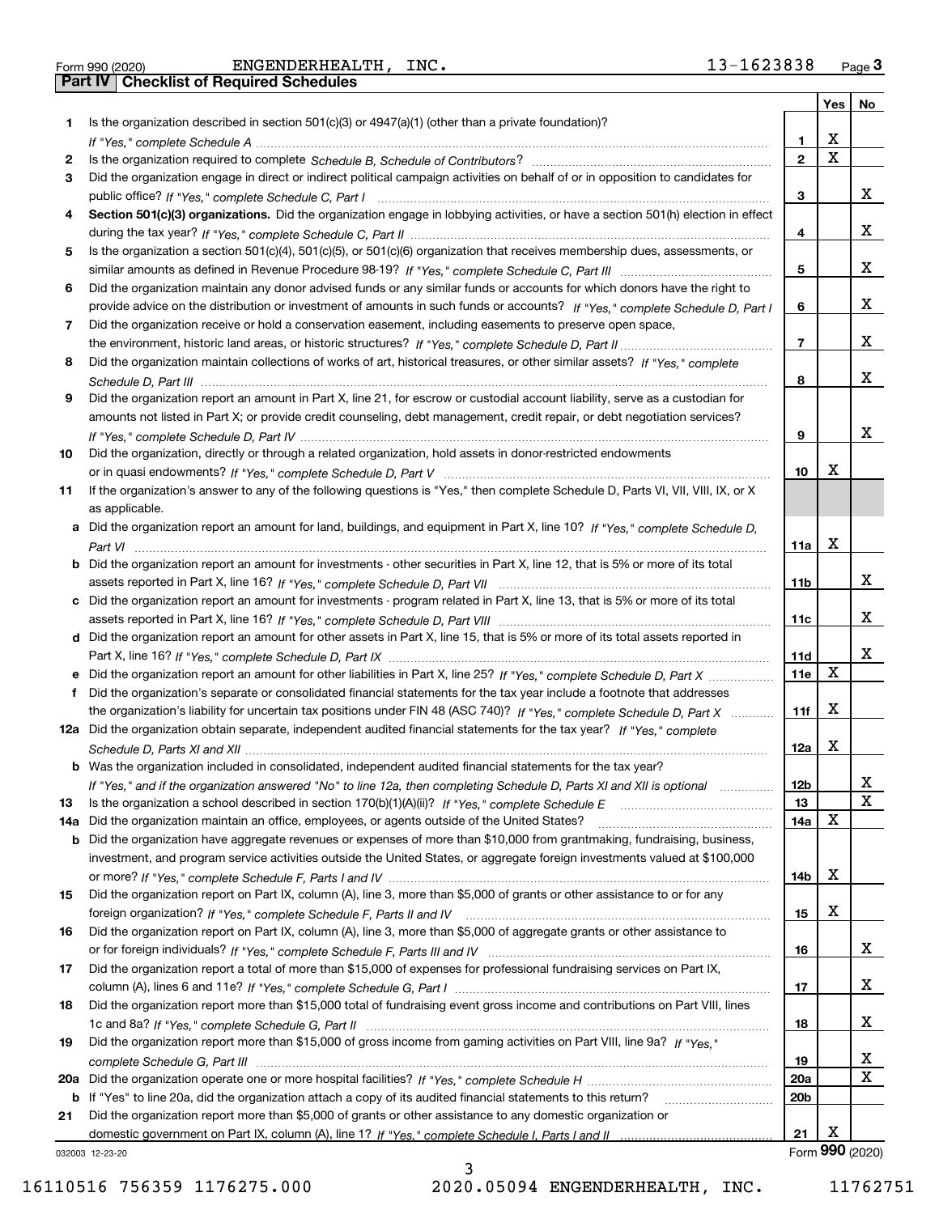Form 990 (2020) ENGENDERHEALTH, INC. 13-1623838 Page 3

**Part IV | Checklist of Required Schedules**

| | | | Yes | No |
|---|---|---|---|---|
| 1 | Is the organization described in section 501(c)(3) or 4947(a)(1) (other than a private foundation)? *If "Yes," complete Schedule A* | 1 | X | |
| 2 | Is the organization required to complete *Schedule B, Schedule of Contributors*? | 2 | X | |
| 3 | Did the organization engage in direct or indirect political campaign activities on behalf of or in opposition to candidates for public office? *If "Yes," complete Schedule C, Part I* | 3 | | X |
| 4 | **Section 501(c)(3) organizations.** Did the organization engage in lobbying activities, or have a section 501(h) election in effect during the tax year? *If "Yes," complete Schedule C, Part II* | 4 | | X |
| 5 | Is the organization a section 501(c)(4), 501(c)(5), or 501(c)(6) organization that receives membership dues, assessments, or similar amounts as defined in Revenue Procedure 98-19? *If "Yes," complete Schedule C, Part III* | 5 | | X |
| 6 | Did the organization maintain any donor advised funds or any similar funds or accounts for which donors have the right to provide advice on the distribution or investment of amounts in such funds or accounts? *If "Yes," complete Schedule D, Part I* | 6 | | X |
| 7 | Did the organization receive or hold a conservation easement, including easements to preserve open space, the environment, historic land areas, or historic structures? *If "Yes," complete Schedule D, Part II* | 7 | | X |
| 8 | Did the organization maintain collections of works of art, historical treasures, or other similar assets? *If "Yes," complete Schedule D, Part III* | 8 | | X |
| 9 | Did the organization report an amount in Part X, line 21, for escrow or custodial account liability, serve as a custodian for amounts not listed in Part X; or provide credit counseling, debt management, credit repair, or debt negotiation services? *If "Yes," complete Schedule D, Part IV* | 9 | | X |
| 10 | Did the organization, directly or through a related organization, hold assets in donor-restricted endowments or in quasi endowments? *If "Yes," complete Schedule D, Part V* | 10 | X | |
| 11 | If the organization's answer to any of the following questions is "Yes," then complete Schedule D, Parts VI, VII, VIII, IX, or X as applicable. | | | |
| a | Did the organization report an amount for land, buildings, and equipment in Part X, line 10? *If "Yes," complete Schedule D, Part VI* | 11a | X | |
| b | Did the organization report an amount for investments - other securities in Part X, line 12, that is 5% or more of its total assets reported in Part X, line 16? *If "Yes," complete Schedule D, Part VII* | 11b | | X |
| c | Did the organization report an amount for investments - program related in Part X, line 13, that is 5% or more of its total assets reported in Part X, line 16? *If "Yes," complete Schedule D, Part VIII* | 11c | | X |
| d | Did the organization report an amount for other assets in Part X, line 15, that is 5% or more of its total assets reported in Part X, line 16? *If "Yes," complete Schedule D, Part IX* | 11d | | X |
| e | Did the organization report an amount for other liabilities in Part X, line 25? *If "Yes," complete Schedule D, Part X* | 11e | X | |
| f | Did the organization's separate or consolidated financial statements for the tax year include a footnote that addresses the organization's liability for uncertain tax positions under FIN 48 (ASC 740)? *If "Yes," complete Schedule D, Part X* | 11f | X | |
| 12a | Did the organization obtain separate, independent audited financial statements for the tax year? *If "Yes," complete Schedule D, Parts XI and XII* | 12a | X | |
| b | Was the organization included in consolidated, independent audited financial statements for the tax year? *If "Yes," and if the organization answered "No" to line 12a, then completing Schedule D, Parts XI and XII is optional* | 12b | | X |
| 13 | Is the organization a school described in section 170(b)(1)(A)(ii)? *If "Yes," complete Schedule E* | 13 | | X |
| 14a | Did the organization maintain an office, employees, or agents outside of the United States? | 14a | X | |
| b | Did the organization have aggregate revenues or expenses of more than $10,000 from grantmaking, fundraising, business, investment, and program service activities outside the United States, or aggregate foreign investments valued at $100,000 or more? *If "Yes," complete Schedule F, Parts I and IV* | 14b | X | |
| 15 | Did the organization report on Part IX, column (A), line 3, more than $5,000 of grants or other assistance to or for any foreign organization? *If "Yes," complete Schedule F, Parts II and IV* | 15 | X | |
| 16 | Did the organization report on Part IX, column (A), line 3, more than $5,000 of aggregate grants or other assistance to or for foreign individuals? *If "Yes," complete Schedule F, Parts III and IV* | 16 | | X |
| 17 | Did the organization report a total of more than $15,000 of expenses for professional fundraising services on Part IX, column (A), lines 6 and 11e? *If "Yes," complete Schedule G, Part I* | 17 | | X |
| 18 | Did the organization report more than $15,000 total of fundraising event gross income and contributions on Part VIII, lines 1c and 8a? *If "Yes," complete Schedule G, Part II* | 18 | | X |
| 19 | Did the organization report more than $15,000 of gross income from gaming activities on Part VIII, line 9a? *If "Yes," complete Schedule G, Part III* | 19 | | X |
| 20a | Did the organization operate one or more hospital facilities? *If "Yes," complete Schedule H* | 20a | | X |
| b | If "Yes" to line 20a, did the organization attach a copy of its audited financial statements to this return? | 20b | | |
| 21 | Did the organization report more than $5,000 of grants or other assistance to any domestic organization or domestic government on Part IX, column (A), line 1? *If "Yes," complete Schedule I, Parts I and II* | 21 | X | |

032003 12-23-20 Form **990** (2020)

16110516 756359 1176275.000 2020.05094 ENGENDERHEALTH, INC. 11762751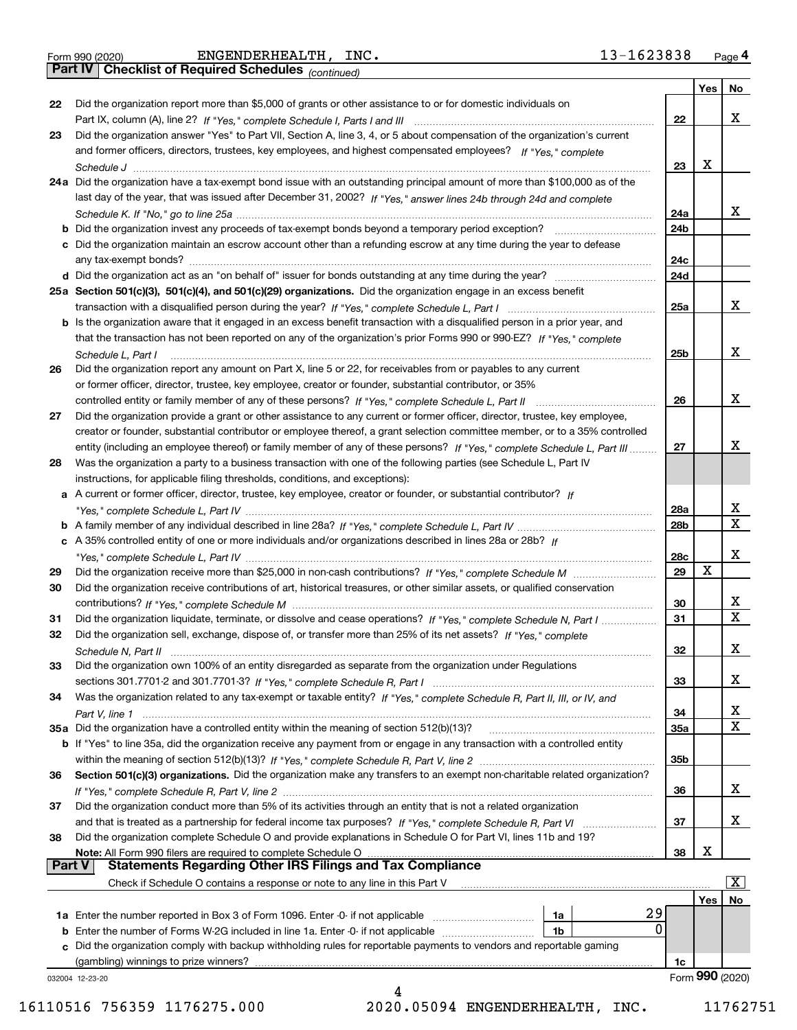Form 990 (2020) ENGENDERHEALTH, INC. 13-1623838 Page 4

**Part IV Checklist of Required Schedules** *(continued)*

| | | | Yes | No |
|---|---|---|---|---|
| 22 | Did the organization report more than $5,000 of grants or other assistance to or for domestic individuals on Part IX, column (A), line 2? *If "Yes," complete Schedule I, Parts I and III* | 22 | | X |
| 23 | Did the organization answer "Yes" to Part VII, Section A, line 3, 4, or 5 about compensation of the organization's current and former officers, directors, trustees, key employees, and highest compensated employees? *If "Yes," complete Schedule J* | 23 | X | |
| 24a | Did the organization have a tax-exempt bond issue with an outstanding principal amount of more than $100,000 as of the last day of the year, that was issued after December 31, 2002? *If "Yes," answer lines 24b through 24d and complete Schedule K. If "No," go to line 25a* | 24a | | X |
| b | Did the organization invest any proceeds of tax-exempt bonds beyond a temporary period exception? | 24b | | |
| c | Did the organization maintain an escrow account other than a refunding escrow at any time during the year to defease any tax-exempt bonds? | 24c | | |
| d | Did the organization act as an "on behalf of" issuer for bonds outstanding at any time during the year? | 24d | | |
| 25a | **Section 501(c)(3), 501(c)(4), and 501(c)(29) organizations.** Did the organization engage in an excess benefit transaction with a disqualified person during the year? *If "Yes," complete Schedule L, Part I* | 25a | | X |
| b | Is the organization aware that it engaged in an excess benefit transaction with a disqualified person in a prior year, and that the transaction has not been reported on any of the organization's prior Forms 990 or 990-EZ? *If "Yes," complete Schedule L, Part I* | 25b | | X |
| 26 | Did the organization report any amount on Part X, line 5 or 22, for receivables from or payables to any current or former officer, director, trustee, key employee, creator or founder, substantial contributor, or 35% controlled entity or family member of any of these persons? *If "Yes," complete Schedule L, Part II* | 26 | | X |
| 27 | Did the organization provide a grant or other assistance to any current or former officer, director, trustee, key employee, creator or founder, substantial contributor or employee thereof, a grant selection committee member, or to a 35% controlled entity (including an employee thereof) or family member of any of these persons? *If "Yes," complete Schedule L, Part III* | 27 | | X |
| 28 | Was the organization a party to a business transaction with one of the following parties (see Schedule L, Part IV instructions, for applicable filing thresholds, conditions, and exceptions): | | | |
| a | A current or former officer, director, trustee, key employee, creator or founder, or substantial contributor? *If "Yes," complete Schedule L, Part IV* | 28a | | X |
| b | A family member of any individual described in line 28a? *If "Yes," complete Schedule L, Part IV* | 28b | | X |
| c | A 35% controlled entity of one or more individuals and/or organizations described in lines 28a or 28b? *If "Yes," complete Schedule L, Part IV* | 28c | | X |
| 29 | Did the organization receive more than $25,000 in non-cash contributions? *If "Yes," complete Schedule M* | 29 | X | |
| 30 | Did the organization receive contributions of art, historical treasures, or other similar assets, or qualified conservation contributions? *If "Yes," complete Schedule M* | 30 | | X |
| 31 | Did the organization liquidate, terminate, or dissolve and cease operations? *If "Yes," complete Schedule N, Part I* | 31 | | X |
| 32 | Did the organization sell, exchange, dispose of, or transfer more than 25% of its net assets? *If "Yes," complete Schedule N, Part II* | 32 | | X |
| 33 | Did the organization own 100% of an entity disregarded as separate from the organization under Regulations sections 301.7701-2 and 301.7701-3? *If "Yes," complete Schedule R, Part I* | 33 | | X |
| 34 | Was the organization related to any tax-exempt or taxable entity? *If "Yes," complete Schedule R, Part II, III, or IV, and Part V, line 1* | 34 | | X |
| 35a | Did the organization have a controlled entity within the meaning of section 512(b)(13)? | 35a | | X |
| b | If "Yes" to line 35a, did the organization receive any payment from or engage in any transaction with a controlled entity within the meaning of section 512(b)(13)? *If "Yes," complete Schedule R, Part V, line 2* | 35b | | |
| 36 | **Section 501(c)(3) organizations.** Did the organization make any transfers to an exempt non-charitable related organization? *If "Yes," complete Schedule R, Part V, line 2* | 36 | | X |
| 37 | Did the organization conduct more than 5% of its activities through an entity that is not a related organization and that is treated as a partnership for federal income tax purposes? *If "Yes," complete Schedule R, Part VI* | 37 | | X |
| 38 | Did the organization complete Schedule O and provide explanations in Schedule O for Part VI, lines 11b and 19? **Note:** All Form 990 filers are required to complete Schedule O | 38 | X | |

**Part V Statements Regarding Other IRS Filings and Tax Compliance**

Check if Schedule O contains a response or note to any line in this Part V [X]

| | | | | | Yes | No |
|---|---|---|---|---|---|---|
| 1a | Enter the number reported in Box 3 of Form 1096. Enter -0- if not applicable | 1a | 29 | | | |
| b | Enter the number of Forms W-2G included in line 1a. Enter -0- if not applicable | 1b | 0 | | | |
| c | Did the organization comply with backup withholding rules for reportable payments to vendors and reportable gaming (gambling) winnings to prize winners? | | | 1c | | |

032004 12-23-20 Form **990** (2020)

16110516 756359 1176275.000 2020.05094 ENGENDERHEALTH, INC. 11762751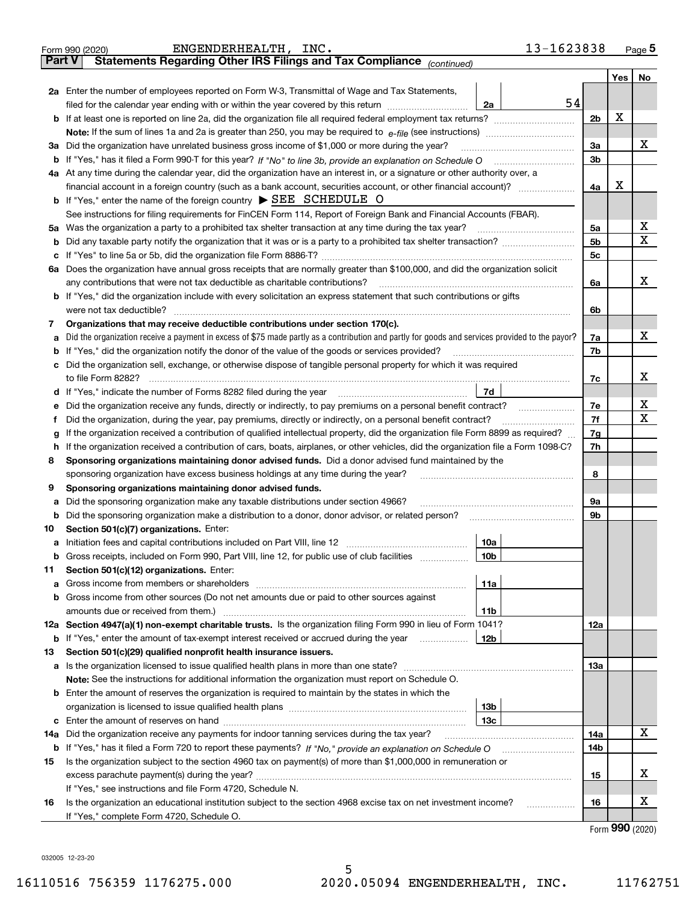Form 990 (2020) ENGENDERHEALTH, INC. 13-1623838 Page 5

## Part V Statements Regarding Other IRS Filings and Tax Compliance *(continued)*

| | | | | Line | Yes | No |
|---|---|---|---|---|---|---|
| **2a** | Enter the number of employees reported on Form W-3, Transmittal of Wage and Tax Statements, filed for the calendar year ending with or within the year covered by this return | 2a | 54 | | | |
| **b** | If at least one is reported on line 2a, did the organization file all required federal employment tax returns? | | | 2b | X | |
| | **Note:** If the sum of lines 1a and 2a is greater than 250, you may be required to *e-file* (see instructions) | | | | | |
| **3a** | Did the organization have unrelated business gross income of $1,000 or more during the year? | | | 3a | | X |
| **b** | If "Yes," has it filed a Form 990-T for this year? *If "No" to line 3b, provide an explanation on Schedule O* | | | 3b | | |
| **4a** | At any time during the calendar year, did the organization have an interest in, or a signature or other authority over, a financial account in a foreign country (such as a bank account, securities account, or other financial account)? | | | 4a | X | |
| **b** | If "Yes," enter the name of the foreign country ▶ SEE SCHEDULE O | | | | | |
| | See instructions for filing requirements for FinCEN Form 114, Report of Foreign Bank and Financial Accounts (FBAR). | | | | | |
| **5a** | Was the organization a party to a prohibited tax shelter transaction at any time during the tax year? | | | 5a | | X |
| **b** | Did any taxable party notify the organization that it was or is a party to a prohibited tax shelter transaction? | | | 5b | | X |
| **c** | If "Yes" to line 5a or 5b, did the organization file Form 8886-T? | | | 5c | | |
| **6a** | Does the organization have annual gross receipts that are normally greater than $100,000, and did the organization solicit any contributions that were not tax deductible as charitable contributions? | | | 6a | | X |
| **b** | If "Yes," did the organization include with every solicitation an express statement that such contributions or gifts were not tax deductible? | | | 6b | | |
| **7** | **Organizations that may receive deductible contributions under section 170(c).** | | | | | |
| **a** | Did the organization receive a payment in excess of $75 made partly as a contribution and partly for goods and services provided to the payor? | | | 7a | | X |
| **b** | If "Yes," did the organization notify the donor of the value of the goods or services provided? | | | 7b | | |
| **c** | Did the organization sell, exchange, or otherwise dispose of tangible personal property for which it was required to file Form 8282? | | | 7c | | X |
| **d** | If "Yes," indicate the number of Forms 8282 filed during the year | 7d | | | | |
| **e** | Did the organization receive any funds, directly or indirectly, to pay premiums on a personal benefit contract? | | | 7e | | X |
| **f** | Did the organization, during the year, pay premiums, directly or indirectly, on a personal benefit contract? | | | 7f | | X |
| **g** | If the organization received a contribution of qualified intellectual property, did the organization file Form 8899 as required? | | | 7g | | |
| **h** | If the organization received a contribution of cars, boats, airplanes, or other vehicles, did the organization file a Form 1098-C? | | | 7h | | |
| **8** | **Sponsoring organizations maintaining donor advised funds.** Did a donor advised fund maintained by the sponsoring organization have excess business holdings at any time during the year? | | | 8 | | |
| **9** | **Sponsoring organizations maintaining donor advised funds.** | | | | | |
| **a** | Did the sponsoring organization make any taxable distributions under section 4966? | | | 9a | | |
| **b** | Did the sponsoring organization make a distribution to a donor, donor advisor, or related person? | | | 9b | | |
| **10** | **Section 501(c)(7) organizations.** Enter: | | | | | |
| **a** | Initiation fees and capital contributions included on Part VIII, line 12 | 10a | | | | |
| **b** | Gross receipts, included on Form 990, Part VIII, line 12, for public use of club facilities | 10b | | | | |
| **11** | **Section 501(c)(12) organizations.** Enter: | | | | | |
| **a** | Gross income from members or shareholders | 11a | | | | |
| **b** | Gross income from other sources (Do not net amounts due or paid to other sources against amounts due or received from them.) | 11b | | | | |
| **12a** | **Section 4947(a)(1) non-exempt charitable trusts.** Is the organization filing Form 990 in lieu of Form 1041? | | | 12a | | |
| **b** | If "Yes," enter the amount of tax-exempt interest received or accrued during the year | 12b | | | | |
| **13** | **Section 501(c)(29) qualified nonprofit health insurance issuers.** | | | | | |
| **a** | Is the organization licensed to issue qualified health plans in more than one state? | | | 13a | | |
| | **Note:** See the instructions for additional information the organization must report on Schedule O. | | | | | |
| **b** | Enter the amount of reserves the organization is required to maintain by the states in which the organization is licensed to issue qualified health plans | 13b | | | | |
| **c** | Enter the amount of reserves on hand | 13c | | | | |
| **14a** | Did the organization receive any payments for indoor tanning services during the tax year? | | | 14a | | X |
| **b** | If "Yes," has it filed a Form 720 to report these payments? *If "No," provide an explanation on Schedule O* | | | 14b | | |
| **15** | Is the organization subject to the section 4960 tax on payment(s) of more than $1,000,000 in remuneration or excess parachute payment(s) during the year? | | | 15 | | X |
| | If "Yes," see instructions and file Form 4720, Schedule N. | | | | | |
| **16** | Is the organization an educational institution subject to the section 4968 excise tax on net investment income? | | | 16 | | X |
| | If "Yes," complete Form 4720, Schedule O. | | | | | |

Form **990** (2020)

032005 12-23-20

16110516 756359 1176275.000 2020.05094 ENGENDERHEALTH, INC. 11762751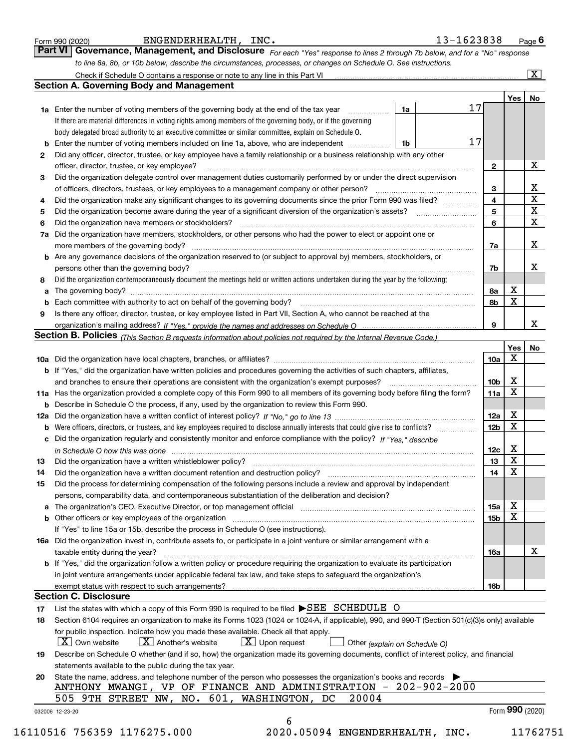Form 990 (2020) ENGENDERHEALTH, INC. 13-1623838 Page **6**

## Part VI Governance, Management, and Disclosure

*For each "Yes" response to lines 2 through 7b below, and for a "No" response to line 8a, 8b, or 10b below, describe the circumstances, processes, or changes on Schedule O. See instructions.*

Check if Schedule O contains a response or note to any line in this Part VI ..... [X]

### Section A. Governing Body and Management

| | | | | | Yes | No |
|---|---|---|---|---|---|---|
| **1a** | Enter the number of voting members of the governing body at the end of the tax year. If there are material differences in voting rights among members of the governing body, or if the governing body delegated broad authority to an executive committee or similar committee, explain on Schedule O. | 1a | 17 | | | |
| **b** | Enter the number of voting members included on line 1a, above, who are independent | 1b | 17 | | | |
| **2** | Did any officer, director, trustee, or key employee have a family relationship or a business relationship with any other officer, director, trustee, or key employee? | | | 2 | | X |
| **3** | Did the organization delegate control over management duties customarily performed by or under the direct supervision of officers, directors, trustees, or key employees to a management company or other person? | | | 3 | | X |
| **4** | Did the organization make any significant changes to its governing documents since the prior Form 990 was filed? | | | 4 | | X |
| **5** | Did the organization become aware during the year of a significant diversion of the organization's assets? | | | 5 | | X |
| **6** | Did the organization have members or stockholders? | | | 6 | | X |
| **7a** | Did the organization have members, stockholders, or other persons who had the power to elect or appoint one or more members of the governing body? | | | 7a | | X |
| **b** | Are any governance decisions of the organization reserved to (or subject to approval by) members, stockholders, or persons other than the governing body? | | | 7b | | X |
| **8** | Did the organization contemporaneously document the meetings held or written actions undertaken during the year by the following: | | | | | |
| **a** | The governing body? | | | 8a | X | |
| **b** | Each committee with authority to act on behalf of the governing body? | | | 8b | X | |
| **9** | Is there any officer, director, trustee, or key employee listed in Part VII, Section A, who cannot be reached at the organization's mailing address? *If "Yes," provide the names and addresses on Schedule O* | | | 9 | | X |

### Section B. Policies *(This Section B requests information about policies not required by the Internal Revenue Code.)*

| | | | Yes | No |
|---|---|---|---|---|
| **10a** | Did the organization have local chapters, branches, or affiliates? | 10a | X | |
| **b** | If "Yes," did the organization have written policies and procedures governing the activities of such chapters, affiliates, and branches to ensure their operations are consistent with the organization's exempt purposes? | 10b | X | |
| **11a** | Has the organization provided a complete copy of this Form 990 to all members of its governing body before filing the form? | 11a | X | |
| **b** | Describe in Schedule O the process, if any, used by the organization to review this Form 990. | | | |
| **12a** | Did the organization have a written conflict of interest policy? *If "No," go to line 13* | 12a | X | |
| **b** | Were officers, directors, or trustees, and key employees required to disclose annually interests that could give rise to conflicts? | 12b | X | |
| **c** | Did the organization regularly and consistently monitor and enforce compliance with the policy? *If "Yes," describe in Schedule O how this was done* | 12c | X | |
| **13** | Did the organization have a written whistleblower policy? | 13 | X | |
| **14** | Did the organization have a written document retention and destruction policy? | 14 | X | |
| **15** | Did the process for determining compensation of the following persons include a review and approval by independent persons, comparability data, and contemporaneous substantiation of the deliberation and decision? | | | |
| **a** | The organization's CEO, Executive Director, or top management official | 15a | X | |
| **b** | Other officers or key employees of the organization | 15b | X | |
| | If "Yes" to line 15a or 15b, describe the process in Schedule O (see instructions). | | | |
| **16a** | Did the organization invest in, contribute assets to, or participate in a joint venture or similar arrangement with a taxable entity during the year? | 16a | | X |
| **b** | If "Yes," did the organization follow a written policy or procedure requiring the organization to evaluate its participation in joint venture arrangements under applicable federal tax law, and take steps to safeguard the organization's exempt status with respect to such arrangements? | 16b | | |

### Section C. Disclosure

**17** List the states with which a copy of this Form 990 is required to be filed ▶ SEE SCHEDULE O

**18** Section 6104 requires an organization to make its Forms 1023 (1024 or 1024-A, if applicable), 990, and 990-T (Section 501(c)(3)s only) available for public inspection. Indicate how you made these available. Check all that apply.

[X] Own website [X] Another's website [X] Upon request [ ] Other *(explain on Schedule O)*

**19** Describe on Schedule O whether (and if so, how) the organization made its governing documents, conflict of interest policy, and financial statements available to the public during the tax year.

**20** State the name, address, and telephone number of the person who possesses the organization's books and records ▶

ANTHONY MWANGI, VP OF FINANCE AND ADMINISTRATION - 202-902-2000
505 9TH STREET NW, NO. 601, WASHINGTON, DC 20004

032006 12-23-20 Form **990** (2020)

16110516 756359 1176275.000 2020.05094 ENGENDERHEALTH, INC. 11762751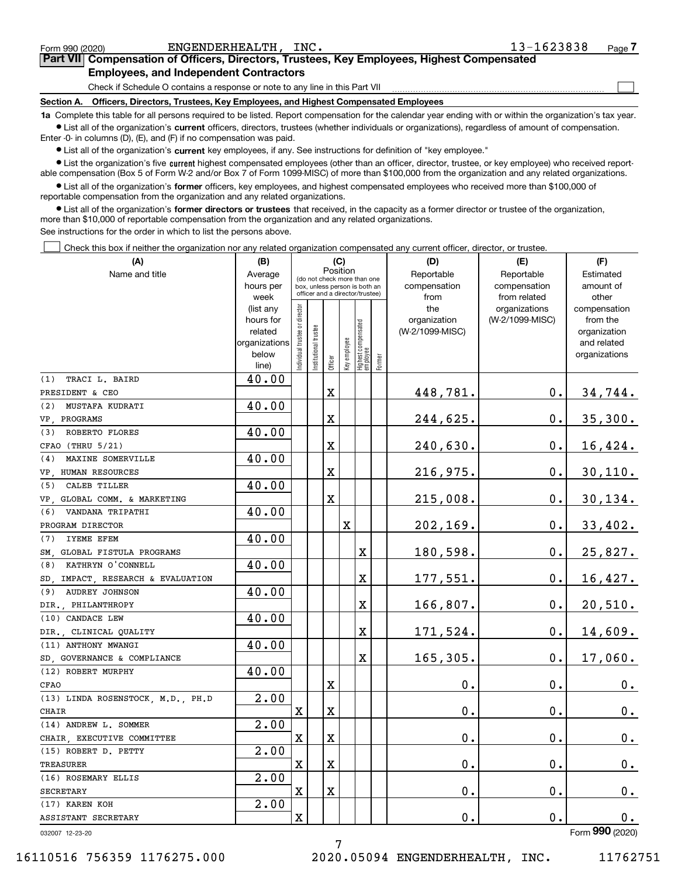Form 990 (2020) ENGENDERHEALTH, INC. 13-1623838 Page 7

## Part VII Compensation of Officers, Directors, Trustees, Key Employees, Highest Compensated Employees, and Independent Contractors

Check if Schedule O contains a response or note to any line in this Part VII

### Section A. Officers, Directors, Trustees, Key Employees, and Highest Compensated Employees

**1a** Complete this table for all persons required to be listed. Report compensation for the calendar year ending with or within the organization's tax year.

- List all of the organization's **current** officers, directors, trustees (whether individuals or organizations), regardless of amount of compensation. Enter -0- in columns (D), (E), and (F) if no compensation was paid.
- List all of the organization's **current** key employees, if any. See instructions for definition of "key employee."
- List the organization's five **current** highest compensated employees (other than an officer, director, trustee, or key employee) who received reportable compensation (Box 5 of Form W-2 and/or Box 7 of Form 1099-MISC) of more than $100,000 from the organization and any related organizations.
- List all of the organization's **former** officers, key employees, and highest compensated employees who received more than $100,000 of reportable compensation from the organization and any related organizations.
- List all of the organization's **former directors or trustees** that received, in the capacity as a former director or trustee of the organization, more than $10,000 of reportable compensation from the organization and any related organizations.

See instructions for the order in which to list the persons above.

Check this box if neither the organization nor any related organization compensated any current officer, director, or trustee.

| (A) Name and title | (B) Average hours per week (list any hours for related organizations below line) | (C) Position (do not check more than one box, unless person is both an officer and a director/trustee) | | | | | | (D) Reportable compensation from the organization (W-2/1099-MISC) | (E) Reportable compensation from related organizations (W-2/1099-MISC) | (F) Estimated amount of other compensation from the organization and related organizations |
|---|---|---|---|---|---|---|---|---|---|---|
| | | Individual trustee or director | Institutional trustee | Officer | Key employee | Highest compensated employee | Former | | | |
| (1) TRACI L. BAIRD<br>PRESIDENT & CEO | 40.00 | | | X | | | | 448,781. | 0. | 34,744. |
| (2) MUSTAFA KUDRATI<br>VP, PROGRAMS | 40.00 | | | X | | | | 244,625. | 0. | 35,300. |
| (3) ROBERTO FLORES<br>CFAO (THRU 5/21) | 40.00 | | | X | | | | 240,630. | 0. | 16,424. |
| (4) MAXINE SOMERVILLE<br>VP, HUMAN RESOURCES | 40.00 | | | X | | | | 216,975. | 0. | 30,110. |
| (5) CALEB TILLER<br>VP, GLOBAL COMM. & MARKETING | 40.00 | | | X | | | | 215,008. | 0. | 30,134. |
| (6) VANDANA TRIPATHI<br>PROGRAM DIRECTOR | 40.00 | | | | X | | | 202,169. | 0. | 33,402. |
| (7) IYEME EFEM<br>SM, GLOBAL FISTULA PROGRAMS | 40.00 | | | | | X | | 180,598. | 0. | 25,827. |
| (8) KATHRYN O'CONNELL<br>SD, IMPACT, RESEARCH & EVALUATION | 40.00 | | | | | X | | 177,551. | 0. | 16,427. |
| (9) AUDREY JOHNSON<br>DIR., PHILANTHROPY | 40.00 | | | | | X | | 166,807. | 0. | 20,510. |
| (10) CANDACE LEW<br>DIR., CLINICAL QUALITY | 40.00 | | | | | X | | 171,524. | 0. | 14,609. |
| (11) ANTHONY MWANGI<br>SD, GOVERNANCE & COMPLIANCE | 40.00 | | | | | X | | 165,305. | 0. | 17,060. |
| (12) ROBERT MURPHY<br>CFAO | 40.00 | | | X | | | | 0. | 0. | 0. |
| (13) LINDA ROSENSTOCK, M.D., PH.D<br>CHAIR | 2.00 | X | | X | | | | 0. | 0. | 0. |
| (14) ANDREW L. SOMMER<br>CHAIR, EXECUTIVE COMMITTEE | 2.00 | X | | X | | | | 0. | 0. | 0. |
| (15) ROBERT D. PETTY<br>TREASURER | 2.00 | X | | X | | | | 0. | 0. | 0. |
| (16) ROSEMARY ELLIS<br>SECRETARY | 2.00 | X | | X | | | | 0. | 0. | 0. |
| (17) KAREN KOH<br>ASSISTANT SECRETARY | 2.00 | X | | | | | | 0. | 0. | 0. |

032007 12-23-20 Form 990 (2020)

16110516 756359 1176275.000 2020.05094 ENGENDERHEALTH, INC. 11762751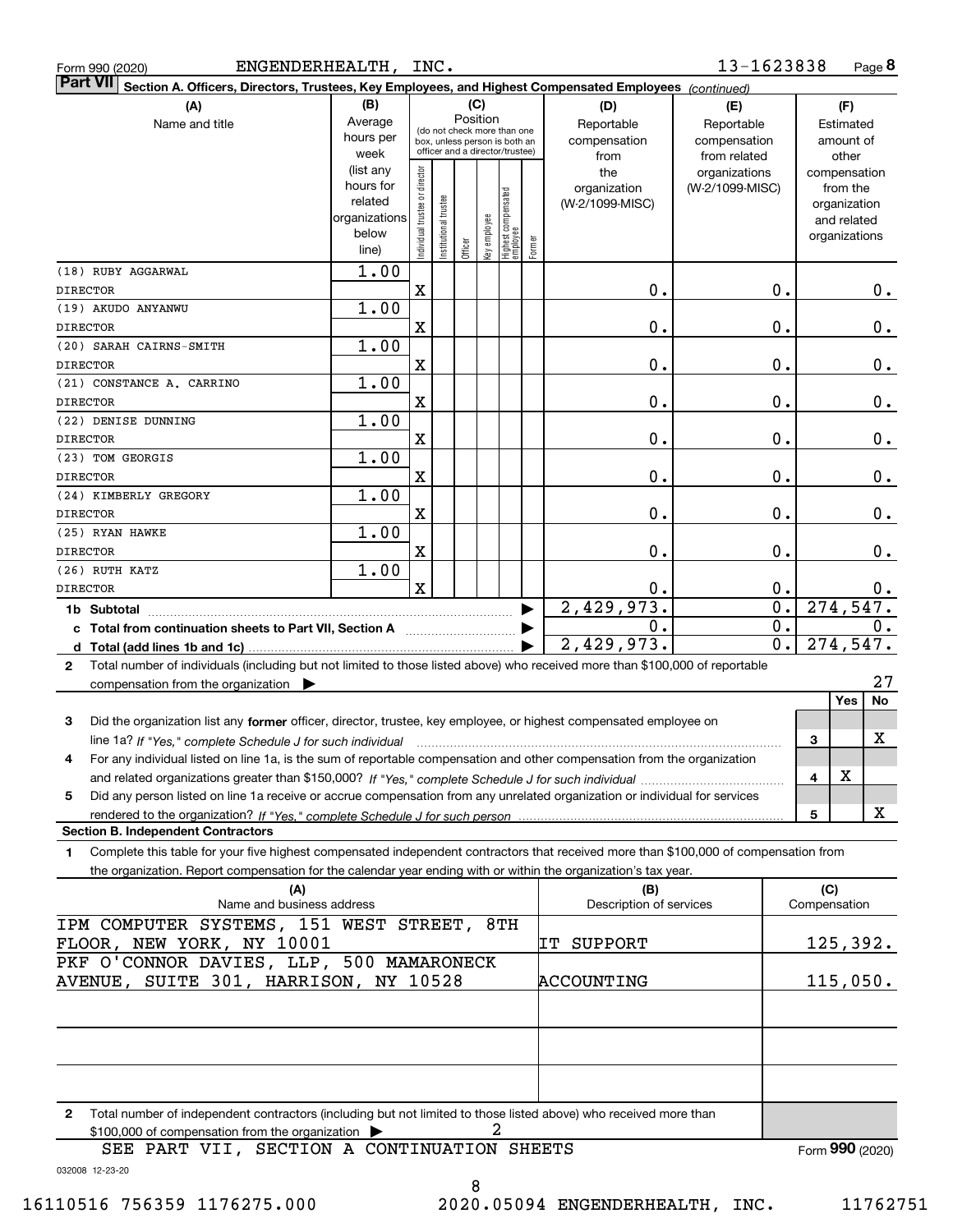Form 990 (2020) ENGENDERHEALTH, INC. 13-1623838 Page 8

**Part VII Section A. Officers, Directors, Trustees, Key Employees, and Highest Compensated Employees** *(continued)*

| (A) Name and title | (B) Average hours per week (list any hours for related organizations below line) | Individual trustee or director | Institutional trustee | Officer | Key employee | Highest compensated employee | Former | (D) Reportable compensation from the organization (W-2/1099-MISC) | (E) Reportable compensation from related organizations (W-2/1099-MISC) | (F) Estimated amount of other compensation from the organization and related organizations |
|---|---|---|---|---|---|---|---|---|---|---|
| (18) RUBY AGGARWAL<br>DIRECTOR | 1.00 | X | | | | | | 0. | 0. | 0. |
| (19) AKUDO ANYANWU<br>DIRECTOR | 1.00 | X | | | | | | 0. | 0. | 0. |
| (20) SARAH CAIRNS-SMITH<br>DIRECTOR | 1.00 | X | | | | | | 0. | 0. | 0. |
| (21) CONSTANCE A. CARRINO<br>DIRECTOR | 1.00 | X | | | | | | 0. | 0. | 0. |
| (22) DENISE DUNNING<br>DIRECTOR | 1.00 | X | | | | | | 0. | 0. | 0. |
| (23) TOM GEORGIS<br>DIRECTOR | 1.00 | X | | | | | | 0. | 0. | 0. |
| (24) KIMBERLY GREGORY<br>DIRECTOR | 1.00 | X | | | | | | 0. | 0. | 0. |
| (25) RYAN HAWKE<br>DIRECTOR | 1.00 | X | | | | | | 0. | 0. | 0. |
| (26) RUTH KATZ<br>DIRECTOR | 1.00 | X | | | | | | 0. | 0. | 0. |
| **1b Subtotal** | | | | | | | | 2,429,973. | 0. | 274,547. |
| **c Total from continuation sheets to Part VII, Section A** | | | | | | | | 0. | 0. | 0. |
| **d Total (add lines 1b and 1c)** | | | | | | | | 2,429,973. | 0. | 274,547. |

**2** Total number of individuals (including but not limited to those listed above) who received more than $100,000 of reportable compensation from the organization ▶ 27

| | | Yes | No |
|---|---|---|---|
| **3** Did the organization list any **former** officer, director, trustee, key employee, or highest compensated employee on line 1a? *If "Yes," complete Schedule J for such individual* | 3 | | X |
| **4** For any individual listed on line 1a, is the sum of reportable compensation and other compensation from the organization and related organizations greater than $150,000? *If "Yes," complete Schedule J for such individual* | 4 | X | |
| **5** Did any person listed on line 1a receive or accrue compensation from any unrelated organization or individual for services rendered to the organization? *If "Yes," complete Schedule J for such person* | 5 | | X |

**Section B. Independent Contractors**

**1** Complete this table for your five highest compensated independent contractors that received more than $100,000 of compensation from the organization. Report compensation for the calendar year ending with or within the organization's tax year.

| (A) Name and business address | (B) Description of services | (C) Compensation |
|---|---|---|
| IPM COMPUTER SYSTEMS, 151 WEST STREET, 8TH FLOOR, NEW YORK, NY 10001 | IT SUPPORT | 125,392. |
| PKF O'CONNOR DAVIES, LLP, 500 MAMARONECK AVENUE, SUITE 301, HARRISON, NY 10528 | ACCOUNTING | 115,050. |
| | | |
| | | |
| | | |

**2** Total number of independent contractors (including but not limited to those listed above) who received more than $100,000 of compensation from the organization ▶ 2

SEE PART VII, SECTION A CONTINUATION SHEETS

Form **990** (2020)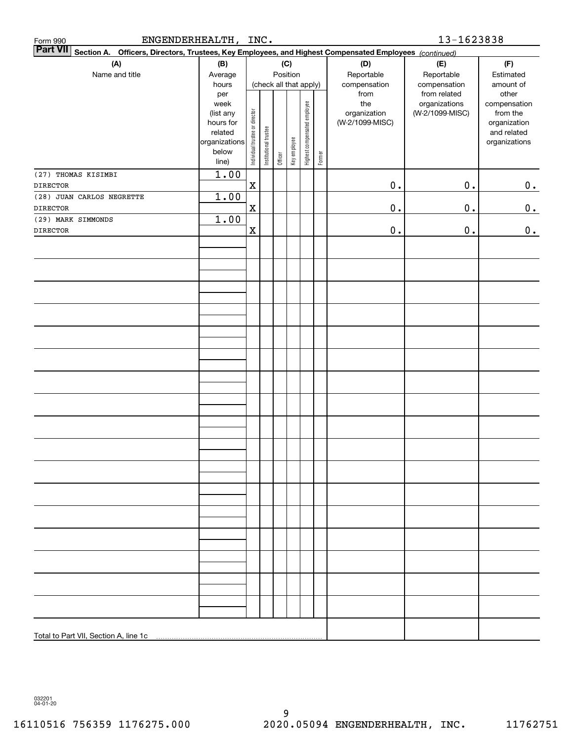Form 990 ENGENDERHEALTH, INC. 13-1623838

**Part VII** **Section A. Officers, Directors, Trustees, Key Employees, and Highest Compensated Employees** *(continued)*

| (A) Name and title | (B) Average hours per week (list any hours for related organizations below line) | (C) Position (check all that apply): Individual trustee or director | Institutional trustee | Officer | Key employee | Highest compensated employee | Former | (D) Reportable compensation from the organization (W-2/1099-MISC) | (E) Reportable compensation from related organizations (W-2/1099-MISC) | (F) Estimated amount of other compensation from the organization and related organizations |
|---|---|---|---|---|---|---|---|---|---|---|
| (27) THOMAS KISIMBI<br>DIRECTOR | 1.00 | X | | | | | | 0. | 0. | 0. |
| (28) JUAN CARLOS NEGRETTE<br>DIRECTOR | 1.00 | X | | | | | | 0. | 0. | 0. |
| (29) MARK SIMMONDS<br>DIRECTOR | 1.00 | X | | | | | | 0. | 0. | 0. |
| Total to Part VII, Section A, line 1c | | | | | | | | | | |

032201 04-01-20

16110516 756359 1176275.000 2020.05094 ENGENDERHEALTH, INC. 11762751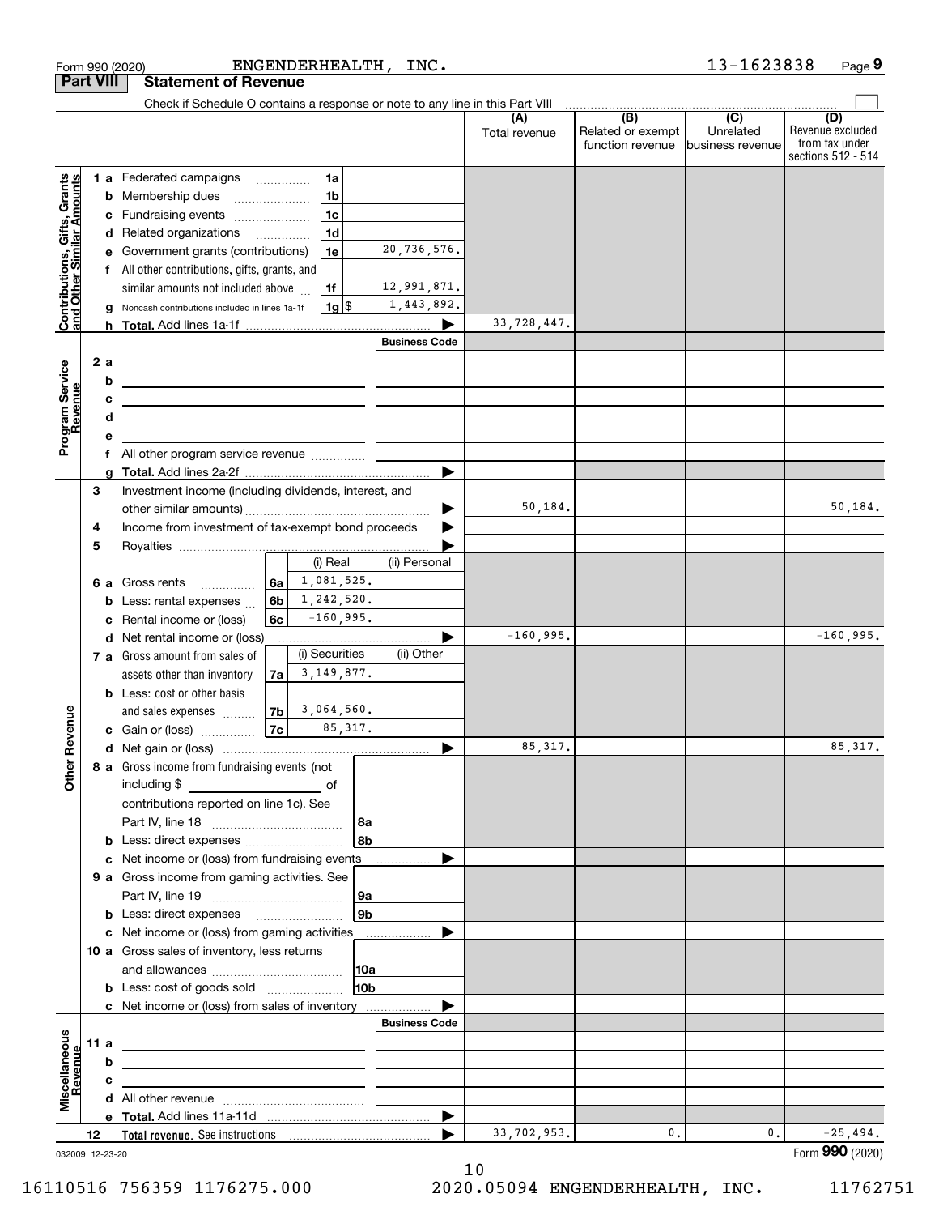Form 990 (2020) ENGENDERHEALTH, INC. 13-1623838 Page 9

## Part VIII Statement of Revenue

Check if Schedule O contains a response or note to any line in this Part VIII

| | | | (A) Total revenue | (B) Related or exempt function revenue | (C) Unrelated business revenue | (D) Revenue excluded from tax under sections 512 - 514 |
|---|---|---|---|---|---|---|
| **Contributions, Gifts, Grants and Other Similar Amounts** | | | | | | |
| 1 a | Federated campaigns | 1a | | | | | |
| b | Membership dues | 1b | | | | | |
| c | Fundraising events | 1c | | | | | |
| d | Related organizations | 1d | | | | | |
| e | Government grants (contributions) | 1e 20,736,576. | | | | |
| f | All other contributions, gifts, grants, and similar amounts not included above | 1f 12,991,871. | | | | |
| g | Noncash contributions included in lines 1a-1f | 1g $ 1,443,892. | | | | |
| h | **Total.** Add lines 1a-1f | | 33,728,447. | | | |
| **Program Service Revenue** | | Business Code | | | | |
| 2 a | | | | | | |
| b | | | | | | |
| c | | | | | | |
| d | | | | | | |
| e | | | | | | |
| f | All other program service revenue | | | | | |
| g | **Total.** Add lines 2a-2f | | | | | |
| **Other Revenue** | | | | | | |
| 3 | Investment income (including dividends, interest, and other similar amounts) | | 50,184. | | | 50,184. |
| 4 | Income from investment of tax-exempt bond proceeds | | | | | |
| 5 | Royalties | | | | | |
| | | (i) Real / (ii) Personal | | | | |
| 6 a | Gross rents | 6a (i) 1,081,525. | | | | |
| b | Less: rental expenses | 6b (i) 1,242,520. | | | | |
| c | Rental income or (loss) | 6c (i) -160,995. | | | | |
| d | Net rental income or (loss) | | -160,995. | | | -160,995. |
| | | (i) Securities / (ii) Other | | | | |
| 7 a | Gross amount from sales of assets other than inventory | 7a (i) 3,149,877. | | | | |
| b | Less: cost or other basis and sales expenses | 7b (i) 3,064,560. | | | | |
| c | Gain or (loss) | 7c (i) 85,317. | | | | |
| d | Net gain or (loss) | | 85,317. | | | 85,317. |
| 8 a | Gross income from fundraising events (not including $ ______ of contributions reported on line 1c). See Part IV, line 18 | 8a | | | | |
| b | Less: direct expenses | 8b | | | | |
| c | Net income or (loss) from fundraising events | | | | | |
| 9 a | Gross income from gaming activities. See Part IV, line 19 | 9a | | | | |
| b | Less: direct expenses | 9b | | | | |
| c | Net income or (loss) from gaming activities | | | | | |
| 10 a | Gross sales of inventory, less returns and allowances | 10a | | | | |
| b | Less: cost of goods sold | 10b | | | | |
| c | Net income or (loss) from sales of inventory | | | | | |
| **Miscellaneous Revenue** | | Business Code | | | | |
| 11 a | | | | | | |
| b | | | | | | |
| c | | | | | | |
| d | All other revenue | | | | | |
| e | **Total.** Add lines 11a-11d | | | | | |
| 12 | **Total revenue.** See instructions | | 33,702,953. | 0. | 0. | -25,494. |

032009 12-23-20 Form **990** (2020)

16110516 756359 1176275.000 2020.05094 ENGENDERHEALTH, INC. 11762751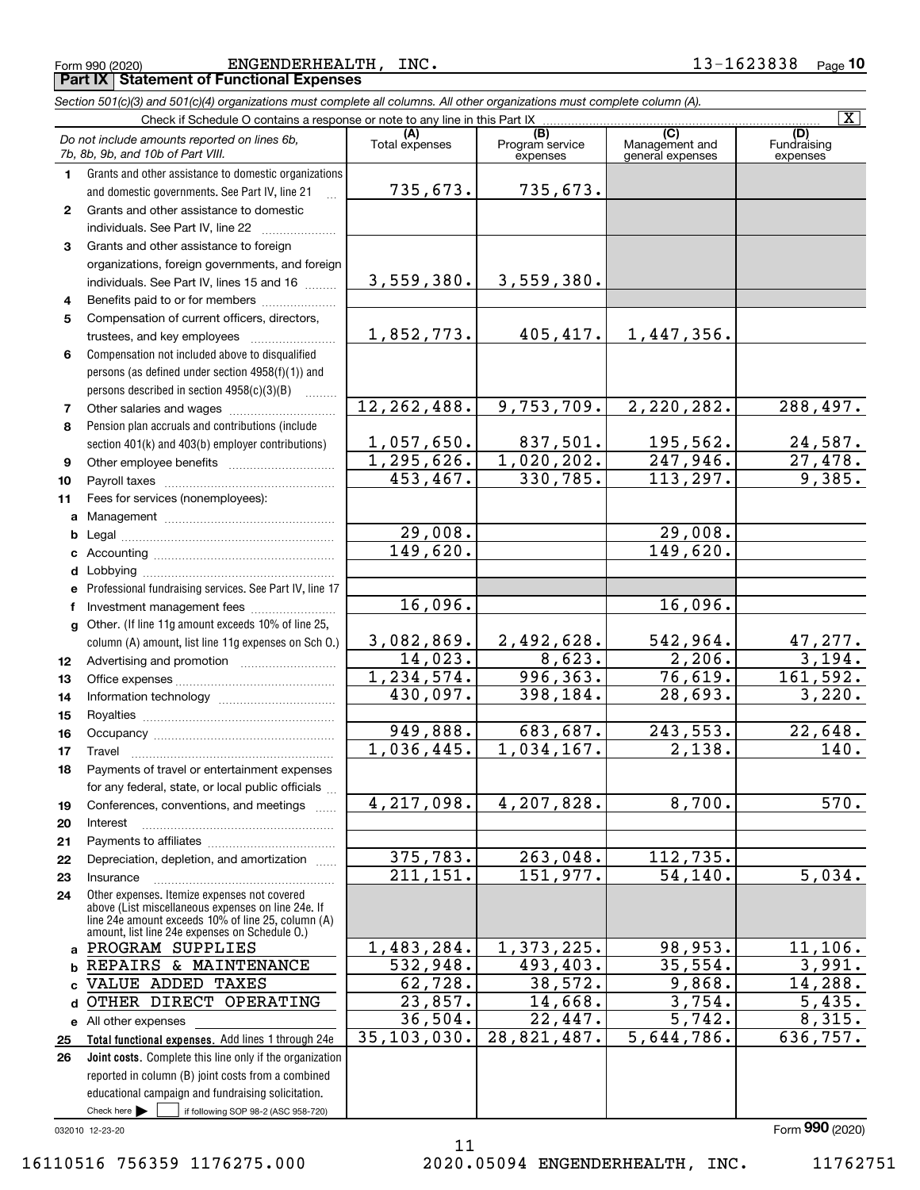Form 990 (2020) ENGENDERHEALTH, INC. 13-1623838 Page 10

**Part IX Statement of Functional Expenses**

*Section 501(c)(3) and 501(c)(4) organizations must complete all columns. All other organizations must complete column (A).*

Check if Schedule O contains a response or note to any line in this Part IX [X]

| | *Do not include amounts reported on lines 6b, 7b, 8b, 9b, and 10b of Part VIII.* | (A) Total expenses | (B) Program service expenses | (C) Management and general expenses | (D) Fundraising expenses |
|---|---|---|---|---|---|
| 1 | Grants and other assistance to domestic organizations and domestic governments. See Part IV, line 21 | 735,673. | 735,673. | | |
| 2 | Grants and other assistance to domestic individuals. See Part IV, line 22 | | | | |
| 3 | Grants and other assistance to foreign organizations, foreign governments, and foreign individuals. See Part IV, lines 15 and 16 | 3,559,380. | 3,559,380. | | |
| 4 | Benefits paid to or for members | | | | |
| 5 | Compensation of current officers, directors, trustees, and key employees | 1,852,773. | 405,417. | 1,447,356. | |
| 6 | Compensation not included above to disqualified persons (as defined under section 4958(f)(1)) and persons described in section 4958(c)(3)(B) | | | | |
| 7 | Other salaries and wages | 12,262,488. | 9,753,709. | 2,220,282. | 288,497. |
| 8 | Pension plan accruals and contributions (include section 401(k) and 403(b) employer contributions) | 1,057,650. | 837,501. | 195,562. | 24,587. |
| 9 | Other employee benefits | 1,295,626. | 1,020,202. | 247,946. | 27,478. |
| 10 | Payroll taxes | 453,467. | 330,785. | 113,297. | 9,385. |
| 11 | Fees for services (nonemployees): | | | | |
| a | Management | | | | |
| b | Legal | 29,008. | | 29,008. | |
| c | Accounting | 149,620. | | 149,620. | |
| d | Lobbying | | | | |
| e | Professional fundraising services. See Part IV, line 17 | | | | |
| f | Investment management fees | 16,096. | | 16,096. | |
| g | Other. (If line 11g amount exceeds 10% of line 25, column (A) amount, list line 11g expenses on Sch O.) | 3,082,869. | 2,492,628. | 542,964. | 47,277. |
| 12 | Advertising and promotion | 14,023. | 8,623. | 2,206. | 3,194. |
| 13 | Office expenses | 1,234,574. | 996,363. | 76,619. | 161,592. |
| 14 | Information technology | 430,097. | 398,184. | 28,693. | 3,220. |
| 15 | Royalties | | | | |
| 16 | Occupancy | 949,888. | 683,687. | 243,553. | 22,648. |
| 17 | Travel | 1,036,445. | 1,034,167. | 2,138. | 140. |
| 18 | Payments of travel or entertainment expenses for any federal, state, or local public officials | | | | |
| 19 | Conferences, conventions, and meetings | 4,217,098. | 4,207,828. | 8,700. | 570. |
| 20 | Interest | | | | |
| 21 | Payments to affiliates | | | | |
| 22 | Depreciation, depletion, and amortization | 375,783. | 263,048. | 112,735. | |
| 23 | Insurance | 211,151. | 151,977. | 54,140. | 5,034. |
| 24 | Other expenses. Itemize expenses not covered above (List miscellaneous expenses on line 24e. If line 24e amount exceeds 10% of line 25, column (A) amount, list line 24e expenses on Schedule O.) | | | | |
| a | PROGRAM SUPPLIES | 1,483,284. | 1,373,225. | 98,953. | 11,106. |
| b | REPAIRS & MAINTENANCE | 532,948. | 493,403. | 35,554. | 3,991. |
| c | VALUE ADDED TAXES | 62,728. | 38,572. | 9,868. | 14,288. |
| d | OTHER DIRECT OPERATING | 23,857. | 14,668. | 3,754. | 5,435. |
| e | All other expenses | 36,504. | 22,447. | 5,742. | 8,315. |
| 25 | **Total functional expenses.** Add lines 1 through 24e | 35,103,030. | 28,821,487. | 5,644,786. | 636,757. |
| 26 | **Joint costs.** Complete this line only if the organization reported in column (B) joint costs from a combined educational campaign and fundraising solicitation. Check here [ ] if following SOP 98-2 (ASC 958-720) | | | | |

032010 12-23-20 Form **990** (2020)

16110516 756359 1176275.000 2020.05094 ENGENDERHEALTH, INC. 11762751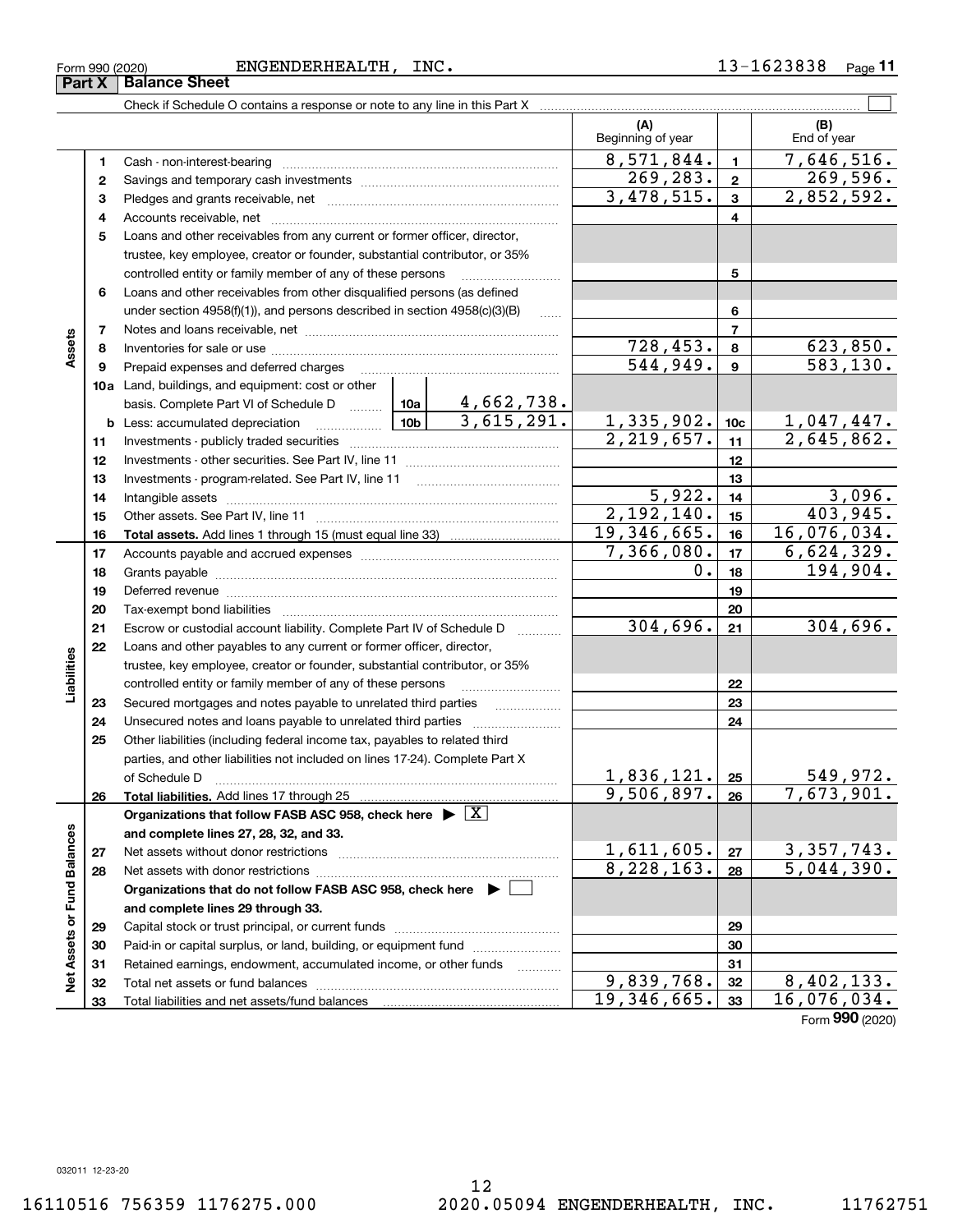Form 990 (2020) ENGENDERHEALTH, INC. 13-1623838 Page 11

## Part X Balance Sheet

Check if Schedule O contains a response or note to any line in this Part X

| | | | | (A) Beginning of year | | (B) End of year |
|---|---|---|---|---|---|---|
| **Assets** | 1 | Cash - non-interest-bearing | | 8,571,844. | 1 | 7,646,516. |
| | 2 | Savings and temporary cash investments | | 269,283. | 2 | 269,596. |
| | 3 | Pledges and grants receivable, net | | 3,478,515. | 3 | 2,852,592. |
| | 4 | Accounts receivable, net | | | 4 | |
| | 5 | Loans and other receivables from any current or former officer, director, trustee, key employee, creator or founder, substantial contributor, or 35% controlled entity or family member of any of these persons | | | 5 | |
| | 6 | Loans and other receivables from other disqualified persons (as defined under section 4958(f)(1)), and persons described in section 4958(c)(3)(B) | | | 6 | |
| | 7 | Notes and loans receivable, net | | | 7 | |
| | 8 | Inventories for sale or use | | 728,453. | 8 | 623,850. |
| | 9 | Prepaid expenses and deferred charges | | 544,949. | 9 | 583,130. |
| | 10a | Land, buildings, and equipment: cost or other basis. Complete Part VI of Schedule D | 10a 4,662,738. | | | |
| | b | Less: accumulated depreciation | 10b 3,615,291. | 1,335,902. | 10c | 1,047,447. |
| | 11 | Investments - publicly traded securities | | 2,219,657. | 11 | 2,645,862. |
| | 12 | Investments - other securities. See Part IV, line 11 | | | 12 | |
| | 13 | Investments - program-related. See Part IV, line 11 | | | 13 | |
| | 14 | Intangible assets | | 5,922. | 14 | 3,096. |
| | 15 | Other assets. See Part IV, line 11 | | 2,192,140. | 15 | 403,945. |
| | 16 | **Total assets.** Add lines 1 through 15 (must equal line 33) | | 19,346,665. | 16 | 16,076,034. |
| **Liabilities** | 17 | Accounts payable and accrued expenses | | 7,366,080. | 17 | 6,624,329. |
| | 18 | Grants payable | | 0. | 18 | 194,904. |
| | 19 | Deferred revenue | | | 19 | |
| | 20 | Tax-exempt bond liabilities | | | 20 | |
| | 21 | Escrow or custodial account liability. Complete Part IV of Schedule D | | 304,696. | 21 | 304,696. |
| | 22 | Loans and other payables to any current or former officer, director, trustee, key employee, creator or founder, substantial contributor, or 35% controlled entity or family member of any of these persons | | | 22 | |
| | 23 | Secured mortgages and notes payable to unrelated third parties | | | 23 | |
| | 24 | Unsecured notes and loans payable to unrelated third parties | | | 24 | |
| | 25 | Other liabilities (including federal income tax, payables to related third parties, and other liabilities not included on lines 17-24). Complete Part X of Schedule D | | 1,836,121. | 25 | 549,972. |
| | 26 | **Total liabilities.** Add lines 17 through 25 | | 9,506,897. | 26 | 7,673,901. |
| **Net Assets or Fund Balances** | | **Organizations that follow FASB ASC 958, check here ▶ [X] and complete lines 27, 28, 32, and 33.** | | | | |
| | 27 | Net assets without donor restrictions | | 1,611,605. | 27 | 3,357,743. |
| | 28 | Net assets with donor restrictions | | 8,228,163. | 28 | 5,044,390. |
| | | **Organizations that do not follow FASB ASC 958, check here ▶ [ ] and complete lines 29 through 33.** | | | | |
| | 29 | Capital stock or trust principal, or current funds | | | 29 | |
| | 30 | Paid-in or capital surplus, or land, building, or equipment fund | | | 30 | |
| | 31 | Retained earnings, endowment, accumulated income, or other funds | | | 31 | |
| | 32 | Total net assets or fund balances | | 9,839,768. | 32 | 8,402,133. |
| | 33 | Total liabilities and net assets/fund balances | | 19,346,665. | 33 | 16,076,034. |

Form **990** (2020)

032011 12-23-20

16110516 756359 1176275.000 2020.05094 ENGENDERHEALTH, INC. 11762751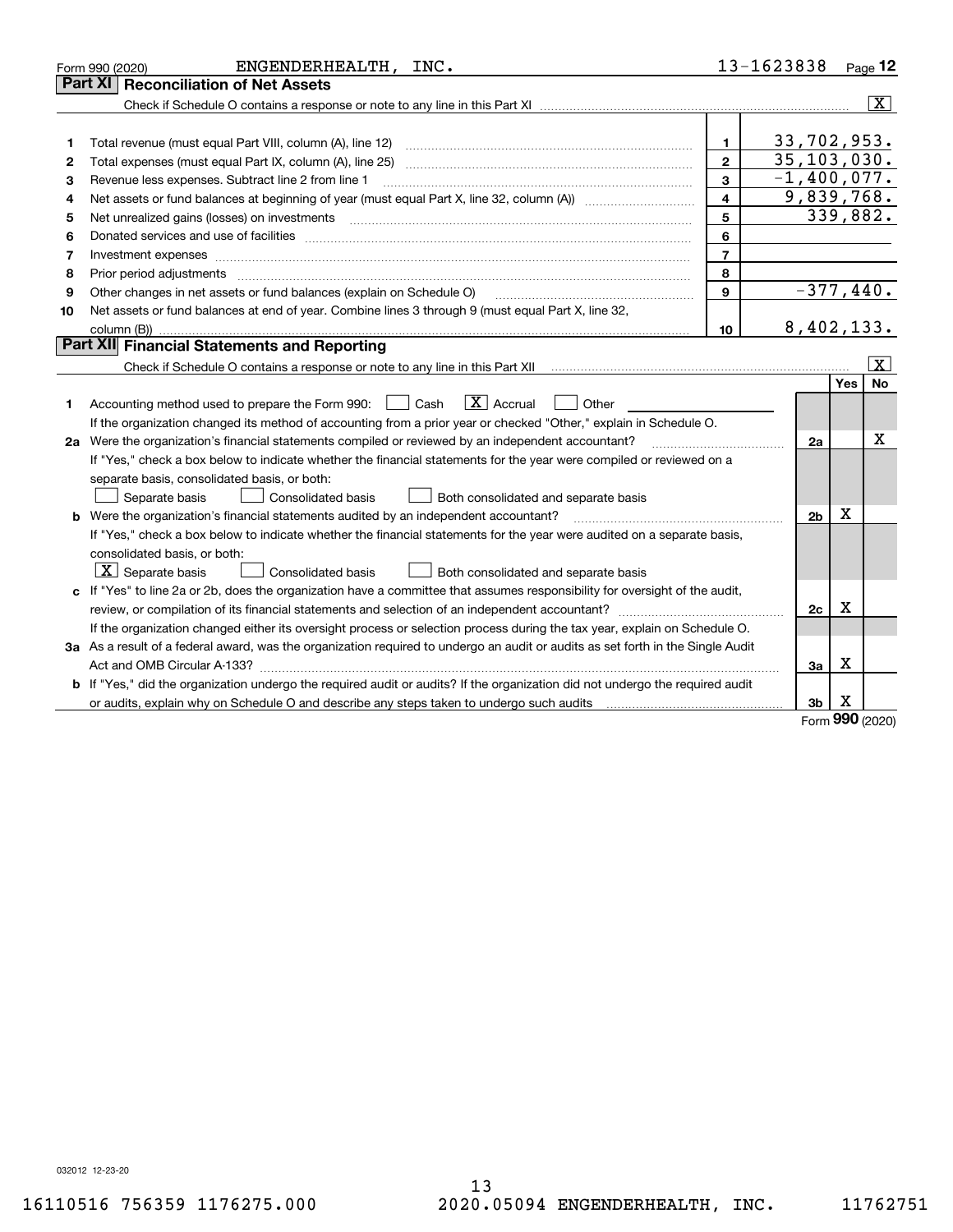Form 990 (2020) ENGENDERHEALTH, INC. 13-1623838 Page 12

## Part XI Reconciliation of Net Assets

Check if Schedule O contains a response or note to any line in this Part XI .......... [X]

| | | | |
|---|---|---|---|
| 1 | Total revenue (must equal Part VIII, column (A), line 12) | 1 | 33,702,953. |
| 2 | Total expenses (must equal Part IX, column (A), line 25) | 2 | 35,103,030. |
| 3 | Revenue less expenses. Subtract line 2 from line 1 | 3 | -1,400,077. |
| 4 | Net assets or fund balances at beginning of year (must equal Part X, line 32, column (A)) | 4 | 9,839,768. |
| 5 | Net unrealized gains (losses) on investments | 5 | 339,882. |
| 6 | Donated services and use of facilities | 6 | |
| 7 | Investment expenses | 7 | |
| 8 | Prior period adjustments | 8 | |
| 9 | Other changes in net assets or fund balances (explain on Schedule O) | 9 | -377,440. |
| 10 | Net assets or fund balances at end of year. Combine lines 3 through 9 (must equal Part X, line 32, column (B)) | 10 | 8,402,133. |

## Part XII Financial Statements and Reporting

Check if Schedule O contains a response or note to any line in this Part XII .......... [X]

| | | | Yes | No |
|---|---|---|---|---|
| 1 | Accounting method used to prepare the Form 990: [ ] Cash [X] Accrual [ ] Other<br>If the organization changed its method of accounting from a prior year or checked "Other," explain in Schedule O. | | | |
| 2a | Were the organization's financial statements compiled or reviewed by an independent accountant?<br>If "Yes," check a box below to indicate whether the financial statements for the year were compiled or reviewed on a separate basis, consolidated basis, or both:<br>[ ] Separate basis [ ] Consolidated basis [ ] Both consolidated and separate basis | 2a | | X |
| b | Were the organization's financial statements audited by an independent accountant?<br>If "Yes," check a box below to indicate whether the financial statements for the year were audited on a separate basis, consolidated basis, or both:<br>[X] Separate basis [ ] Consolidated basis [ ] Both consolidated and separate basis | 2b | X | |
| c | If "Yes" to line 2a or 2b, does the organization have a committee that assumes responsibility for oversight of the audit, review, or compilation of its financial statements and selection of an independent accountant?<br>If the organization changed either its oversight process or selection process during the tax year, explain on Schedule O. | 2c | X | |
| 3a | As a result of a federal award, was the organization required to undergo an audit or audits as set forth in the Single Audit Act and OMB Circular A-133? | 3a | X | |
| b | If "Yes," did the organization undergo the required audit or audits? If the organization did not undergo the required audit or audits, explain why on Schedule O and describe any steps taken to undergo such audits | 3b | X | |

Form 990 (2020)

032012 12-23-20

16110516 756359 1176275.000 2020.05094 ENGENDERHEALTH, INC. 11762751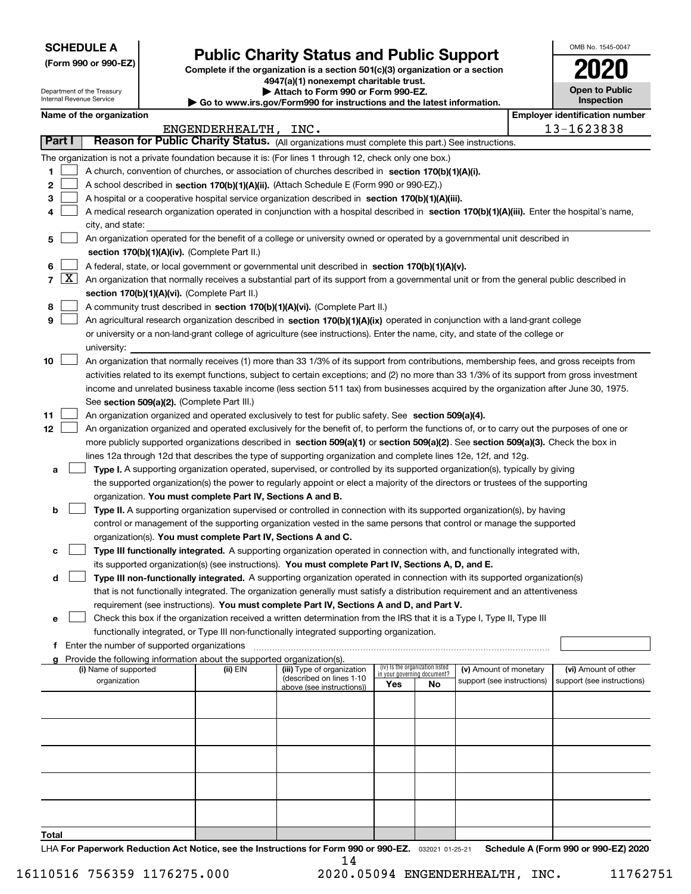**SCHEDULE A**
**(Form 990 or 990-EZ)**

Department of the Treasury
Internal Revenue Service

# Public Charity Status and Public Support

**Complete if the organization is a section 501(c)(3) organization or a section 4947(a)(1) nonexempt charitable trust.**
**▶ Attach to Form 990 or Form 990-EZ.**
**▶ Go to www.irs.gov/Form990 for instructions and the latest information.**

OMB No. 1545-0047
**2020**
**Open to Public Inspection**

**Name of the organization:** ENGENDERHEALTH, INC.
**Employer identification number:** 13-1623838

## Part I Reason for Public Charity Status. (All organizations must complete this part.) See instructions.

The organization is not a private foundation because it is: (For lines 1 through 12, check only one box.)

1. [ ] A church, convention of churches, or association of churches described in **section 170(b)(1)(A)(i).**
2. [ ] A school described in **section 170(b)(1)(A)(ii).** (Attach Schedule E (Form 990 or 990-EZ).)
3. [ ] A hospital or a cooperative hospital service organization described in **section 170(b)(1)(A)(iii).**
4. [ ] A medical research organization operated in conjunction with a hospital described in **section 170(b)(1)(A)(iii).** Enter the hospital's name, city, and state:
5. [ ] An organization operated for the benefit of a college or university owned or operated by a governmental unit described in **section 170(b)(1)(A)(iv).** (Complete Part II.)
6. [ ] A federal, state, or local government or governmental unit described in **section 170(b)(1)(A)(v).**
7. [X] An organization that normally receives a substantial part of its support from a governmental unit or from the general public described in **section 170(b)(1)(A)(vi).** (Complete Part II.)
8. [ ] A community trust described in **section 170(b)(1)(A)(vi).** (Complete Part II.)
9. [ ] An agricultural research organization described in **section 170(b)(1)(A)(ix)** operated in conjunction with a land-grant college or university or a non-land-grant college of agriculture (see instructions). Enter the name, city, and state of the college or university:
10. [ ] An organization that normally receives (1) more than 33 1/3% of its support from contributions, membership fees, and gross receipts from activities related to its exempt functions, subject to certain exceptions; and (2) no more than 33 1/3% of its support from gross investment income and unrelated business taxable income (less section 511 tax) from businesses acquired by the organization after June 30, 1975. See **section 509(a)(2).** (Complete Part III.)
11. [ ] An organization organized and operated exclusively to test for public safety. See **section 509(a)(4).**
12. [ ] An organization organized and operated exclusively for the benefit of, to perform the functions of, or to carry out the purposes of one or more publicly supported organizations described in **section 509(a)(1)** or **section 509(a)(2).** See **section 509(a)(3).** Check the box in lines 12a through 12d that describes the type of supporting organization and complete lines 12e, 12f, and 12g.
   - **a** [ ] **Type I.** A supporting organization operated, supervised, or controlled by its supported organization(s), typically by giving the supported organization(s) the power to regularly appoint or elect a majority of the directors or trustees of the supporting organization. **You must complete Part IV, Sections A and B.**
   - **b** [ ] **Type II.** A supporting organization supervised or controlled in connection with its supported organization(s), by having control or management of the supporting organization vested in the same persons that control or manage the supported organization(s). **You must complete Part IV, Sections A and C.**
   - **c** [ ] **Type III functionally integrated.** A supporting organization operated in connection with, and functionally integrated with, its supported organization(s) (see instructions). **You must complete Part IV, Sections A, D, and E.**
   - **d** [ ] **Type III non-functionally integrated.** A supporting organization operated in connection with its supported organization(s) that is not functionally integrated. The organization generally must satisfy a distribution requirement and an attentiveness requirement (see instructions). **You must complete Part IV, Sections A and D, and Part V.**
   - **e** [ ] Check this box if the organization received a written determination from the IRS that it is a Type I, Type II, Type III functionally integrated, or Type III non-functionally integrated supporting organization.
   - **f** Enter the number of supported organizations
   - **g** Provide the following information about the supported organization(s).

| (i) Name of supported organization | (ii) EIN | (iii) Type of organization (described on lines 1-10 above (see instructions)) | (iv) Is the organization listed in your governing document? Yes | No | (v) Amount of monetary support (see instructions) | (vi) Amount of other support (see instructions) |
|---|---|---|---|---|---|---|
| | | | | | | |
| | | | | | | |
| | | | | | | |
| | | | | | | |
| | | | | | | |
| **Total** | | | | | | |

LHA **For Paperwork Reduction Act Notice, see the Instructions for Form 990 or 990-EZ.** 032021 01-25-21 **Schedule A (Form 990 or 990-EZ) 2020**

16110516 756359 1176275.000 2020.05094 ENGENDERHEALTH, INC. 11762751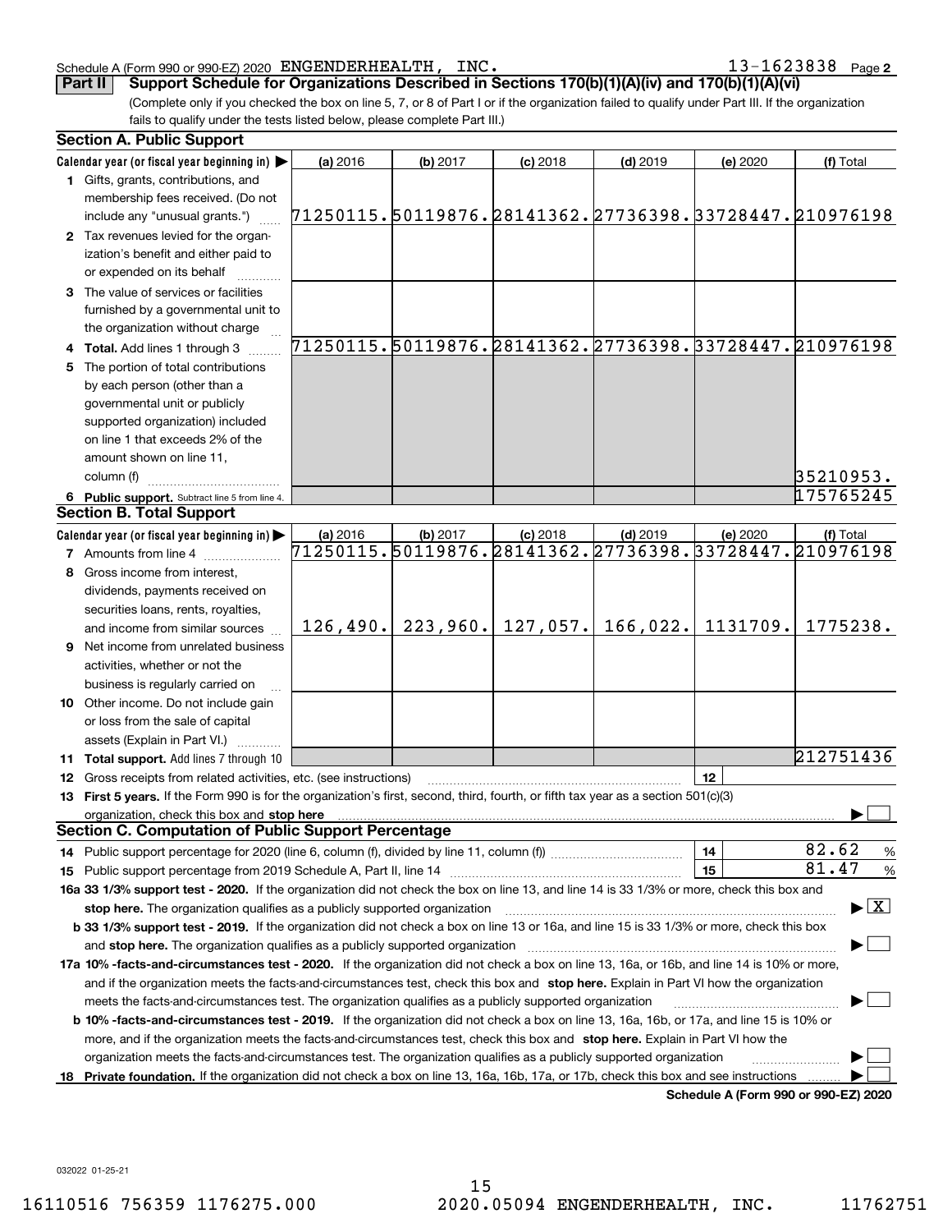Schedule A (Form 990 or 990-EZ) 2020 ENGENDERHEALTH, INC. 13-1623838 Page 2

**Part II** **Support Schedule for Organizations Described in Sections 170(b)(1)(A)(iv) and 170(b)(1)(A)(vi)**

(Complete only if you checked the box on line 5, 7, or 8 of Part I or if the organization failed to qualify under Part III. If the organization fails to qualify under the tests listed below, please complete Part III.)

**Section A. Public Support**

| Calendar year (or fiscal year beginning in) ▶ | (a) 2016 | (b) 2017 | (c) 2018 | (d) 2019 | (e) 2020 | (f) Total |
|---|---|---|---|---|---|---|
| **1** Gifts, grants, contributions, and membership fees received. (Do not include any "unusual grants.") | 71250115. | 50119876. | 28141362. | 27736398. | 33728447. | 210976198 |
| **2** Tax revenues levied for the organization's benefit and either paid to or expended on its behalf | | | | | | |
| **3** The value of services or facilities furnished by a governmental unit to the organization without charge | | | | | | |
| **4** **Total.** Add lines 1 through 3 | 71250115. | 50119876. | 28141362. | 27736398. | 33728447. | 210976198 |
| **5** The portion of total contributions by each person (other than a governmental unit or publicly supported organization) included on line 1 that exceeds 2% of the amount shown on line 11, column (f) | | | | | | 35210953. |
| **6** **Public support.** Subtract line 5 from line 4. | | | | | | 175765245 |

**Section B. Total Support**

| Calendar year (or fiscal year beginning in) ▶ | (a) 2016 | (b) 2017 | (c) 2018 | (d) 2019 | (e) 2020 | (f) Total |
|---|---|---|---|---|---|---|
| **7** Amounts from line 4 | 71250115. | 50119876. | 28141362. | 27736398. | 33728447. | 210976198 |
| **8** Gross income from interest, dividends, payments received on securities loans, rents, royalties, and income from similar sources | 126,490. | 223,960. | 127,057. | 166,022. | 1131709. | 1775238. |
| **9** Net income from unrelated business activities, whether or not the business is regularly carried on | | | | | | |
| **10** Other income. Do not include gain or loss from the sale of capital assets (Explain in Part VI.) | | | | | | |
| **11** **Total support.** Add lines 7 through 10 | | | | | | 212751436 |

**12** Gross receipts from related activities, etc. (see instructions) | **12** |

**13** **First 5 years.** If the Form 990 is for the organization's first, second, third, fourth, or fifth tax year as a section 501(c)(3) organization, check this box and **stop here** ▶ ☐

**Section C. Computation of Public Support Percentage**

**14** Public support percentage for 2020 (line 6, column (f), divided by line 11, column (f)) | **14** | 82.62 %

**15** Public support percentage from 2019 Schedule A, Part II, line 14 | **15** | 81.47 %

**16a 33 1/3% support test - 2020.** If the organization did not check the box on line 13, and line 14 is 33 1/3% or more, check this box and **stop here.** The organization qualifies as a publicly supported organization ▶ ☒

**b 33 1/3% support test - 2019.** If the organization did not check a box on line 13 or 16a, and line 15 is 33 1/3% or more, check this box and **stop here.** The organization qualifies as a publicly supported organization ▶ ☐

**17a 10% -facts-and-circumstances test - 2020.** If the organization did not check a box on line 13, 16a, or 16b, and line 14 is 10% or more, and if the organization meets the facts-and-circumstances test, check this box and **stop here.** Explain in Part VI how the organization meets the facts-and-circumstances test. The organization qualifies as a publicly supported organization ▶ ☐

**b 10% -facts-and-circumstances test - 2019.** If the organization did not check a box on line 13, 16a, 16b, or 17a, and line 15 is 10% or more, and if the organization meets the facts-and-circumstances test, check this box and **stop here.** Explain in Part VI how the organization meets the facts-and-circumstances test. The organization qualifies as a publicly supported organization ▶ ☐

**18** **Private foundation.** If the organization did not check a box on line 13, 16a, 16b, 17a, or 17b, check this box and see instructions ▶ ☐

**Schedule A (Form 990 or 990-EZ) 2020**

032022 01-25-21

16110516 756359 1176275.000 2020.05094 ENGENDERHEALTH, INC. 11762751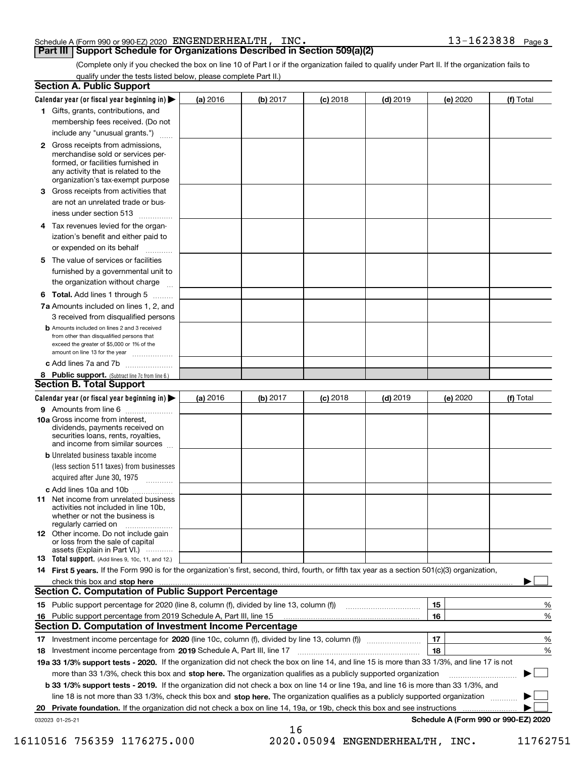Schedule A (Form 990 or 990-EZ) 2020 ENGENDERHEALTH, INC. 13-1623838 Page **3**

## Part III Support Schedule for Organizations Described in Section 509(a)(2)

(Complete only if you checked the box on line 10 of Part I or if the organization failed to qualify under Part II. If the organization fails to qualify under the tests listed below, please complete Part II.)

### Section A. Public Support

| Calendar year (or fiscal year beginning in) ▶ | (a) 2016 | (b) 2017 | (c) 2018 | (d) 2019 | (e) 2020 | (f) Total |
|---|---|---|---|---|---|---|
| **1** Gifts, grants, contributions, and membership fees received. (Do not include any "unusual grants.") | | | | | | |
| **2** Gross receipts from admissions, merchandise sold or services performed, or facilities furnished in any activity that is related to the organization's tax-exempt purpose | | | | | | |
| **3** Gross receipts from activities that are not an unrelated trade or business under section 513 | | | | | | |
| **4** Tax revenues levied for the organization's benefit and either paid to or expended on its behalf | | | | | | |
| **5** The value of services or facilities furnished by a governmental unit to the organization without charge | | | | | | |
| **6 Total.** Add lines 1 through 5 | | | | | | |
| **7a** Amounts included on lines 1, 2, and 3 received from disqualified persons | | | | | | |
| **b** Amounts included on lines 2 and 3 received from other than disqualified persons that exceed the greater of $5,000 or 1% of the amount on line 13 for the year | | | | | | |
| **c** Add lines 7a and 7b | | | | | | |
| **8 Public support.** (Subtract line 7c from line 6.) | | | | | | |

### Section B. Total Support

| Calendar year (or fiscal year beginning in) ▶ | (a) 2016 | (b) 2017 | (c) 2018 | (d) 2019 | (e) 2020 | (f) Total |
|---|---|---|---|---|---|---|
| **9** Amounts from line 6 | | | | | | |
| **10a** Gross income from interest, dividends, payments received on securities loans, rents, royalties, and income from similar sources | | | | | | |
| **b** Unrelated business taxable income (less section 511 taxes) from businesses acquired after June 30, 1975 | | | | | | |
| **c** Add lines 10a and 10b | | | | | | |
| **11** Net income from unrelated business activities not included in line 10b, whether or not the business is regularly carried on | | | | | | |
| **12** Other income. Do not include gain or loss from the sale of capital assets (Explain in Part VI.) | | | | | | |
| **13 Total support.** (Add lines 9, 10c, 11, and 12.) | | | | | | |

**14 First 5 years.** If the Form 990 is for the organization's first, second, third, fourth, or fifth tax year as a section 501(c)(3) organization, check this box and **stop here** ▶ ☐

### Section C. Computation of Public Support Percentage

| | | | |
|---|---|---|---|
| **15** | Public support percentage for 2020 (line 8, column (f), divided by line 13, column (f)) | **15** | % |
| **16** | Public support percentage from 2019 Schedule A, Part III, line 15 | **16** | % |

### Section D. Computation of Investment Income Percentage

| | | | |
|---|---|---|---|
| **17** | Investment income percentage for **2020** (line 10c, column (f), divided by line 13, column (f)) | **17** | % |
| **18** | Investment income percentage from **2019** Schedule A, Part III, line 17 | **18** | % |

**19a 33 1/3% support tests - 2020.** If the organization did not check the box on line 14, and line 15 is more than 33 1/3%, and line 17 is not more than 33 1/3%, check this box and **stop here.** The organization qualifies as a publicly supported organization ▶ ☐

**b 33 1/3% support tests - 2019.** If the organization did not check a box on line 14 or line 19a, and line 16 is more than 33 1/3%, and line 18 is not more than 33 1/3%, check this box and **stop here.** The organization qualifies as a publicly supported organization ▶ ☐

**20 Private foundation.** If the organization did not check a box on line 14, 19a, or 19b, check this box and see instructions ▶ ☐

032023 01-25-21

**Schedule A (Form 990 or 990-EZ) 2020**

16110516 756359 1176275.000 2020.05094 ENGENDERHEALTH, INC. 11762751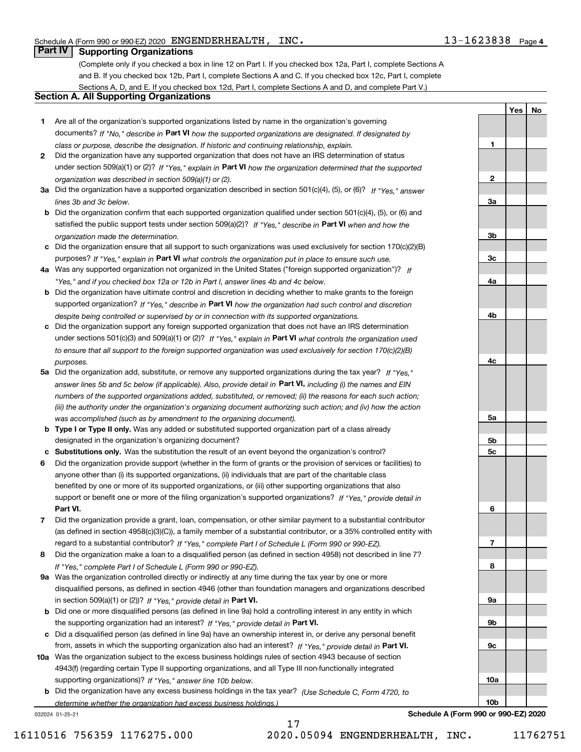Schedule A (Form 990 or 990-EZ) 2020 ENGENDERHEALTH, INC. 13-1623838 Page 4

## Part IV Supporting Organizations

(Complete only if you checked a box in line 12 on Part I. If you checked box 12a, Part I, complete Sections A and B. If you checked box 12b, Part I, complete Sections A and C. If you checked box 12c, Part I, complete Sections A, D, and E. If you checked box 12d, Part I, complete Sections A and D, and complete Part V.)

### Section A. All Supporting Organizations

| | | Line | Yes | No |
|---|---|---|---|---|
| **1** | Are all of the organization's supported organizations listed by name in the organization's governing documents? *If "No," describe in* **Part VI** *how the supported organizations are designated. If designated by class or purpose, describe the designation. If historic and continuing relationship, explain.* | 1 | | |
| **2** | Did the organization have any supported organization that does not have an IRS determination of status under section 509(a)(1) or (2)? *If "Yes," explain in* **Part VI** *how the organization determined that the supported organization was described in section 509(a)(1) or (2).* | 2 | | |
| **3a** | Did the organization have a supported organization described in section 501(c)(4), (5), or (6)? *If "Yes," answer lines 3b and 3c below.* | 3a | | |
| **b** | Did the organization confirm that each supported organization qualified under section 501(c)(4), (5), or (6) and satisfied the public support tests under section 509(a)(2)? *If "Yes," describe in* **Part VI** *when and how the organization made the determination.* | 3b | | |
| **c** | Did the organization ensure that all support to such organizations was used exclusively for section 170(c)(2)(B) purposes? *If "Yes," explain in* **Part VI** *what controls the organization put in place to ensure such use.* | 3c | | |
| **4a** | Was any supported organization not organized in the United States ("foreign supported organization")? *If "Yes," and if you checked box 12a or 12b in Part I, answer lines 4b and 4c below.* | 4a | | |
| **b** | Did the organization have ultimate control and discretion in deciding whether to make grants to the foreign supported organization? *If "Yes," describe in* **Part VI** *how the organization had such control and discretion despite being controlled or supervised by or in connection with its supported organizations.* | 4b | | |
| **c** | Did the organization support any foreign supported organization that does not have an IRS determination under sections 501(c)(3) and 509(a)(1) or (2)? *If "Yes," explain in* **Part VI** *what controls the organization used to ensure that all support to the foreign supported organization was used exclusively for section 170(c)(2)(B) purposes.* | 4c | | |
| **5a** | Did the organization add, substitute, or remove any supported organizations during the tax year? *If "Yes," answer lines 5b and 5c below (if applicable). Also, provide detail in* **Part VI,** *including (i) the names and EIN numbers of the supported organizations added, substituted, or removed; (ii) the reasons for each such action; (iii) the authority under the organization's organizing document authorizing such action; and (iv) how the action was accomplished (such as by amendment to the organizing document).* | 5a | | |
| **b** | **Type I or Type II only.** Was any added or substituted supported organization part of a class already designated in the organization's organizing document? | 5b | | |
| **c** | **Substitutions only.** Was the substitution the result of an event beyond the organization's control? | 5c | | |
| **6** | Did the organization provide support (whether in the form of grants or the provision of services or facilities) to anyone other than (i) its supported organizations, (ii) individuals that are part of the charitable class benefited by one or more of its supported organizations, or (iii) other supporting organizations that also support or benefit one or more of the filing organization's supported organizations? *If "Yes," provide detail in* **Part VI.** | 6 | | |
| **7** | Did the organization provide a grant, loan, compensation, or other similar payment to a substantial contributor (as defined in section 4958(c)(3)(C)), a family member of a substantial contributor, or a 35% controlled entity with regard to a substantial contributor? *If "Yes," complete Part I of Schedule L (Form 990 or 990-EZ).* | 7 | | |
| **8** | Did the organization make a loan to a disqualified person (as defined in section 4958) not described in line 7? *If "Yes," complete Part I of Schedule L (Form 990 or 990-EZ).* | 8 | | |
| **9a** | Was the organization controlled directly or indirectly at any time during the tax year by one or more disqualified persons, as defined in section 4946 (other than foundation managers and organizations described in section 509(a)(1) or (2))? *If "Yes," provide detail in* **Part VI.** | 9a | | |
| **b** | Did one or more disqualified persons (as defined in line 9a) hold a controlling interest in any entity in which the supporting organization had an interest? *If "Yes," provide detail in* **Part VI.** | 9b | | |
| **c** | Did a disqualified person (as defined in line 9a) have an ownership interest in, or derive any personal benefit from, assets in which the supporting organization also had an interest? *If "Yes," provide detail in* **Part VI.** | 9c | | |
| **10a** | Was the organization subject to the excess business holdings rules of section 4943 because of section 4943(f) (regarding certain Type II supporting organizations, and all Type III non-functionally integrated supporting organizations)? *If "Yes," answer line 10b below.* | 10a | | |
| **b** | Did the organization have any excess business holdings in the tax year? *(Use Schedule C, Form 4720, to determine whether the organization had excess business holdings.)* | 10b | | |

032024 01-25-21 **Schedule A (Form 990 or 990-EZ) 2020**

16110516 756359 1176275.000 2020.05094 ENGENDERHEALTH, INC. 11762751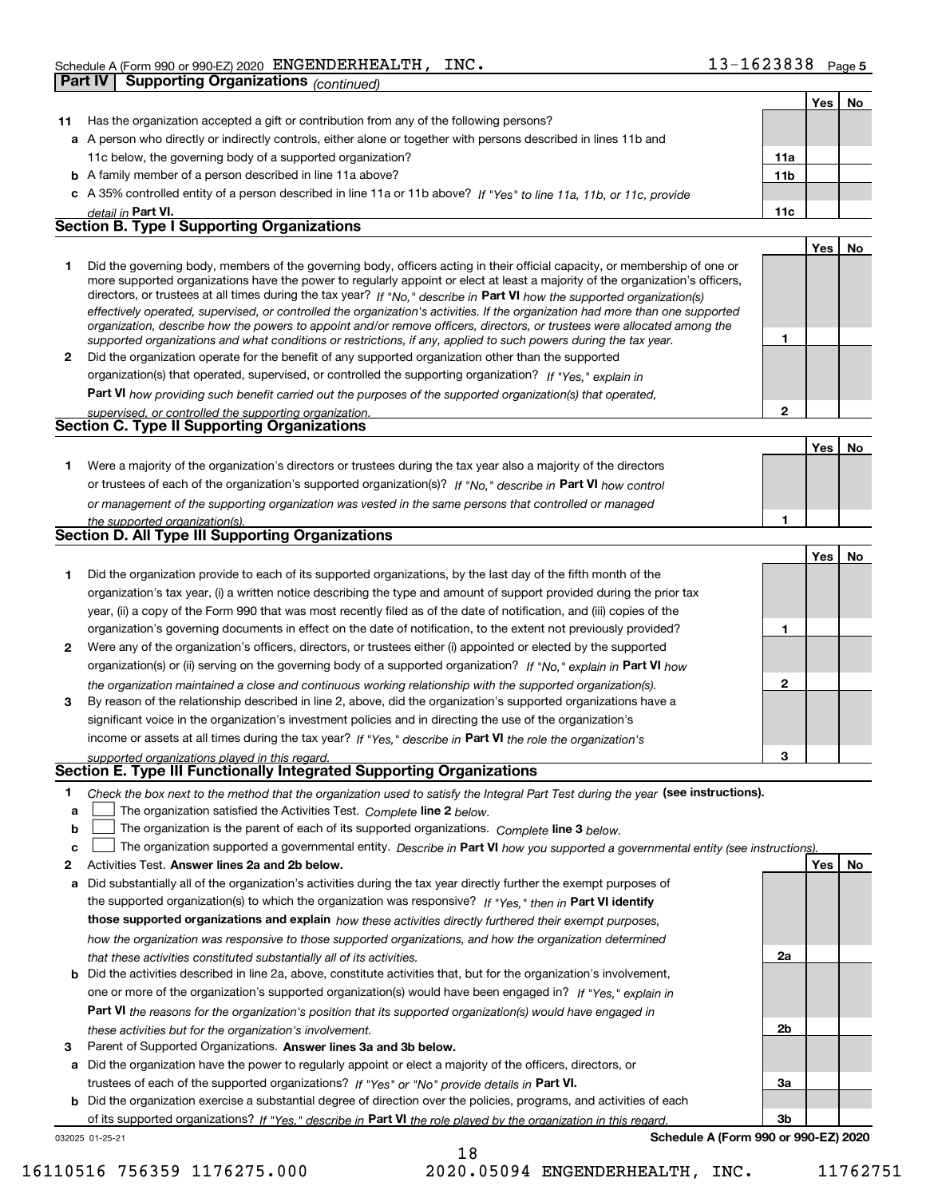Schedule A (Form 990 or 990-EZ) 2020 ENGENDERHEALTH, INC. 13-1623838 Page 5

**Part IV | Supporting Organizations** *(continued)*

| | | | Yes | No |
|---|---|---|---|---|
| **11** | Has the organization accepted a gift or contribution from any of the following persons? | | | |
| **a** | A person who directly or indirectly controls, either alone or together with persons described in lines 11b and 11c below, the governing body of a supported organization? | **11a** | | |
| **b** | A family member of a person described in line 11a above? | **11b** | | |
| **c** | A 35% controlled entity of a person described in line 11a or 11b above? *If "Yes" to line 11a, 11b, or 11c, provide detail in* **Part VI.** | **11c** | | |

**Section B. Type I Supporting Organizations**

| | | | Yes | No |
|---|---|---|---|---|
| **1** | Did the governing body, members of the governing body, officers acting in their official capacity, or membership of one or more supported organizations have the power to regularly appoint or elect at least a majority of the organization's officers, directors, or trustees at all times during the tax year? *If "No," describe in* **Part VI** *how the supported organization(s) effectively operated, supervised, or controlled the organization's activities. If the organization had more than one supported organization, describe how the powers to appoint and/or remove officers, directors, or trustees were allocated among the supported organizations and what conditions or restrictions, if any, applied to such powers during the tax year.* | **1** | | |
| **2** | Did the organization operate for the benefit of any supported organization other than the supported organization(s) that operated, supervised, or controlled the supporting organization? *If "Yes," explain in* **Part VI** *how providing such benefit carried out the purposes of the supported organization(s) that operated, supervised, or controlled the supporting organization.* | **2** | | |

**Section C. Type II Supporting Organizations**

| | | | Yes | No |
|---|---|---|---|---|
| **1** | Were a majority of the organization's directors or trustees during the tax year also a majority of the directors or trustees of each of the organization's supported organization(s)? *If "No," describe in* **Part VI** *how control or management of the supporting organization was vested in the same persons that controlled or managed the supported organization(s).* | **1** | | |

**Section D. All Type III Supporting Organizations**

| | | | Yes | No |
|---|---|---|---|---|
| **1** | Did the organization provide to each of its supported organizations, by the last day of the fifth month of the organization's tax year, (i) a written notice describing the type and amount of support provided during the prior tax year, (ii) a copy of the Form 990 that was most recently filed as of the date of notification, and (iii) copies of the organization's governing documents in effect on the date of notification, to the extent not previously provided? | **1** | | |
| **2** | Were any of the organization's officers, directors, or trustees either (i) appointed or elected by the supported organization(s) or (ii) serving on the governing body of a supported organization? *If "No," explain in* **Part VI** *how the organization maintained a close and continuous working relationship with the supported organization(s).* | **2** | | |
| **3** | By reason of the relationship described in line 2, above, did the organization's supported organizations have a significant voice in the organization's investment policies and in directing the use of the organization's income or assets at all times during the tax year? *If "Yes," describe in* **Part VI** *the role the organization's supported organizations played in this regard.* | **3** | | |

**Section E. Type III Functionally Integrated Supporting Organizations**

**1** *Check the box next to the method that the organization used to satisfy the Integral Part Test during the year* **(see instructions).**

**a** ☐ The organization satisfied the Activities Test. *Complete* **line 2** *below.*

**b** ☐ The organization is the parent of each of its supported organizations. *Complete* **line 3** *below.*

**c** ☐ The organization supported a governmental entity. *Describe in* **Part VI** *how you supported a governmental entity (see instructions).*

| | | | Yes | No |
|---|---|---|---|---|
| **2** | Activities Test. **Answer lines 2a and 2b below.** | | | |
| **a** | Did substantially all of the organization's activities during the tax year directly further the exempt purposes of the supported organization(s) to which the organization was responsive? *If "Yes," then in* **Part VI identify those supported organizations and explain** *how these activities directly furthered their exempt purposes, how the organization was responsive to those supported organizations, and how the organization determined that these activities constituted substantially all of its activities.* | **2a** | | |
| **b** | Did the activities described in line 2a, above, constitute activities that, but for the organization's involvement, one or more of the organization's supported organization(s) would have been engaged in? *If "Yes," explain in* **Part VI** *the reasons for the organization's position that its supported organization(s) would have engaged in these activities but for the organization's involvement.* | **2b** | | |
| **3** | Parent of Supported Organizations. **Answer lines 3a and 3b below.** | | | |
| **a** | Did the organization have the power to regularly appoint or elect a majority of the officers, directors, or trustees of each of the supported organizations? *If "Yes" or "No" provide details in* **Part VI.** | **3a** | | |
| **b** | Did the organization exercise a substantial degree of direction over the policies, programs, and activities of each of its supported organizations? *If "Yes," describe in* **Part VI** *the role played by the organization in this regard.* | **3b** | | |

032025 01-25-21 **Schedule A (Form 990 or 990-EZ) 2020**

16110516 756359 1176275.000 2020.05094 ENGENDERHEALTH, INC. 11762751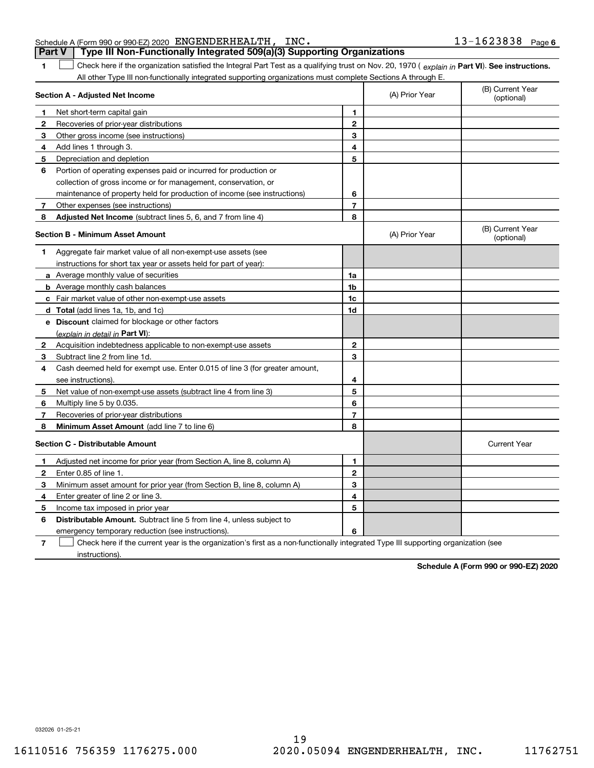Schedule A (Form 990 or 990-EZ) 2020 ENGENDERHEALTH, INC. 13-1623838 Page 6

## Part V Type III Non-Functionally Integrated 509(a)(3) Supporting Organizations

**1** ☐ Check here if the organization satisfied the Integral Part Test as a qualifying trust on Nov. 20, 1970 ( *explain in* **Part VI**). **See instructions.** All other Type III non-functionally integrated supporting organizations must complete Sections A through E.

| **Section A - Adjusted Net Income** | | | (A) Prior Year | (B) Current Year (optional) |
|---|---|---|---|---|
| 1 | Net short-term capital gain | 1 | | |
| 2 | Recoveries of prior-year distributions | 2 | | |
| 3 | Other gross income (see instructions) | 3 | | |
| 4 | Add lines 1 through 3. | 4 | | |
| 5 | Depreciation and depletion | 5 | | |
| 6 | Portion of operating expenses paid or incurred for production or collection of gross income or for management, conservation, or maintenance of property held for production of income (see instructions) | 6 | | |
| 7 | Other expenses (see instructions) | 7 | | |
| 8 | **Adjusted Net Income** (subtract lines 5, 6, and 7 from line 4) | 8 | | |

| **Section B - Minimum Asset Amount** | | | (A) Prior Year | (B) Current Year (optional) |
|---|---|---|---|---|
| 1 | Aggregate fair market value of all non-exempt-use assets (see instructions for short tax year or assets held for part of year): | | | |
| a | Average monthly value of securities | 1a | | |
| b | Average monthly cash balances | 1b | | |
| c | Fair market value of other non-exempt-use assets | 1c | | |
| d | **Total** (add lines 1a, 1b, and 1c) | 1d | | |
| e | **Discount** claimed for blockage or other factors (*explain in detail in* **Part VI**): | | | |
| 2 | Acquisition indebtedness applicable to non-exempt-use assets | 2 | | |
| 3 | Subtract line 2 from line 1d. | 3 | | |
| 4 | Cash deemed held for exempt use. Enter 0.015 of line 3 (for greater amount, see instructions). | 4 | | |
| 5 | Net value of non-exempt-use assets (subtract line 4 from line 3) | 5 | | |
| 6 | Multiply line 5 by 0.035. | 6 | | |
| 7 | Recoveries of prior-year distributions | 7 | | |
| 8 | **Minimum Asset Amount** (add line 7 to line 6) | 8 | | |

| **Section C - Distributable Amount** | | | | Current Year |
|---|---|---|---|---|
| 1 | Adjusted net income for prior year (from Section A, line 8, column A) | 1 | | |
| 2 | Enter 0.85 of line 1. | 2 | | |
| 3 | Minimum asset amount for prior year (from Section B, line 8, column A) | 3 | | |
| 4 | Enter greater of line 2 or line 3. | 4 | | |
| 5 | Income tax imposed in prior year | 5 | | |
| 6 | **Distributable Amount.** Subtract line 5 from line 4, unless subject to emergency temporary reduction (see instructions). | 6 | | |

**7** ☐ Check here if the current year is the organization's first as a non-functionally integrated Type III supporting organization (see instructions).

**Schedule A (Form 990 or 990-EZ) 2020**

032026 01-25-21

16110516 756359 1176275.000 2020.05094 ENGENDERHEALTH, INC. 11762751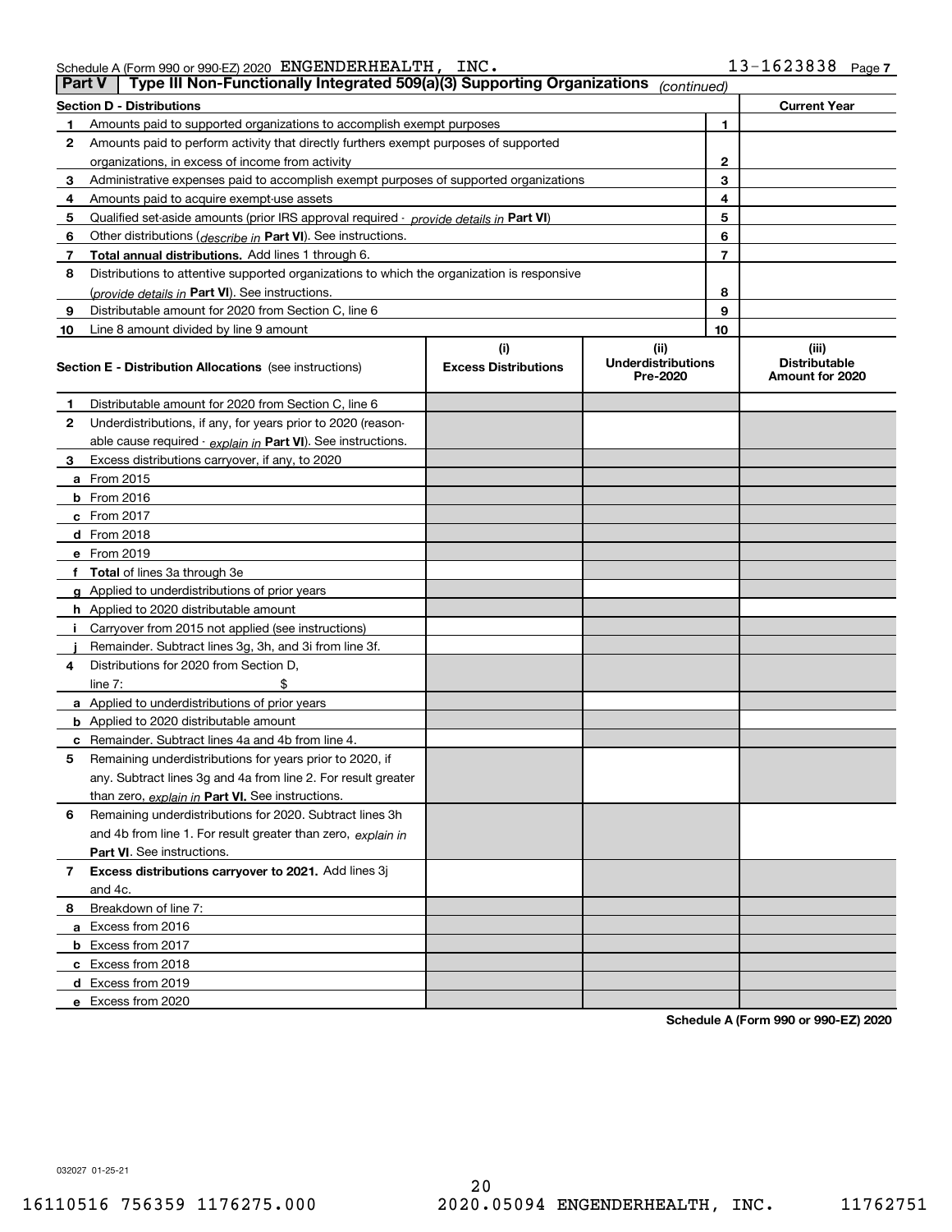Schedule A (Form 990 or 990-EZ) 2020 ENGENDERHEALTH, INC. 13-1623838 Page 7

## Part V | Type III Non-Functionally Integrated 509(a)(3) Supporting Organizations *(continued)*

| Section D - Distributions | | | Current Year |
|---|---|---|---|
| 1 | Amounts paid to supported organizations to accomplish exempt purposes | 1 | |
| 2 | Amounts paid to perform activity that directly furthers exempt purposes of supported organizations, in excess of income from activity | 2 | |
| 3 | Administrative expenses paid to accomplish exempt purposes of supported organizations | 3 | |
| 4 | Amounts paid to acquire exempt-use assets | 4 | |
| 5 | Qualified set-aside amounts (prior IRS approval required - *provide details in* **Part VI**) | 5 | |
| 6 | Other distributions (*describe in* **Part VI**). See instructions. | 6 | |
| 7 | **Total annual distributions.** Add lines 1 through 6. | 7 | |
| 8 | Distributions to attentive supported organizations to which the organization is responsive (*provide details in* **Part VI**). See instructions. | 8 | |
| 9 | Distributable amount for 2020 from Section C, line 6 | 9 | |
| 10 | Line 8 amount divided by line 9 amount | 10 | |

| **Section E - Distribution Allocations** (see instructions) | (i) Excess Distributions | (ii) Underdistributions Pre-2020 | (iii) Distributable Amount for 2020 |
|---|---|---|---|
| **1** Distributable amount for 2020 from Section C, line 6 | | | |
| **2** Underdistributions, if any, for years prior to 2020 (reasonable cause required - *explain in* **Part VI**). See instructions. | | | |
| **3** Excess distributions carryover, if any, to 2020 | | | |
| **a** From 2015 | | | |
| **b** From 2016 | | | |
| **c** From 2017 | | | |
| **d** From 2018 | | | |
| **e** From 2019 | | | |
| **f** **Total** of lines 3a through 3e | | | |
| **g** Applied to underdistributions of prior years | | | |
| **h** Applied to 2020 distributable amount | | | |
| **i** Carryover from 2015 not applied (see instructions) | | | |
| **j** Remainder. Subtract lines 3g, 3h, and 3i from line 3f. | | | |
| **4** Distributions for 2020 from Section D, line 7: $ | | | |
| **a** Applied to underdistributions of prior years | | | |
| **b** Applied to 2020 distributable amount | | | |
| **c** Remainder. Subtract lines 4a and 4b from line 4. | | | |
| **5** Remaining underdistributions for years prior to 2020, if any. Subtract lines 3g and 4a from line 2. For result greater than zero, *explain in* **Part VI.** See instructions. | | | |
| **6** Remaining underdistributions for 2020. Subtract lines 3h and 4b from line 1. For result greater than zero, *explain in* **Part VI**. See instructions. | | | |
| **7** **Excess distributions carryover to 2021.** Add lines 3j and 4c. | | | |
| **8** Breakdown of line 7: | | | |
| **a** Excess from 2016 | | | |
| **b** Excess from 2017 | | | |
| **c** Excess from 2018 | | | |
| **d** Excess from 2019 | | | |
| **e** Excess from 2020 | | | |

**Schedule A (Form 990 or 990-EZ) 2020**

032027 01-25-21

16110516 756359 1176275.000 2020.05094 ENGENDERHEALTH, INC. 11762751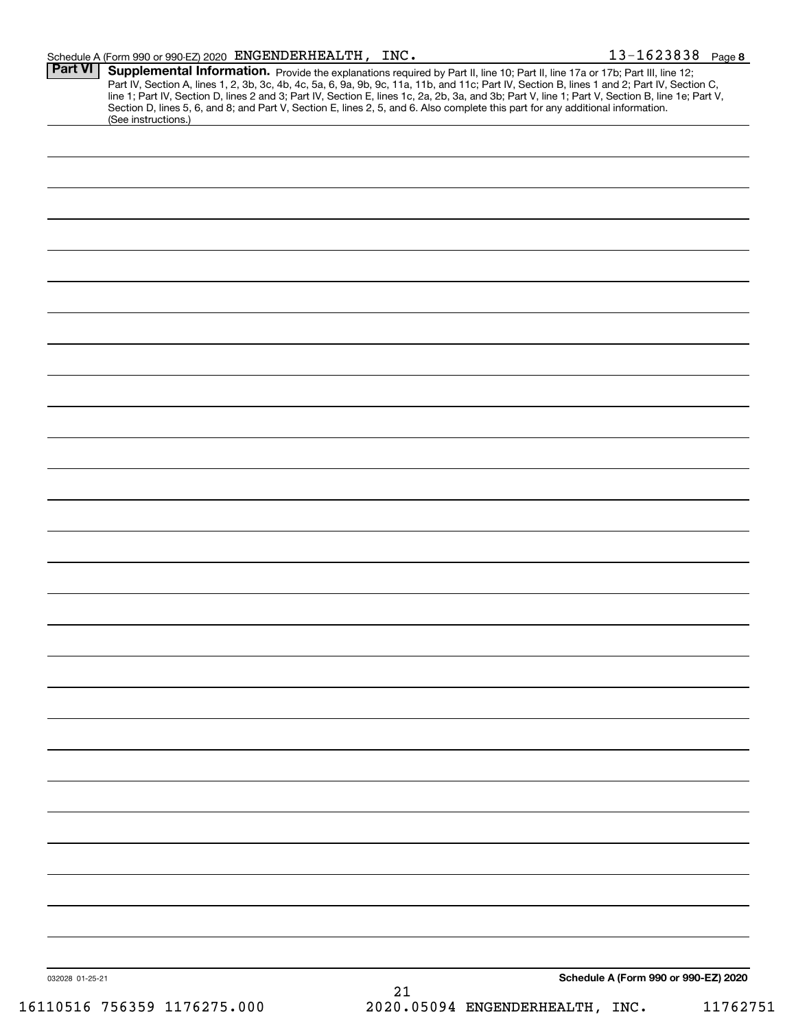Schedule A (Form 990 or 990-EZ) 2020 ENGENDERHEALTH, INC. 13-1623838 Page **8**

**Part VI** **Supplemental Information.** Provide the explanations required by Part II, line 10; Part II, line 17a or 17b; Part III, line 12; Part IV, Section A, lines 1, 2, 3b, 3c, 4b, 4c, 5a, 6, 9a, 9b, 9c, 11a, 11b, and 11c; Part IV, Section B, lines 1 and 2; Part IV, Section C, line 1; Part IV, Section D, lines 2 and 3; Part IV, Section E, lines 1c, 2a, 2b, 3a, and 3b; Part V, line 1; Part V, Section B, line 1e; Part V, Section D, lines 5, 6, and 8; and Part V, Section E, lines 2, 5, and 6. Also complete this part for any additional information. (See instructions.)

032028 01-25-21 **Schedule A (Form 990 or 990-EZ) 2020**

16110516 756359 1176275.000 2020.05094 ENGENDERHEALTH, INC. 11762751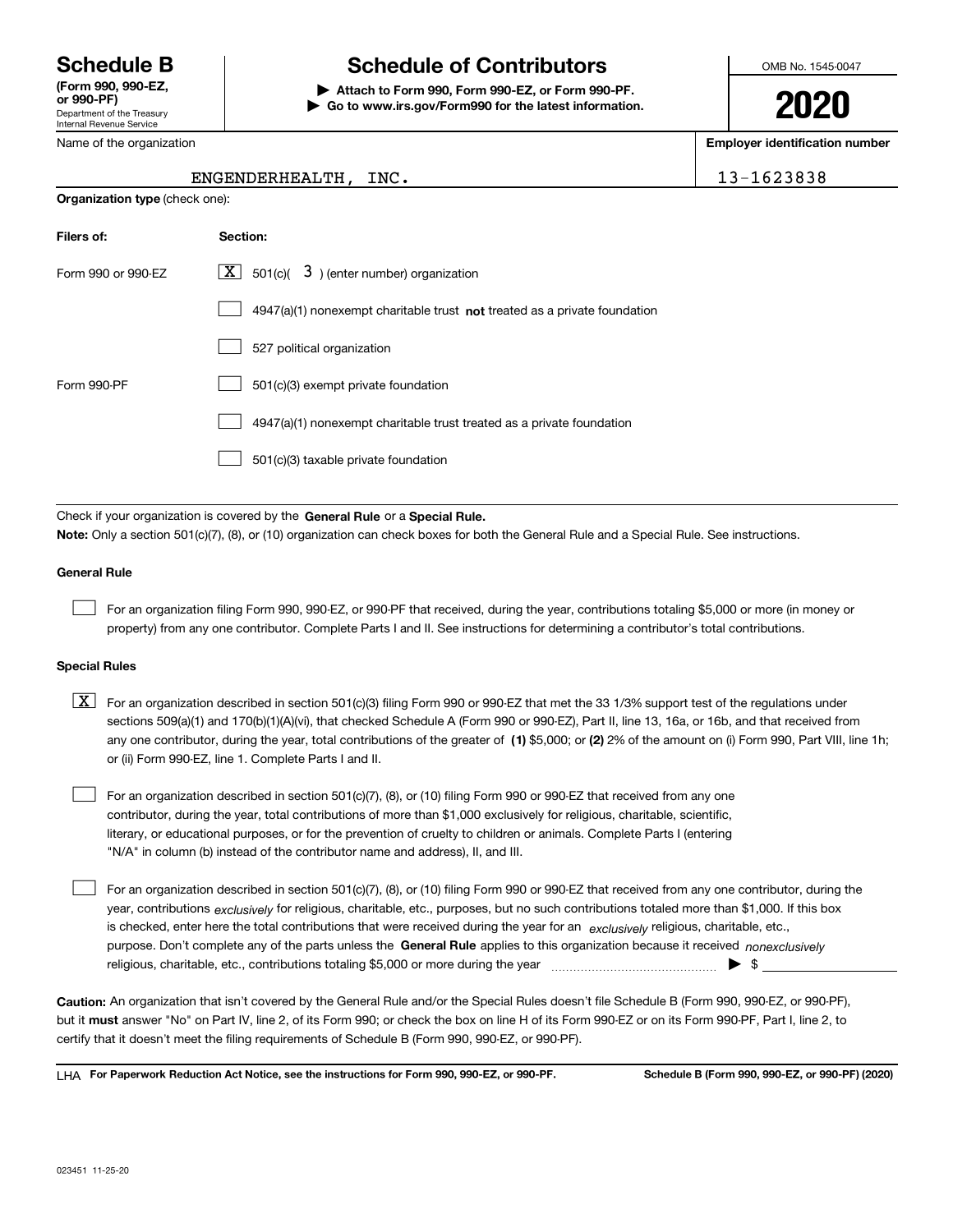# Schedule B

**(Form 990, 990-EZ, or 990-PF)**
Department of the Treasury
Internal Revenue Service

# Schedule of Contributors

▶ **Attach to Form 990, Form 990-EZ, or Form 990-PF.**
▶ **Go to www.irs.gov/Form990 for the latest information.**

OMB No. 1545-0047

**2020**

Name of the organization: ENGENDERHEALTH, INC.

**Employer identification number:** 13-1623838

**Organization type** (check one):

| **Filers of:** | **Section:** |
|---|---|
| Form 990 or 990-EZ | [X] 501(c)( 3 ) (enter number) organization |
| | [ ] 4947(a)(1) nonexempt charitable trust **not** treated as a private foundation |
| | [ ] 527 political organization |
| Form 990-PF | [ ] 501(c)(3) exempt private foundation |
| | [ ] 4947(a)(1) nonexempt charitable trust treated as a private foundation |
| | [ ] 501(c)(3) taxable private foundation |

Check if your organization is covered by the **General Rule** or a **Special Rule.**

**Note:** Only a section 501(c)(7), (8), or (10) organization can check boxes for both the General Rule and a Special Rule. See instructions.

**General Rule**

[ ] For an organization filing Form 990, 990-EZ, or 990-PF that received, during the year, contributions totaling $5,000 or more (in money or property) from any one contributor. Complete Parts I and II. See instructions for determining a contributor's total contributions.

**Special Rules**

[X] For an organization described in section 501(c)(3) filing Form 990 or 990-EZ that met the 33 1/3% support test of the regulations under sections 509(a)(1) and 170(b)(1)(A)(vi), that checked Schedule A (Form 990 or 990-EZ), Part II, line 13, 16a, or 16b, and that received from any one contributor, during the year, total contributions of the greater of **(1)** $5,000; or **(2)** 2% of the amount on (i) Form 990, Part VIII, line 1h; or (ii) Form 990-EZ, line 1. Complete Parts I and II.

[ ] For an organization described in section 501(c)(7), (8), or (10) filing Form 990 or 990-EZ that received from any one contributor, during the year, total contributions of more than $1,000 exclusively for religious, charitable, scientific, literary, or educational purposes, or for the prevention of cruelty to children or animals. Complete Parts I (entering "N/A" in column (b) instead of the contributor name and address), II, and III.

[ ] For an organization described in section 501(c)(7), (8), or (10) filing Form 990 or 990-EZ that received from any one contributor, during the year, contributions *exclusively* for religious, charitable, etc., purposes, but no such contributions totaled more than $1,000. If this box is checked, enter here the total contributions that were received during the year for an *exclusively* religious, charitable, etc., purpose. Don't complete any of the parts unless the **General Rule** applies to this organization because it received *nonexclusively* religious, charitable, etc., contributions totaling $5,000 or more during the year ▶ $ ____________

**Caution:** An organization that isn't covered by the General Rule and/or the Special Rules doesn't file Schedule B (Form 990, 990-EZ, or 990-PF), but it **must** answer "No" on Part IV, line 2, of its Form 990; or check the box on line H of its Form 990-EZ or on its Form 990-PF, Part I, line 2, to certify that it doesn't meet the filing requirements of Schedule B (Form 990, 990-EZ, or 990-PF).

LHA **For Paperwork Reduction Act Notice, see the instructions for Form 990, 990-EZ, or 990-PF.** **Schedule B (Form 990, 990-EZ, or 990-PF) (2020)**

023451 11-25-20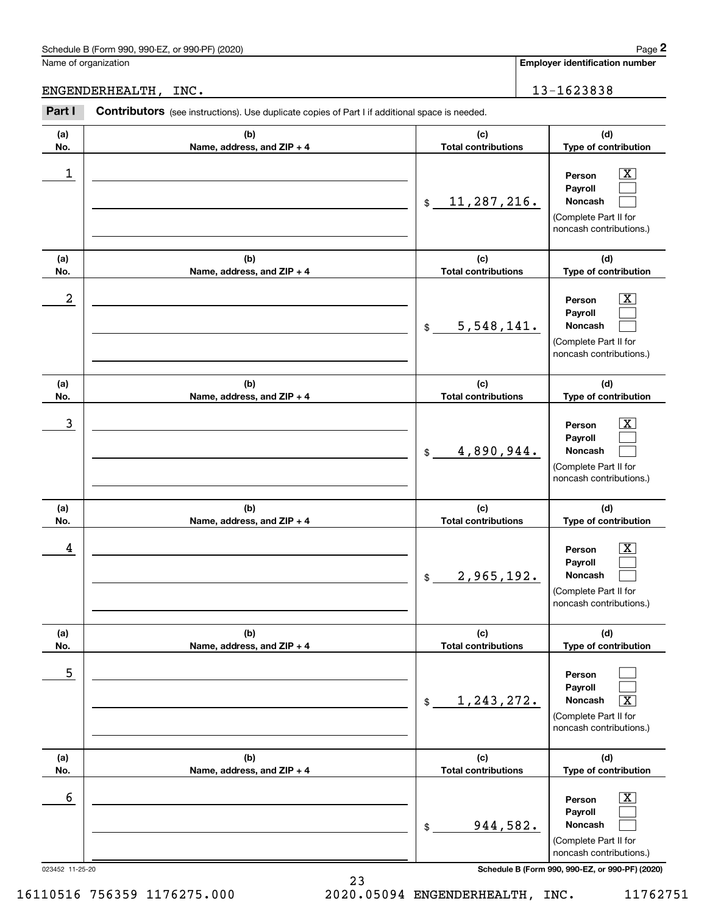Schedule B (Form 990, 990-EZ, or 990-PF) (2020)

Name of organization: ENGENDERHEALTH, INC.

Employer identification number: 13-1623838

**Part I** **Contributors** (see instructions). Use duplicate copies of Part I if additional space is needed.

| (a) No. | (b) Name, address, and ZIP + 4 | (c) Total contributions | (d) Type of contribution |
| --- | --- | --- | --- |
| 1 | | $ 11,287,216. | Person [X] Payroll [ ] Noncash [ ] (Complete Part II for noncash contributions.) |
| 2 | | $ 5,548,141. | Person [X] Payroll [ ] Noncash [ ] (Complete Part II for noncash contributions.) |
| 3 | | $ 4,890,944. | Person [X] Payroll [ ] Noncash [ ] (Complete Part II for noncash contributions.) |
| 4 | | $ 2,965,192. | Person [X] Payroll [ ] Noncash [ ] (Complete Part II for noncash contributions.) |
| 5 | | $ 1,243,272. | Person [ ] Payroll [ ] Noncash [X] (Complete Part II for noncash contributions.) |
| 6 | | $ 944,582. | Person [X] Payroll [ ] Noncash [ ] (Complete Part II for noncash contributions.) |

023452 11-25-20

Schedule B (Form 990, 990-EZ, or 990-PF) (2020)

16110516 756359 1176275.000 2020.05094 ENGENDERHEALTH, INC. 11762751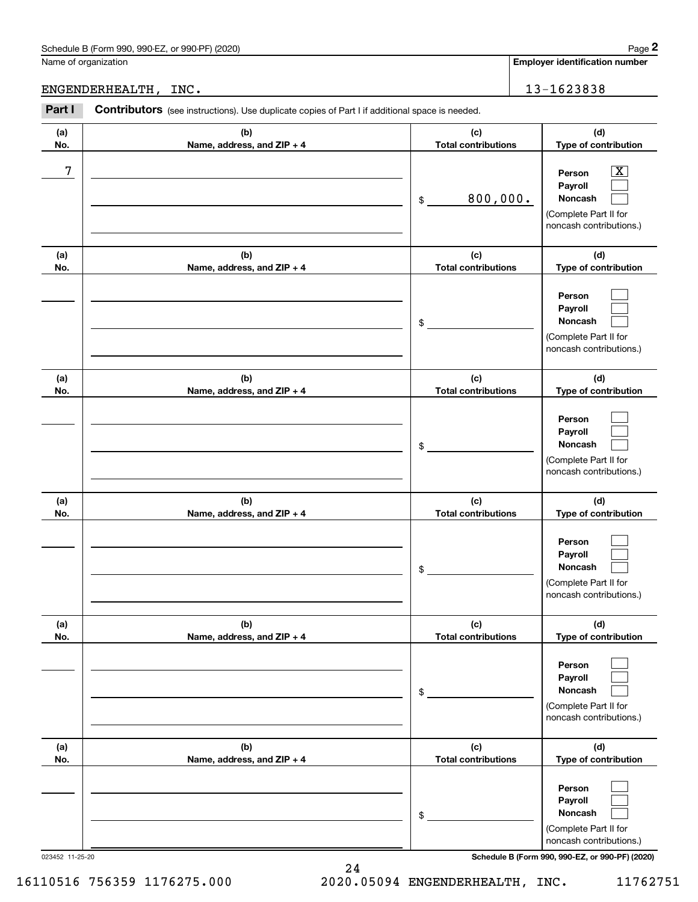Schedule B (Form 990, 990-EZ, or 990-PF) (2020)

Name of organization: ENGENDERHEALTH, INC.

Employer identification number: 13-1623838

**Part I** **Contributors** (see instructions). Use duplicate copies of Part I if additional space is needed.

| (a) No. | (b) Name, address, and ZIP + 4 | (c) Total contributions | (d) Type of contribution |
|---|---|---|---|
| 7 | | $ 800,000. | Person [X] Payroll [ ] Noncash [ ] (Complete Part II for noncash contributions.) |
| | | $ | Person [ ] Payroll [ ] Noncash [ ] (Complete Part II for noncash contributions.) |
| | | $ | Person [ ] Payroll [ ] Noncash [ ] (Complete Part II for noncash contributions.) |
| | | $ | Person [ ] Payroll [ ] Noncash [ ] (Complete Part II for noncash contributions.) |
| | | $ | Person [ ] Payroll [ ] Noncash [ ] (Complete Part II for noncash contributions.) |
| | | $ | Person [ ] Payroll [ ] Noncash [ ] (Complete Part II for noncash contributions.) |

023452 11-25-20

Schedule B (Form 990, 990-EZ, or 990-PF) (2020)

16110516 756359 1176275.000 2020.05094 ENGENDERHEALTH, INC. 11762751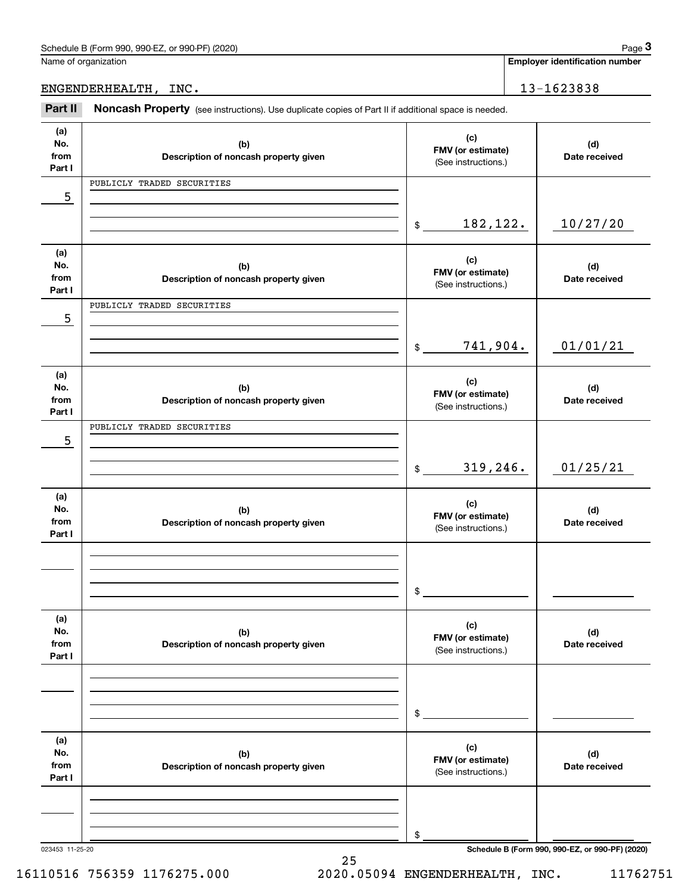Schedule B (Form 990, 990-EZ, or 990-PF) (2020)

Name of organization: ENGENDERHEALTH, INC.

Employer identification number: 13-1623838

## Part II Noncash Property

(see instructions). Use duplicate copies of Part II if additional space is needed.

| (a) No. from Part I | (b) Description of noncash property given | (c) FMV (or estimate) (See instructions.) | (d) Date received |
|---|---|---|---|
| 5 | PUBLICLY TRADED SECURITIES | $ 182,122. | 10/27/20 |
| 5 | PUBLICLY TRADED SECURITIES | $ 741,904. | 01/01/21 |
| 5 | PUBLICLY TRADED SECURITIES | $ 319,246. | 01/25/21 |
| | | $ | |
| | | $ | |
| | | $ | |

Schedule B (Form 990, 990-EZ, or 990-PF) (2020)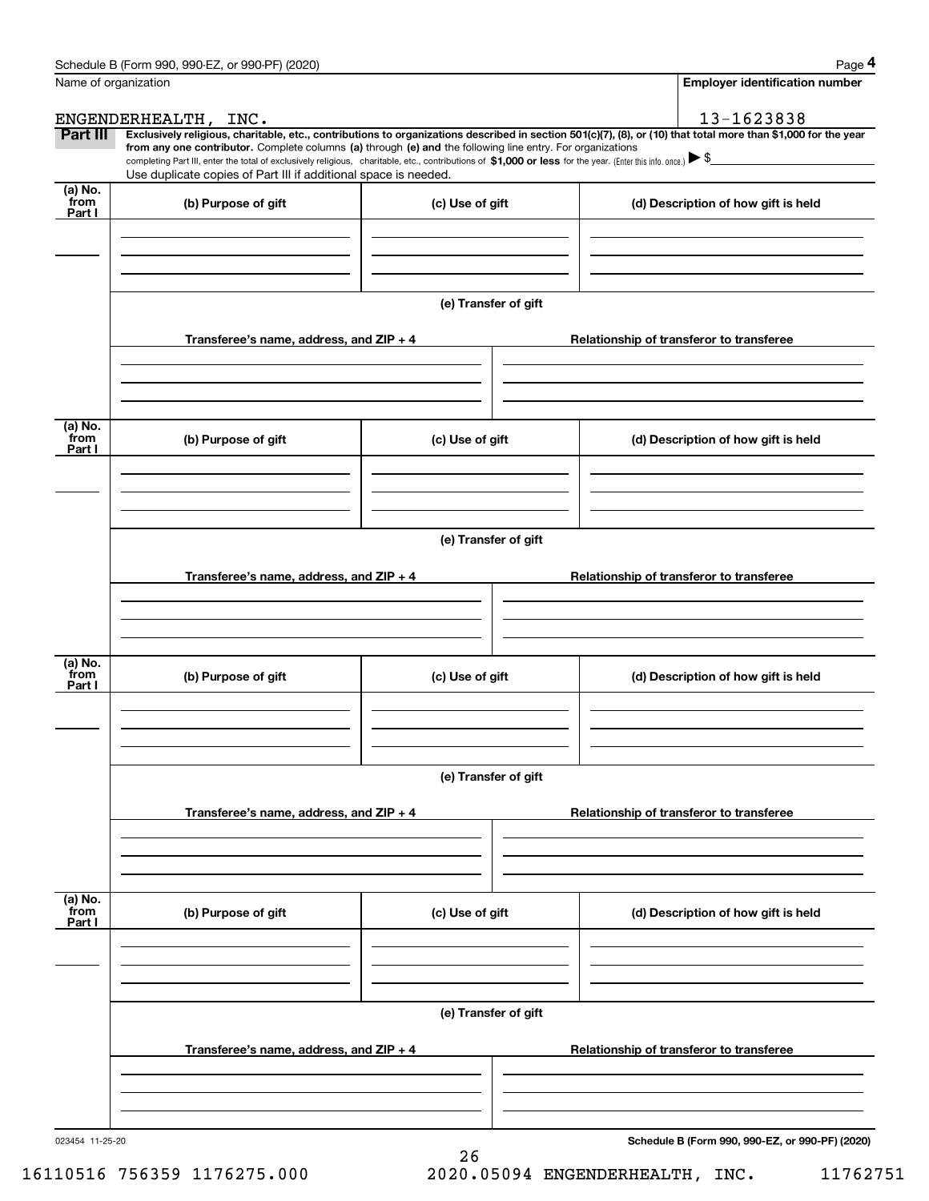Schedule B (Form 990, 990-EZ, or 990-PF) (2020)

Name of organization: ENGENDERHEALTH, INC.

Employer identification number: 13-1623838

**Part III** **Exclusively religious, charitable, etc., contributions to organizations described in section 501(c)(7), (8), or (10) that total more than $1,000 for the year from any one contributor.** Complete columns **(a)** through **(e)** and the following line entry. For organizations completing Part III, enter the total of exclusively religious, charitable, etc., contributions of **$1,000 or less** for the year. (Enter this info. once.) ▶ $

Use duplicate copies of Part III if additional space is needed.

| (a) No. from Part I | (b) Purpose of gift | (c) Use of gift | (d) Description of how gift is held |
|---|---|---|---|
| | | | |

(e) Transfer of gift

| Transferee's name, address, and ZIP + 4 | Relationship of transferor to transferee |
|---|---|
| | |

| (a) No. from Part I | (b) Purpose of gift | (c) Use of gift | (d) Description of how gift is held |
|---|---|---|---|
| | | | |

(e) Transfer of gift

| Transferee's name, address, and ZIP + 4 | Relationship of transferor to transferee |
|---|---|
| | |

| (a) No. from Part I | (b) Purpose of gift | (c) Use of gift | (d) Description of how gift is held |
|---|---|---|---|
| | | | |

(e) Transfer of gift

| Transferee's name, address, and ZIP + 4 | Relationship of transferor to transferee |
|---|---|
| | |

| (a) No. from Part I | (b) Purpose of gift | (c) Use of gift | (d) Description of how gift is held |
|---|---|---|---|
| | | | |

(e) Transfer of gift

| Transferee's name, address, and ZIP + 4 | Relationship of transferor to transferee |
|---|---|
| | |

023454 11-25-20

**Schedule B (Form 990, 990-EZ, or 990-PF) (2020)**

16110516 756359 1176275.000 2020.05094 ENGENDERHEALTH, INC. 11762751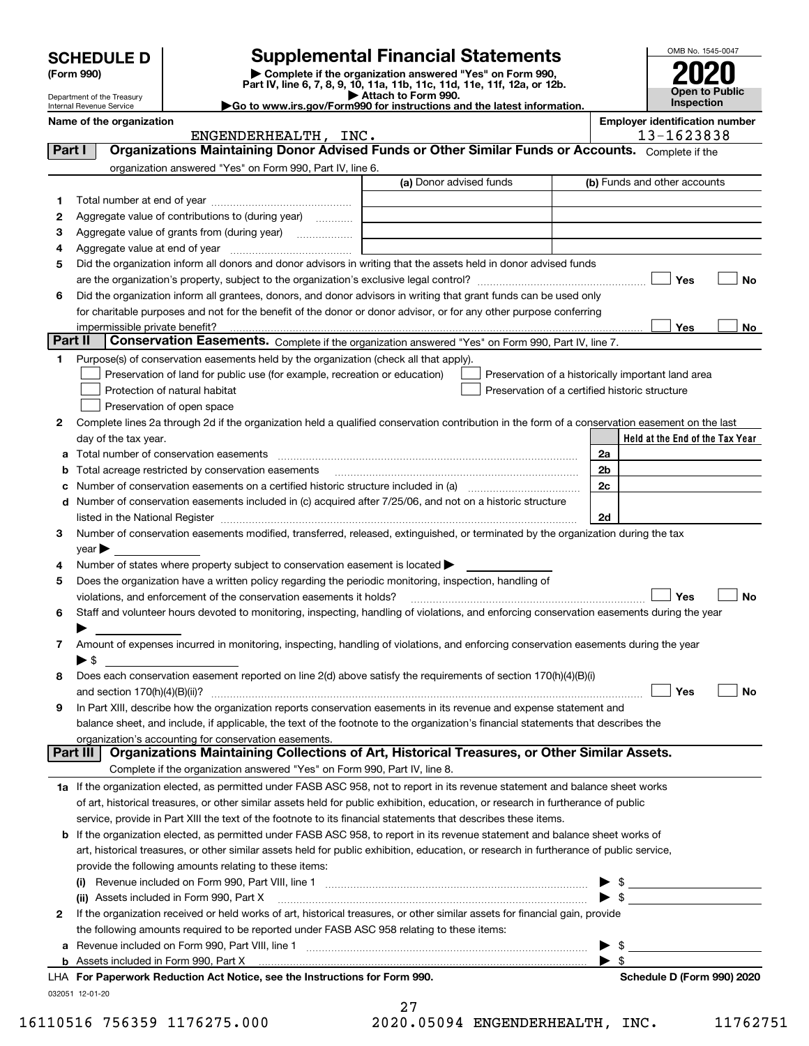# SCHEDULE D (Form 990)

Department of the Treasury
Internal Revenue Service

## Supplemental Financial Statements

▶ Complete if the organization answered "Yes" on Form 990, Part IV, line 6, 7, 8, 9, 10, 11a, 11b, 11c, 11d, 11e, 11f, 12a, or 12b.
▶ Attach to Form 990.
▶Go to www.irs.gov/Form990 for instructions and the latest information.

OMB No. 1545-0047
**2020**
**Open to Public Inspection**

**Name of the organization:** ENGENDERHEALTH, INC.
**Employer identification number:** 13-1623838

### Part I — Organizations Maintaining Donor Advised Funds or Other Similar Funds or Accounts.
Complete if the organization answered "Yes" on Form 990, Part IV, line 6.

| | | (a) Donor advised funds | (b) Funds and other accounts |
|---|---|---|---|
| 1 | Total number at end of year | | |
| 2 | Aggregate value of contributions to (during year) | | |
| 3 | Aggregate value of grants from (during year) | | |
| 4 | Aggregate value at end of year | | |

5 Did the organization inform all donors and donor advisors in writing that the assets held in donor advised funds are the organization's property, subject to the organization's exclusive legal control? ☐ Yes ☐ No

6 Did the organization inform all grantees, donors, and donor advisors in writing that grant funds can be used only for charitable purposes and not for the benefit of the donor or donor advisor, or for any other purpose conferring impermissible private benefit? ☐ Yes ☐ No

### Part II — Conservation Easements.
Complete if the organization answered "Yes" on Form 990, Part IV, line 7.

1 Purpose(s) of conservation easements held by the organization (check all that apply).
- ☐ Preservation of land for public use (for example, recreation or education)
- ☐ Protection of natural habitat
- ☐ Preservation of open space
- ☐ Preservation of a historically important land area
- ☐ Preservation of a certified historic structure

2 Complete lines 2a through 2d if the organization held a qualified conservation contribution in the form of a conservation easement on the last day of the tax year.

| | | | Held at the End of the Tax Year |
|---|---|---|---|
| a | Total number of conservation easements | 2a | |
| b | Total acreage restricted by conservation easements | 2b | |
| c | Number of conservation easements on a certified historic structure included in (a) | 2c | |
| d | Number of conservation easements included in (c) acquired after 7/25/06, and not on a historic structure listed in the National Register | 2d | |

3 Number of conservation easements modified, transferred, released, extinguished, or terminated by the organization during the tax year ▶

4 Number of states where property subject to conservation easement is located ▶

5 Does the organization have a written policy regarding the periodic monitoring, inspection, handling of violations, and enforcement of the conservation easements it holds? ☐ Yes ☐ No

6 Staff and volunteer hours devoted to monitoring, inspecting, handling of violations, and enforcing conservation easements during the year ▶

7 Amount of expenses incurred in monitoring, inspecting, handling of violations, and enforcing conservation easements during the year ▶ $

8 Does each conservation easement reported on line 2(d) above satisfy the requirements of section 170(h)(4)(B)(i) and section 170(h)(4)(B)(ii)? ☐ Yes ☐ No

9 In Part XIII, describe how the organization reports conservation easements in its revenue and expense statement and balance sheet, and include, if applicable, the text of the footnote to the organization's financial statements that describes the organization's accounting for conservation easements.

### Part III — Organizations Maintaining Collections of Art, Historical Treasures, or Other Similar Assets.
Complete if the organization answered "Yes" on Form 990, Part IV, line 8.

1a If the organization elected, as permitted under FASB ASC 958, not to report in its revenue statement and balance sheet works of art, historical treasures, or other similar assets held for public exhibition, education, or research in furtherance of public service, provide in Part XIII the text of the footnote to its financial statements that describes these items.

b If the organization elected, as permitted under FASB ASC 958, to report in its revenue statement and balance sheet works of art, historical treasures, or other similar assets held for public exhibition, education, or research in furtherance of public service, provide the following amounts relating to these items:

(i) Revenue included on Form 990, Part VIII, line 1 ▶ $

(ii) Assets included in Form 990, Part X ▶ $

2 If the organization received or held works of art, historical treasures, or other similar assets for financial gain, provide the following amounts required to be reported under FASB ASC 958 relating to these items:

a Revenue included on Form 990, Part VIII, line 1 ▶ $

b Assets included in Form 990, Part X ▶ $

LHA For Paperwork Reduction Act Notice, see the Instructions for Form 990. Schedule D (Form 990) 2020

032051 12-01-20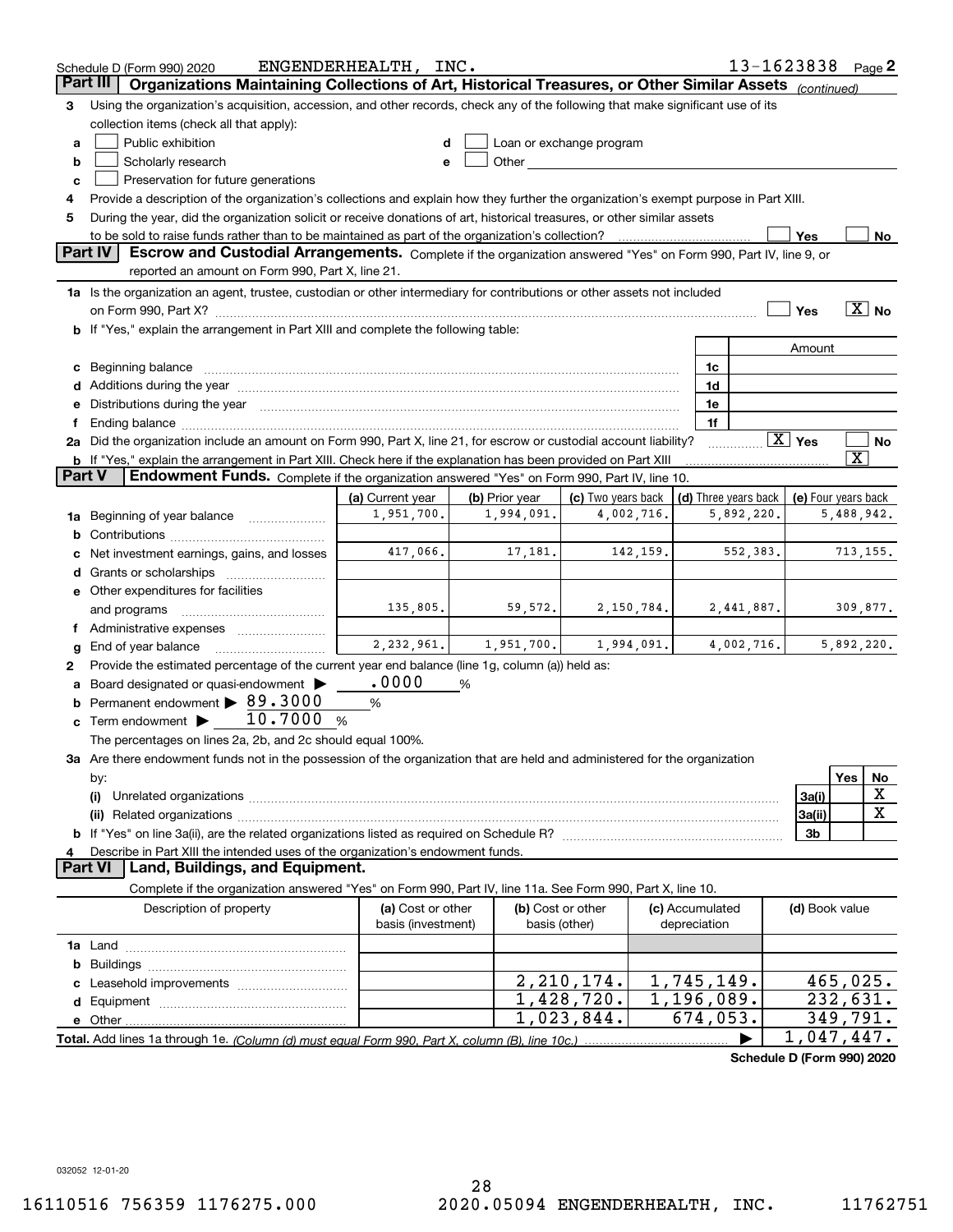Schedule D (Form 990) 2020 ENGENDERHEALTH, INC. 13-1623838 Page 2

## Part III | Organizations Maintaining Collections of Art, Historical Treasures, or Other Similar Assets *(continued)*

**3** Using the organization's acquisition, accession, and other records, check any of the following that make significant use of its collection items (check all that apply):

- **a** ☐ Public exhibition
- **b** ☐ Scholarly research
- **c** ☐ Preservation for future generations
- **d** ☐ Loan or exchange program
- **e** ☐ Other

**4** Provide a description of the organization's collections and explain how they further the organization's exempt purpose in Part XIII.

**5** During the year, did the organization solicit or receive donations of art, historical treasures, or other similar assets to be sold to raise funds rather than to be maintained as part of the organization's collection? ☐ Yes ☐ No

## Part IV | Escrow and Custodial Arrangements.

Complete if the organization answered "Yes" on Form 990, Part IV, line 9, or reported an amount on Form 990, Part X, line 21.

**1a** Is the organization an agent, trustee, custodian or other intermediary for contributions or other assets not included on Form 990, Part X? ☐ Yes ☒ No

**b** If "Yes," explain the arrangement in Part XIII and complete the following table:

| | | Amount |
|---|---|---|
| **c** Beginning balance | 1c | |
| **d** Additions during the year | 1d | |
| **e** Distributions during the year | 1e | |
| **f** Ending balance | 1f | |

**2a** Did the organization include an amount on Form 990, Part X, line 21, for escrow or custodial account liability? ☒ Yes ☐ No

**b** If "Yes," explain the arrangement in Part XIII. Check here if the explanation has been provided on Part XIII ☒

## Part V | Endowment Funds.

Complete if the organization answered "Yes" on Form 990, Part IV, line 10.

| | (a) Current year | (b) Prior year | (c) Two years back | (d) Three years back | (e) Four years back |
|---|---|---|---|---|---|
| **1a** Beginning of year balance | 1,951,700. | 1,994,091. | 4,002,716. | 5,892,220. | 5,488,942. |
| **b** Contributions | | | | | |
| **c** Net investment earnings, gains, and losses | 417,066. | 17,181. | 142,159. | 552,383. | 713,155. |
| **d** Grants or scholarships | | | | | |
| **e** Other expenditures for facilities and programs | 135,805. | 59,572. | 2,150,784. | 2,441,887. | 309,877. |
| **f** Administrative expenses | | | | | |
| **g** End of year balance | 2,232,961. | 1,951,700. | 1,994,091. | 4,002,716. | 5,892,220. |

**2** Provide the estimated percentage of the current year end balance (line 1g, column (a)) held as:

- **a** Board designated or quasi-endowment ▶ .0000 %
- **b** Permanent endowment ▶ 89.3000 %
- **c** Term endowment ▶ 10.7000 %

The percentages on lines 2a, 2b, and 2c should equal 100%.

**3a** Are there endowment funds not in the possession of the organization that are held and administered for the organization by:

| | | Yes | No |
|---|---|---|---|
| **(i)** Unrelated organizations | 3a(i) | | X |
| **(ii)** Related organizations | 3a(ii) | | X |
| **b** If "Yes" on line 3a(ii), are the related organizations listed as required on Schedule R? | 3b | | |

**4** Describe in Part XIII the intended uses of the organization's endowment funds.

## Part VI | Land, Buildings, and Equipment.

Complete if the organization answered "Yes" on Form 990, Part IV, line 11a. See Form 990, Part X, line 10.

| Description of property | (a) Cost or other basis (investment) | (b) Cost or other basis (other) | (c) Accumulated depreciation | (d) Book value |
|---|---|---|---|---|
| **1a** Land | | | | |
| **b** Buildings | | | | |
| **c** Leasehold improvements | | 2,210,174. | 1,745,149. | 465,025. |
| **d** Equipment | | 1,428,720. | 1,196,089. | 232,631. |
| **e** Other | | 1,023,844. | 674,053. | 349,791. |
| **Total.** Add lines 1a through 1e. *(Column (d) must equal Form 990, Part X, column (B), line 10c.)* ▶ | | | | 1,047,447. |

Schedule D (Form 990) 2020

032052 12-01-20

16110516 756359 1176275.000 2020.05094 ENGENDERHEALTH, INC. 11762751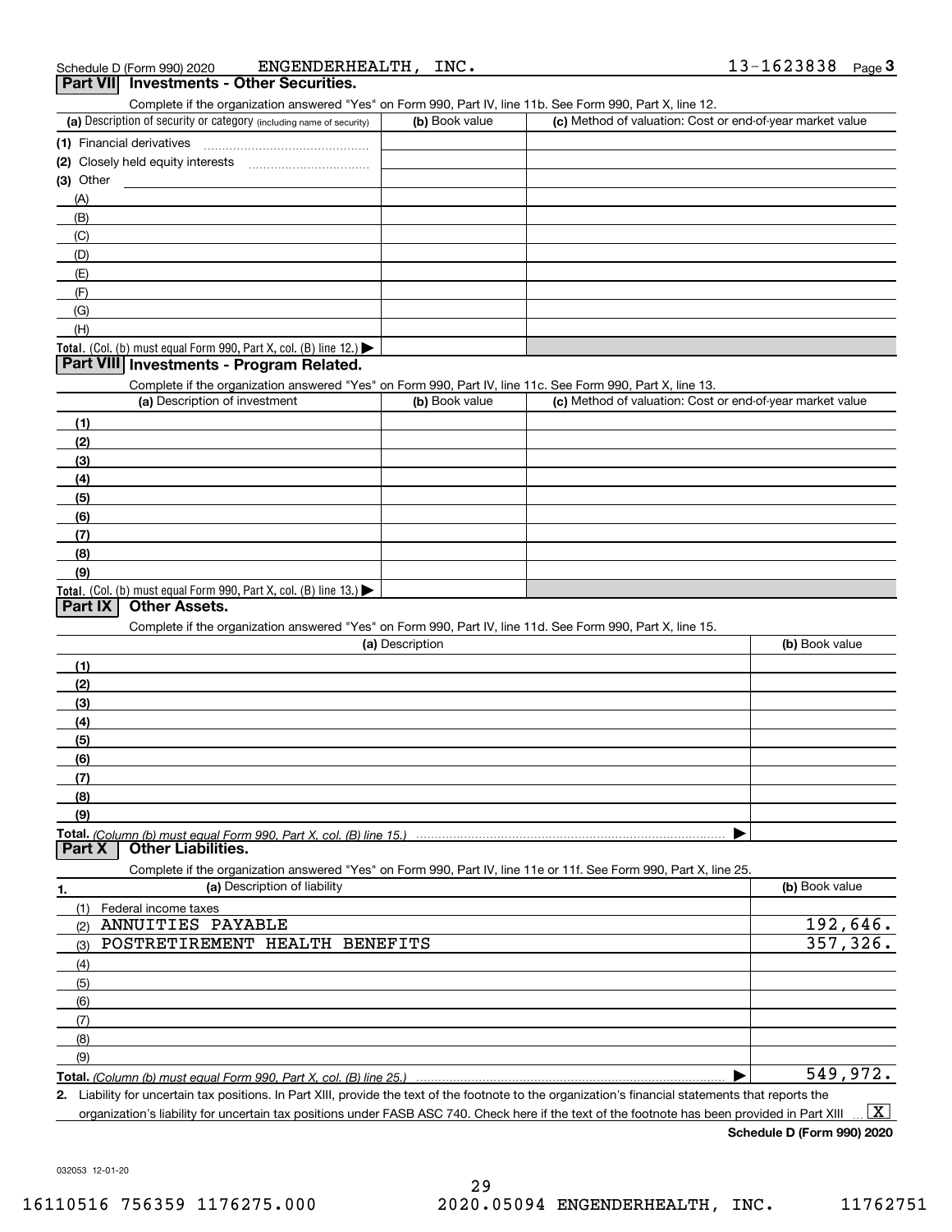Schedule D (Form 990) 2020 ENGENDERHEALTH, INC. 13-1623838 Page 3

## Part VII Investments - Other Securities.

Complete if the organization answered "Yes" on Form 990, Part IV, line 11b. See Form 990, Part X, line 12.

| (a) Description of security or category (including name of security) | (b) Book value | (c) Method of valuation: Cost or end-of-year market value |
|---|---|---|
| (1) Financial derivatives | | |
| (2) Closely held equity interests | | |
| (3) Other | | |
| (A) | | |
| (B) | | |
| (C) | | |
| (D) | | |
| (E) | | |
| (F) | | |
| (G) | | |
| (H) | | |
| **Total.** (Col. (b) must equal Form 990, Part X, col. (B) line 12.) | | |

## Part VIII Investments - Program Related.

Complete if the organization answered "Yes" on Form 990, Part IV, line 11c. See Form 990, Part X, line 13.

| (a) Description of investment | (b) Book value | (c) Method of valuation: Cost or end-of-year market value |
|---|---|---|
| (1) | | |
| (2) | | |
| (3) | | |
| (4) | | |
| (5) | | |
| (6) | | |
| (7) | | |
| (8) | | |
| (9) | | |
| **Total.** (Col. (b) must equal Form 990, Part X, col. (B) line 13.) | | |

## Part IX Other Assets.

Complete if the organization answered "Yes" on Form 990, Part IV, line 11d. See Form 990, Part X, line 15.

| (a) Description | (b) Book value |
|---|---|
| (1) | |
| (2) | |
| (3) | |
| (4) | |
| (5) | |
| (6) | |
| (7) | |
| (8) | |
| (9) | |
| **Total.** *(Column (b) must equal Form 990, Part X, col. (B) line 15.)* | |

## Part X Other Liabilities.

Complete if the organization answered "Yes" on Form 990, Part IV, line 11e or 11f. See Form 990, Part X, line 25.

| 1. (a) Description of liability | (b) Book value |
|---|---|
| (1) Federal income taxes | |
| (2) ANNUITIES PAYABLE | 192,646. |
| (3) POSTRETIREMENT HEALTH BENEFITS | 357,326. |
| (4) | |
| (5) | |
| (6) | |
| (7) | |
| (8) | |
| (9) | |
| **Total.** *(Column (b) must equal Form 990, Part X, col. (B) line 25.)* | 549,972. |

**2.** Liability for uncertain tax positions. In Part XIII, provide the text of the footnote to the organization's financial statements that reports the organization's liability for uncertain tax positions under FASB ASC 740. Check here if the text of the footnote has been provided in Part XIII ... [X]

**Schedule D (Form 990) 2020**

032053 12-01-20

16110516 756359 1176275.000 2020.05094 ENGENDERHEALTH, INC. 11762751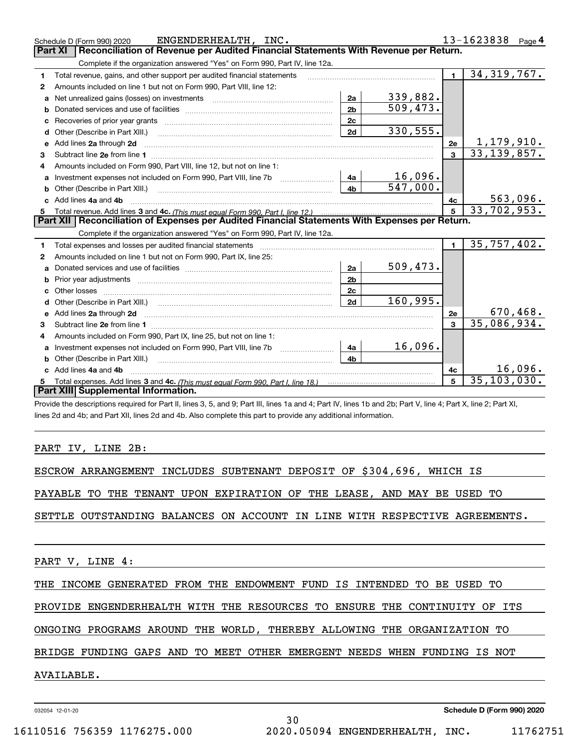Schedule D (Form 990) 2020 ENGENDERHEALTH, INC. 13-1623838 Page 4

## Part XI Reconciliation of Revenue per Audited Financial Statements With Revenue per Return.

Complete if the organization answered "Yes" on Form 990, Part IV, line 12a.

| | | | | | |
|---|---|---|---|---|---|
| 1 | Total revenue, gains, and other support per audited financial statements | | | 1 | 34,319,767. |
| 2 | Amounts included on line 1 but not on Form 990, Part VIII, line 12: | | | | |
| a | Net unrealized gains (losses) on investments | 2a | 339,882. | | |
| b | Donated services and use of facilities | 2b | 509,473. | | |
| c | Recoveries of prior year grants | 2c | | | |
| d | Other (Describe in Part XIII.) | 2d | 330,555. | | |
| e | Add lines 2a through 2d | | | 2e | 1,179,910. |
| 3 | Subtract line 2e from line 1 | | | 3 | 33,139,857. |
| 4 | Amounts included on Form 990, Part VIII, line 12, but not on line 1: | | | | |
| a | Investment expenses not included on Form 990, Part VIII, line 7b | 4a | 16,096. | | |
| b | Other (Describe in Part XIII.) | 4b | 547,000. | | |
| c | Add lines 4a and 4b | | | 4c | 563,096. |
| 5 | Total revenue. Add lines 3 and 4c. *(This must equal Form 990, Part I, line 12.)* | | | 5 | 33,702,953. |

## Part XII Reconciliation of Expenses per Audited Financial Statements With Expenses per Return.

Complete if the organization answered "Yes" on Form 990, Part IV, line 12a.

| | | | | | |
|---|---|---|---|---|---|
| 1 | Total expenses and losses per audited financial statements | | | 1 | 35,757,402. |
| 2 | Amounts included on line 1 but not on Form 990, Part IX, line 25: | | | | |
| a | Donated services and use of facilities | 2a | 509,473. | | |
| b | Prior year adjustments | 2b | | | |
| c | Other losses | 2c | | | |
| d | Other (Describe in Part XIII.) | 2d | 160,995. | | |
| e | Add lines 2a through 2d | | | 2e | 670,468. |
| 3 | Subtract line 2e from line 1 | | | 3 | 35,086,934. |
| 4 | Amounts included on Form 990, Part IX, line 25, but not on line 1: | | | | |
| a | Investment expenses not included on Form 990, Part VIII, line 7b | 4a | 16,096. | | |
| b | Other (Describe in Part XIII.) | 4b | | | |
| c | Add lines 4a and 4b | | | 4c | 16,096. |
| 5 | Total expenses. Add lines 3 and 4c. *(This must equal Form 990, Part I, line 18.)* | | | 5 | 35,103,030. |

## Part XIII Supplemental Information.

Provide the descriptions required for Part II, lines 3, 5, and 9; Part III, lines 1a and 4; Part IV, lines 1b and 2b; Part V, line 4; Part X, line 2; Part XI, lines 2d and 4b; and Part XII, lines 2d and 4b. Also complete this part to provide any additional information.

PART IV, LINE 2B:

ESCROW ARRANGEMENT INCLUDES SUBTENANT DEPOSIT OF $304,696, WHICH IS PAYABLE TO THE TENANT UPON EXPIRATION OF THE LEASE, AND MAY BE USED TO SETTLE OUTSTANDING BALANCES ON ACCOUNT IN LINE WITH RESPECTIVE AGREEMENTS.

PART V, LINE 4:

THE INCOME GENERATED FROM THE ENDOWMENT FUND IS INTENDED TO BE USED TO PROVIDE ENGENDERHEALTH WITH THE RESOURCES TO ENSURE THE CONTINUITY OF ITS ONGOING PROGRAMS AROUND THE WORLD, THEREBY ALLOWING THE ORGANIZATION TO BRIDGE FUNDING GAPS AND TO MEET OTHER EMERGENT NEEDS WHEN FUNDING IS NOT AVAILABLE.

032054 12-01-20 Schedule D (Form 990) 2020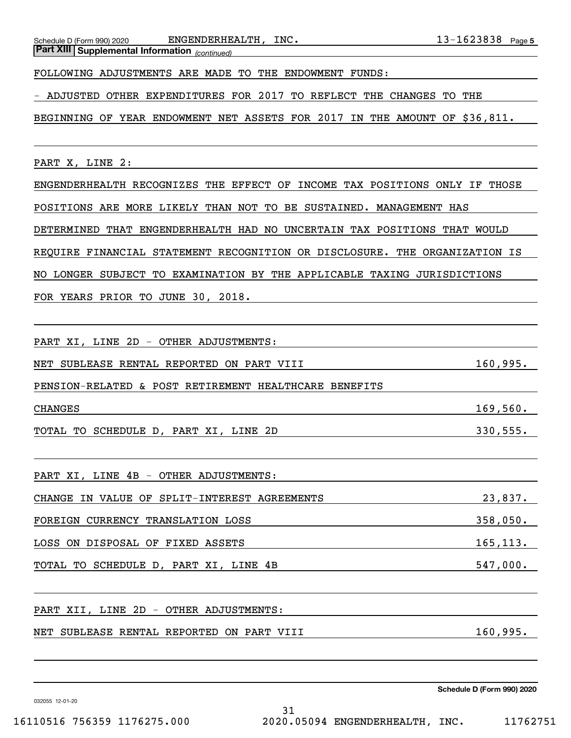Schedule D (Form 990) 2020 ENGENDERHEALTH, INC. 13-1623838

**Part XIII | Supplemental Information** *(continued)*

FOLLOWING ADJUSTMENTS ARE MADE TO THE ENDOWMENT FUNDS:

- ADJUSTED OTHER EXPENDITURES FOR 2017 TO REFLECT THE CHANGES TO THE BEGINNING OF YEAR ENDOWMENT NET ASSETS FOR 2017 IN THE AMOUNT OF $36,811.

PART X, LINE 2:

ENGENDERHEALTH RECOGNIZES THE EFFECT OF INCOME TAX POSITIONS ONLY IF THOSE POSITIONS ARE MORE LIKELY THAN NOT TO BE SUSTAINED. MANAGEMENT HAS DETERMINED THAT ENGENDERHEALTH HAD NO UNCERTAIN TAX POSITIONS THAT WOULD REQUIRE FINANCIAL STATEMENT RECOGNITION OR DISCLOSURE. THE ORGANIZATION IS NO LONGER SUBJECT TO EXAMINATION BY THE APPLICABLE TAXING JURISDICTIONS FOR YEARS PRIOR TO JUNE 30, 2018.

PART XI, LINE 2D - OTHER ADJUSTMENTS:

| | |
|---|---|
| NET SUBLEASE RENTAL REPORTED ON PART VIII | 160,995. |
| PENSION-RELATED & POST RETIREMENT HEALTHCARE BENEFITS CHANGES | 169,560. |
| TOTAL TO SCHEDULE D, PART XI, LINE 2D | 330,555. |

PART XI, LINE 4B - OTHER ADJUSTMENTS:

| | |
|---|---|
| CHANGE IN VALUE OF SPLIT-INTEREST AGREEMENTS | 23,837. |
| FOREIGN CURRENCY TRANSLATION LOSS | 358,050. |
| LOSS ON DISPOSAL OF FIXED ASSETS | 165,113. |
| TOTAL TO SCHEDULE D, PART XI, LINE 4B | 547,000. |

PART XII, LINE 2D - OTHER ADJUSTMENTS:

| | |
|---|---|
| NET SUBLEASE RENTAL REPORTED ON PART VIII | 160,995. |

Schedule D (Form 990) 2020

032055 12-01-20

16110516 756359 1176275.000 2020.05094 ENGENDERHEALTH, INC. 11762751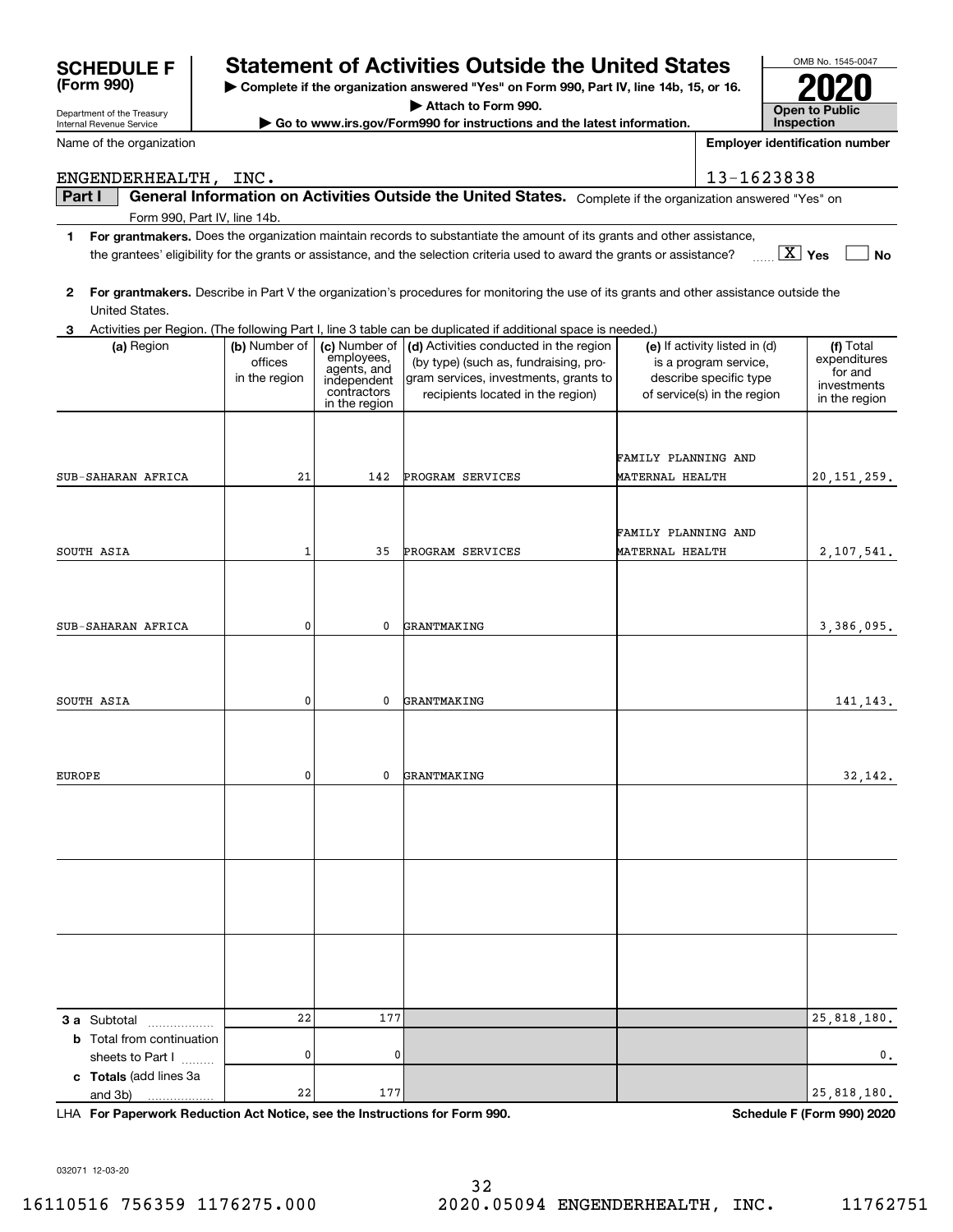# SCHEDULE F (Form 990)

Department of the Treasury
Internal Revenue Service

## Statement of Activities Outside the United States

▶ **Complete if the organization answered "Yes" on Form 990, Part IV, line 14b, 15, or 16.**
▶ **Attach to Form 990.**
▶ **Go to www.irs.gov/Form990 for instructions and the latest information.**

OMB No. 1545-0047
**2020**
**Open to Public Inspection**

Name of the organization: ENGENDERHEALTH, INC.
Employer identification number: 13-1623838

**Part I — General Information on Activities Outside the United States.** Complete if the organization answered "Yes" on Form 990, Part IV, line 14b.

**1** **For grantmakers.** Does the organization maintain records to substantiate the amount of its grants and other assistance, the grantees' eligibility for the grants or assistance, and the selection criteria used to award the grants or assistance? [X] Yes [ ] No

**2** **For grantmakers.** Describe in Part V the organization's procedures for monitoring the use of its grants and other assistance outside the United States.

**3** Activities per Region. (The following Part I, line 3 table can be duplicated if additional space is needed.)

| (a) Region | (b) Number of offices in the region | (c) Number of employees, agents, and independent contractors in the region | (d) Activities conducted in the region (by type) (such as, fundraising, program services, investments, grants to recipients located in the region) | (e) If activity listed in (d) is a program service, describe specific type of service(s) in the region | (f) Total expenditures for and investments in the region |
|---|---|---|---|---|---|
| SUB-SAHARAN AFRICA | 21 | 142 | PROGRAM SERVICES | FAMILY PLANNING AND MATERNAL HEALTH | 20,151,259. |
| SOUTH ASIA | 1 | 35 | PROGRAM SERVICES | FAMILY PLANNING AND MATERNAL HEALTH | 2,107,541. |
| SUB-SAHARAN AFRICA | 0 | 0 | GRANTMAKING | | 3,386,095. |
| SOUTH ASIA | 0 | 0 | GRANTMAKING | | 141,143. |
| EUROPE | 0 | 0 | GRANTMAKING | | 32,142. |
| | | | | | |
| | | | | | |
| | | | | | |
| **3a** Subtotal | 22 | 177 | | | 25,818,180. |
| **b** Total from continuation sheets to Part I | 0 | 0 | | | 0. |
| **c** **Totals** (add lines 3a and 3b) | 22 | 177 | | | 25,818,180. |

LHA **For Paperwork Reduction Act Notice, see the Instructions for Form 990.** **Schedule F (Form 990) 2020**

032071 12-03-20

16110516 756359 1176275.000 2020.05094 ENGENDERHEALTH, INC. 11762751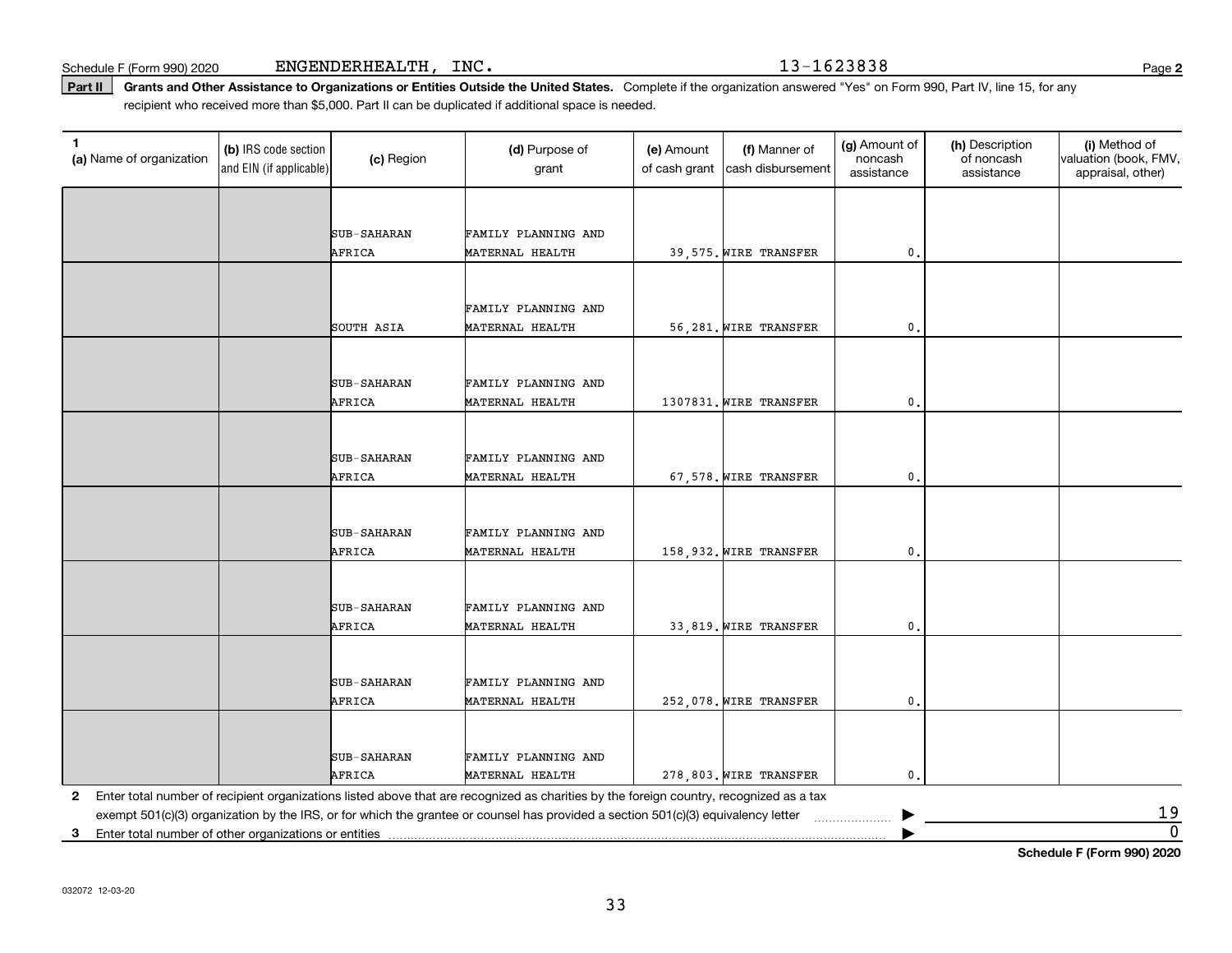Schedule F (Form 990) 2020 ENGENDERHEALTH, INC. 13-1623838 Page **2**

**Part II** **Grants and Other Assistance to Organizations or Entities Outside the United States.** Complete if the organization answered "Yes" on Form 990, Part IV, line 15, for any recipient who received more than $5,000. Part II can be duplicated if additional space is needed.

| 1 (a) Name of organization | (b) IRS code section and EIN (if applicable) | (c) Region | (d) Purpose of grant | (e) Amount of cash grant | (f) Manner of cash disbursement | (g) Amount of noncash assistance | (h) Description of noncash assistance | (i) Method of valuation (book, FMV, appraisal, other) |
|---|---|---|---|---|---|---|---|---|
| | | SUB-SAHARAN AFRICA | FAMILY PLANNING AND MATERNAL HEALTH | 39,575. | WIRE TRANSFER | 0. | | |
| | | SOUTH ASIA | FAMILY PLANNING AND MATERNAL HEALTH | 56,281. | WIRE TRANSFER | 0. | | |
| | | SUB-SAHARAN AFRICA | FAMILY PLANNING AND MATERNAL HEALTH | 1307831. | WIRE TRANSFER | 0. | | |
| | | SUB-SAHARAN AFRICA | FAMILY PLANNING AND MATERNAL HEALTH | 67,578. | WIRE TRANSFER | 0. | | |
| | | SUB-SAHARAN AFRICA | FAMILY PLANNING AND MATERNAL HEALTH | 158,932. | WIRE TRANSFER | 0. | | |
| | | SUB-SAHARAN AFRICA | FAMILY PLANNING AND MATERNAL HEALTH | 33,819. | WIRE TRANSFER | 0. | | |
| | | SUB-SAHARAN AFRICA | FAMILY PLANNING AND MATERNAL HEALTH | 252,078. | WIRE TRANSFER | 0. | | |
| | | SUB-SAHARAN AFRICA | FAMILY PLANNING AND MATERNAL HEALTH | 278,803. | WIRE TRANSFER | 0. | | |

**2** Enter total number of recipient organizations listed above that are recognized as charities by the foreign country, recognized as a tax exempt 501(c)(3) organization by the IRS, or for which the grantee or counsel has provided a section 501(c)(3) equivalency letter ▶ 19

**3** Enter total number of other organizations or entities ▶ 0

**Schedule F (Form 990) 2020**

032072 12-03-20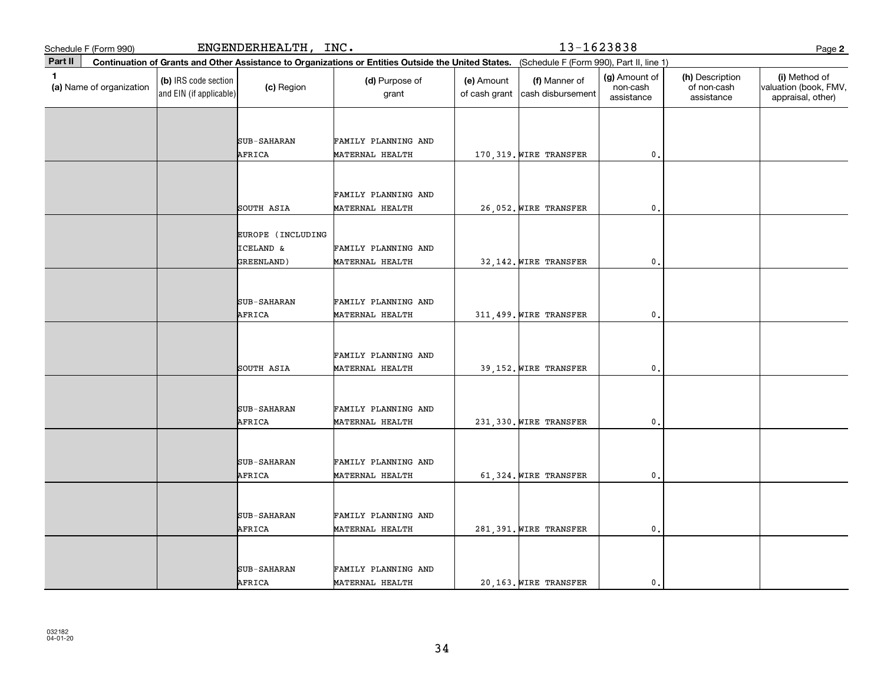Schedule F (Form 990) ENGENDERHEALTH, INC. 13-1623838 Page **2**

**Part II** **Continuation of Grants and Other Assistance to Organizations or Entities Outside the United States.** (Schedule F (Form 990), Part II, line 1)

| 1 (a) Name of organization | (b) IRS code section and EIN (if applicable) | (c) Region | (d) Purpose of grant | (e) Amount of cash grant | (f) Manner of cash disbursement | (g) Amount of non-cash assistance | (h) Description of non-cash assistance | (i) Method of valuation (book, FMV, appraisal, other) |
|---|---|---|---|---|---|---|---|---|
| | | SUB-SAHARAN AFRICA | FAMILY PLANNING AND MATERNAL HEALTH | 170,319. | WIRE TRANSFER | 0. | | |
| | | SOUTH ASIA | FAMILY PLANNING AND MATERNAL HEALTH | 26,052. | WIRE TRANSFER | 0. | | |
| | | EUROPE (INCLUDING ICELAND & GREENLAND) | FAMILY PLANNING AND MATERNAL HEALTH | 32,142. | WIRE TRANSFER | 0. | | |
| | | SUB-SAHARAN AFRICA | FAMILY PLANNING AND MATERNAL HEALTH | 311,499. | WIRE TRANSFER | 0. | | |
| | | SOUTH ASIA | FAMILY PLANNING AND MATERNAL HEALTH | 39,152. | WIRE TRANSFER | 0. | | |
| | | SUB-SAHARAN AFRICA | FAMILY PLANNING AND MATERNAL HEALTH | 231,330. | WIRE TRANSFER | 0. | | |
| | | SUB-SAHARAN AFRICA | FAMILY PLANNING AND MATERNAL HEALTH | 61,324. | WIRE TRANSFER | 0. | | |
| | | SUB-SAHARAN AFRICA | FAMILY PLANNING AND MATERNAL HEALTH | 281,391. | WIRE TRANSFER | 0. | | |
| | | SUB-SAHARAN AFRICA | FAMILY PLANNING AND MATERNAL HEALTH | 20,163. | WIRE TRANSFER | 0. | | |

032182 04-01-20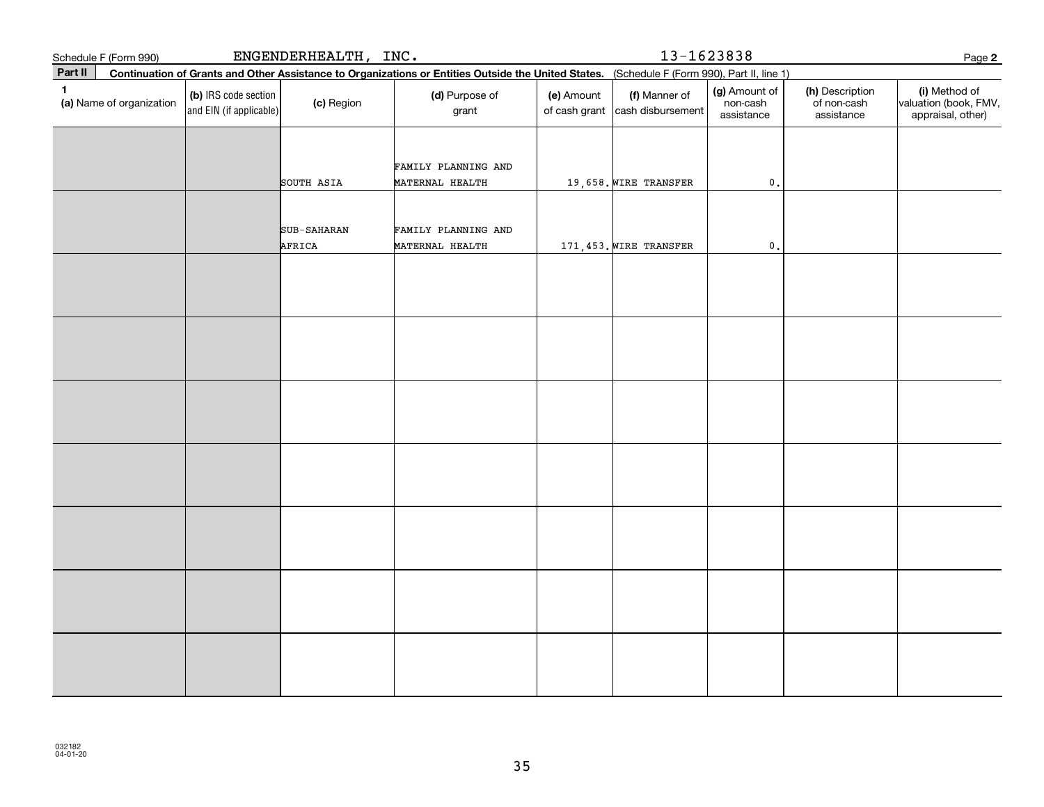Schedule F (Form 990) ENGENDERHEALTH, INC. 13-1623838 Page **2**

**Part II** **Continuation of Grants and Other Assistance to Organizations or Entities Outside the United States.** (Schedule F (Form 990), Part II, line 1)

| 1 (a) Name of organization | (b) IRS code section and EIN (if applicable) | (c) Region | (d) Purpose of grant | (e) Amount of cash grant | (f) Manner of cash disbursement | (g) Amount of non-cash assistance | (h) Description of non-cash assistance | (i) Method of valuation (book, FMV, appraisal, other) |
|---|---|---|---|---|---|---|---|---|
| | | SOUTH ASIA | FAMILY PLANNING AND MATERNAL HEALTH | 19,658. | WIRE TRANSFER | 0. | | |
| | | SUB-SAHARAN AFRICA | FAMILY PLANNING AND MATERNAL HEALTH | 171,453. | WIRE TRANSFER | 0. | | |
| | | | | | | | | |
| | | | | | | | | |
| | | | | | | | | |
| | | | | | | | | |
| | | | | | | | | |
| | | | | | | | | |
| | | | | | | | | |

032182 04-01-20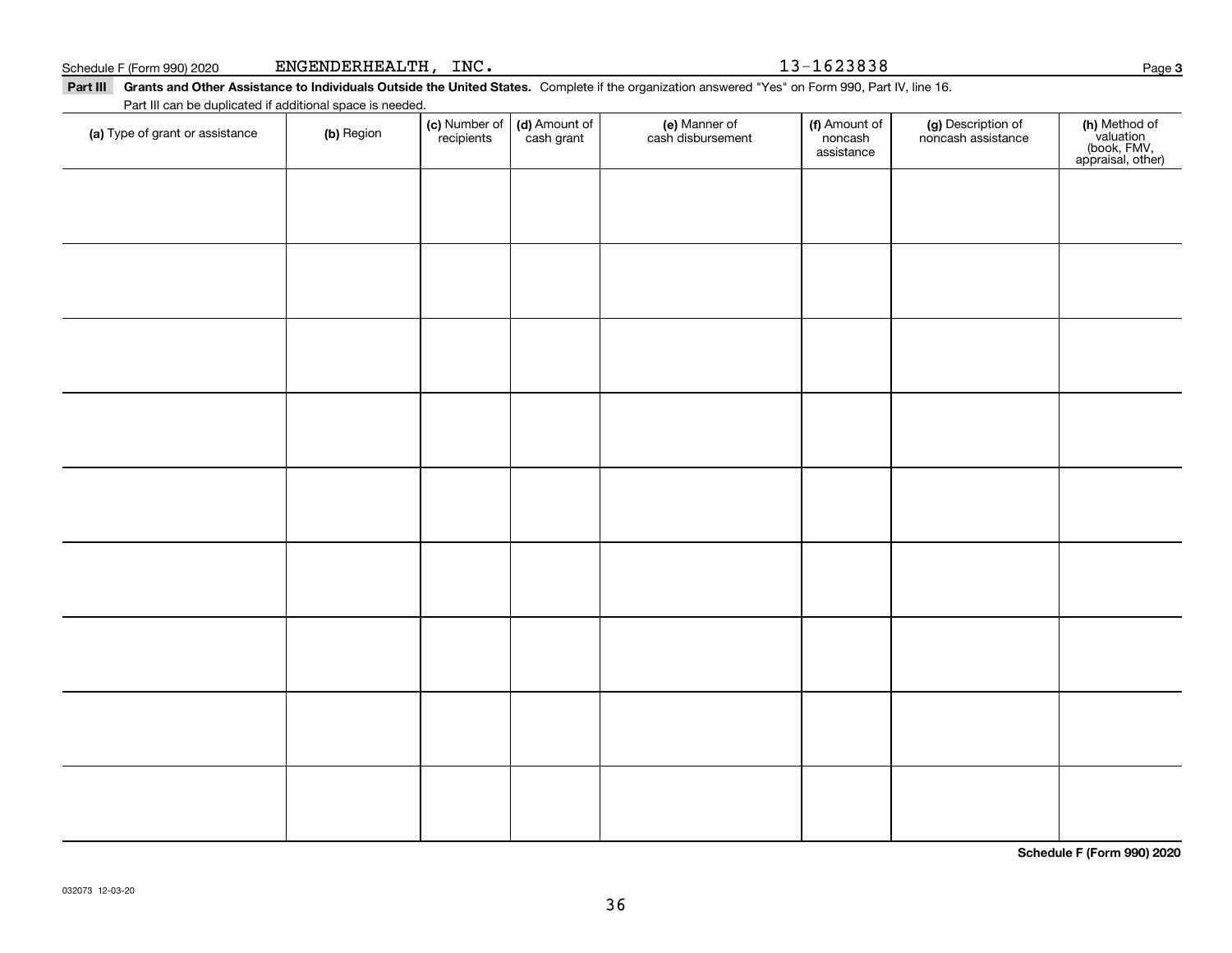Schedule F (Form 990) 2020 ENGENDERHEALTH, INC. 13-1623838 Page 3

**Part III Grants and Other Assistance to Individuals Outside the United States.** Complete if the organization answered "Yes" on Form 990, Part IV, line 16.

Part III can be duplicated if additional space is needed.

| (a) Type of grant or assistance | (b) Region | (c) Number of recipients | (d) Amount of cash grant | (e) Manner of cash disbursement | (f) Amount of noncash assistance | (g) Description of noncash assistance | (h) Method of valuation (book, FMV, appraisal, other) |
|---|---|---|---|---|---|---|---|
| | | | | | | | |
| | | | | | | | |
| | | | | | | | |
| | | | | | | | |
| | | | | | | | |
| | | | | | | | |
| | | | | | | | |
| | | | | | | | |
| | | | | | | | |

**Schedule F (Form 990) 2020**

032073 12-03-20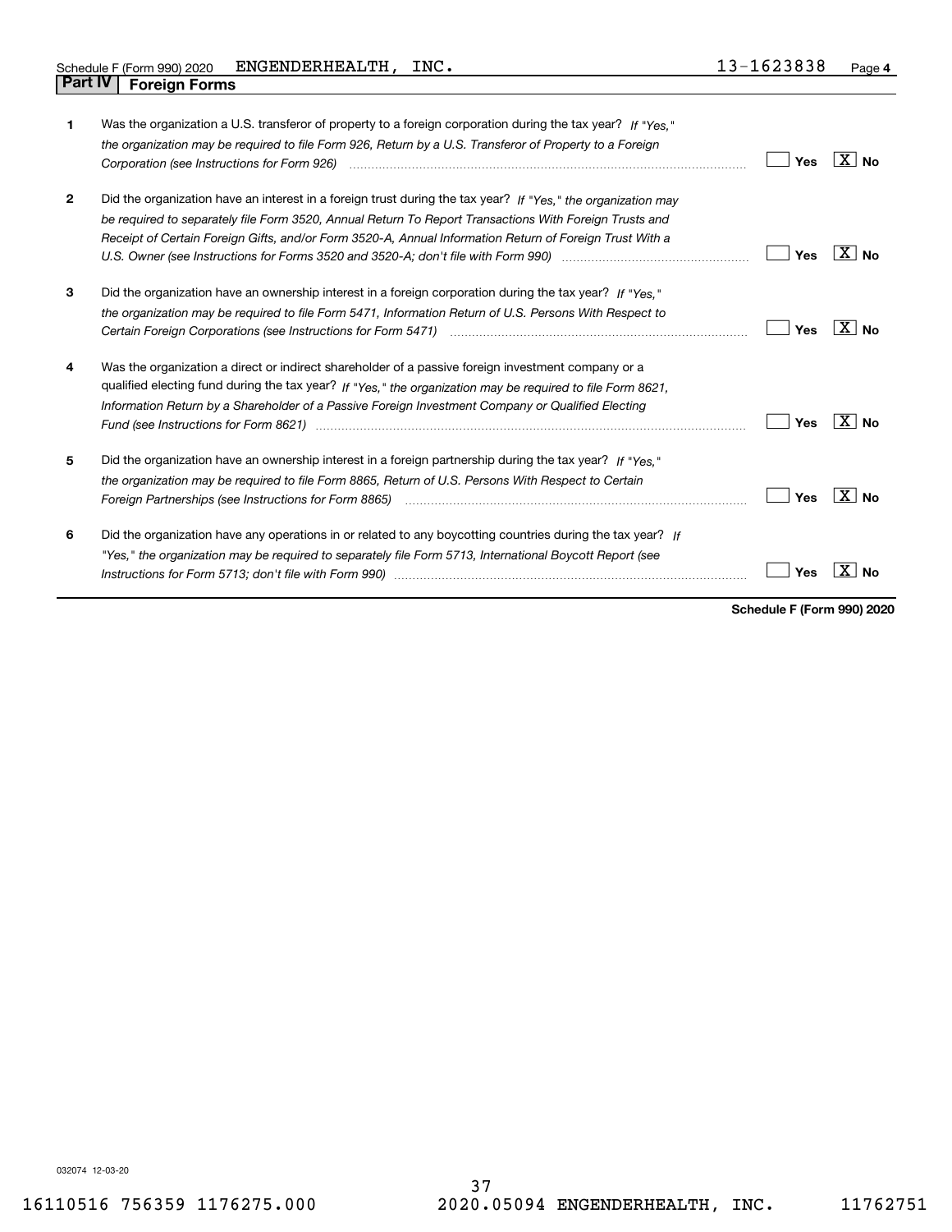Schedule F (Form 990) 2020 ENGENDERHEALTH, INC. 13-1623838

## Part IV Foreign Forms

| | | |
|---|---|---|
| **1** | Was the organization a U.S. transferor of property to a foreign corporation during the tax year? *If "Yes," the organization may be required to file Form 926, Return by a U.S. Transferor of Property to a Foreign Corporation (see Instructions for Form 926)* | Yes [ ] No [X] |
| **2** | Did the organization have an interest in a foreign trust during the tax year? *If "Yes," the organization may be required to separately file Form 3520, Annual Return To Report Transactions With Foreign Trusts and Receipt of Certain Foreign Gifts, and/or Form 3520-A, Annual Information Return of Foreign Trust With a U.S. Owner (see Instructions for Forms 3520 and 3520-A; don't file with Form 990)* | Yes [ ] No [X] |
| **3** | Did the organization have an ownership interest in a foreign corporation during the tax year? *If "Yes," the organization may be required to file Form 5471, Information Return of U.S. Persons With Respect to Certain Foreign Corporations (see Instructions for Form 5471)* | Yes [ ] No [X] |
| **4** | Was the organization a direct or indirect shareholder of a passive foreign investment company or a qualified electing fund during the tax year? *If "Yes," the organization may be required to file Form 8621, Information Return by a Shareholder of a Passive Foreign Investment Company or Qualified Electing Fund (see Instructions for Form 8621)* | Yes [ ] No [X] |
| **5** | Did the organization have an ownership interest in a foreign partnership during the tax year? *If "Yes," the organization may be required to file Form 8865, Return of U.S. Persons With Respect to Certain Foreign Partnerships (see Instructions for Form 8865)* | Yes [ ] No [X] |
| **6** | Did the organization have any operations in or related to any boycotting countries during the tax year? *If "Yes," the organization may be required to separately file Form 5713, International Boycott Report (see Instructions for Form 5713; don't file with Form 990)* | Yes [ ] No [X] |

**Schedule F (Form 990) 2020**

032074 12-03-20

16110516 756359 1176275.000 2020.05094 ENGENDERHEALTH, INC. 11762751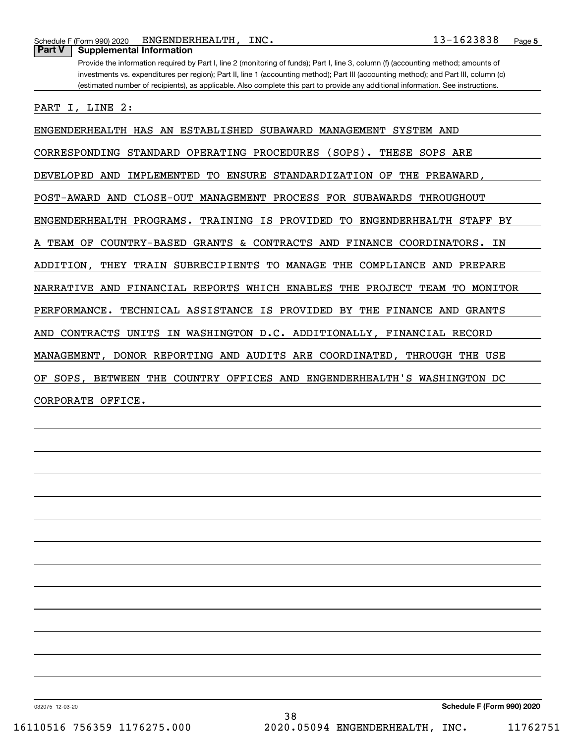Schedule F (Form 990) 2020 ENGENDERHEALTH, INC. 13-1623838 Page 5

**Part V | Supplemental Information**

Provide the information required by Part I, line 2 (monitoring of funds); Part I, line 3, column (f) (accounting method; amounts of investments vs. expenditures per region); Part II, line 1 (accounting method); Part III (accounting method); and Part III, column (c) (estimated number of recipients), as applicable. Also complete this part to provide any additional information. See instructions.

PART I, LINE 2:

ENGENDERHEALTH HAS AN ESTABLISHED SUBAWARD MANAGEMENT SYSTEM AND CORRESPONDING STANDARD OPERATING PROCEDURES (SOPS). THESE SOPS ARE DEVELOPED AND IMPLEMENTED TO ENSURE STANDARDIZATION OF THE PREAWARD, POST-AWARD AND CLOSE-OUT MANAGEMENT PROCESS FOR SUBAWARDS THROUGHOUT ENGENDERHEALTH PROGRAMS. TRAINING IS PROVIDED TO ENGENDERHEALTH STAFF BY A TEAM OF COUNTRY-BASED GRANTS & CONTRACTS AND FINANCE COORDINATORS. IN ADDITION, THEY TRAIN SUBRECIPIENTS TO MANAGE THE COMPLIANCE AND PREPARE NARRATIVE AND FINANCIAL REPORTS WHICH ENABLES THE PROJECT TEAM TO MONITOR PERFORMANCE. TECHNICAL ASSISTANCE IS PROVIDED BY THE FINANCE AND GRANTS AND CONTRACTS UNITS IN WASHINGTON D.C. ADDITIONALLY, FINANCIAL RECORD MANAGEMENT, DONOR REPORTING AND AUDITS ARE COORDINATED, THROUGH THE USE OF SOPS, BETWEEN THE COUNTRY OFFICES AND ENGENDERHEALTH'S WASHINGTON DC CORPORATE OFFICE.

032075 12-03-20 Schedule F (Form 990) 2020

16110516 756359 1176275.000 2020.05094 ENGENDERHEALTH, INC. 11762751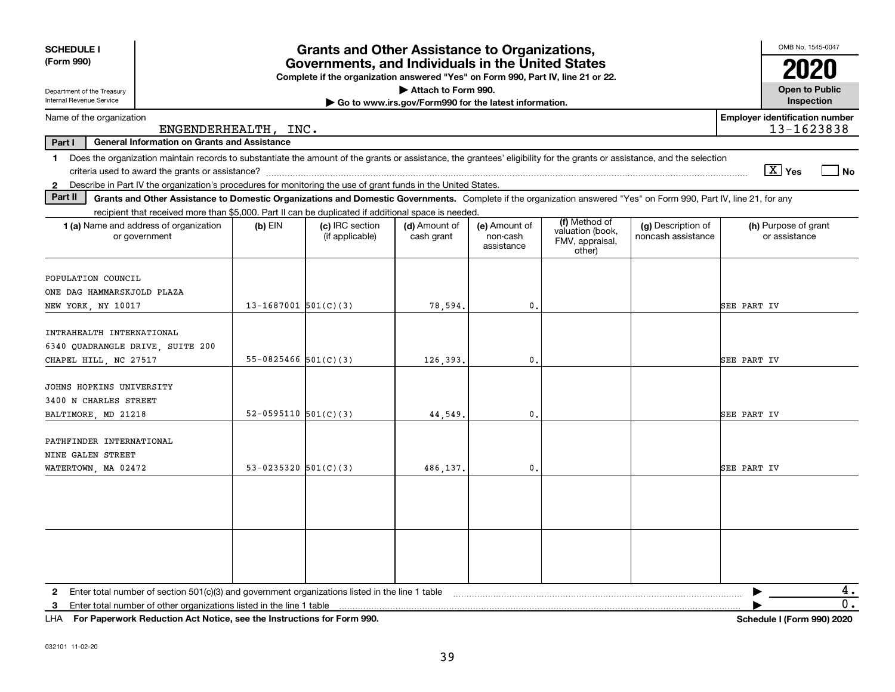**SCHEDULE I (Form 990)**

Department of the Treasury
Internal Revenue Service

# Grants and Other Assistance to Organizations, Governments, and Individuals in the United States

**Complete if the organization answered "Yes" on Form 990, Part IV, line 21 or 22.**

**▶ Attach to Form 990.**

**▶ Go to www.irs.gov/Form990 for the latest information.**

OMB No. 1545-0047

**2020**

**Open to Public Inspection**

Name of the organization: ENGENDERHEALTH, INC.

Employer identification number: 13-1623838

**Part I — General Information on Grants and Assistance**

1 Does the organization maintain records to substantiate the amount of the grants or assistance, the grantees' eligibility for the grants or assistance, and the selection criteria used to award the grants or assistance? [X] Yes [ ] No

2 Describe in Part IV the organization's procedures for monitoring the use of grant funds in the United States.

**Part II — Grants and Other Assistance to Domestic Organizations and Domestic Governments.** Complete if the organization answered "Yes" on Form 990, Part IV, line 21, for any recipient that received more than $5,000. Part II can be duplicated if additional space is needed.

| 1 (a) Name and address of organization or government | (b) EIN | (c) IRC section (if applicable) | (d) Amount of cash grant | (e) Amount of non-cash assistance | (f) Method of valuation (book, FMV, appraisal, other) | (g) Description of noncash assistance | (h) Purpose of grant or assistance |
|---|---|---|---|---|---|---|---|
| POPULATION COUNCIL<br>ONE DAG HAMMARSKJOLD PLAZA<br>NEW YORK, NY 10017 | 13-1687001 | 501(C)(3) | 78,594. | 0. | | | SEE PART IV |
| INTRAHEALTH INTERNATIONAL<br>6340 QUADRANGLE DRIVE, SUITE 200<br>CHAPEL HILL, NC 27517 | 55-0825466 | 501(C)(3) | 126,393. | 0. | | | SEE PART IV |
| JOHNS HOPKINS UNIVERSITY<br>3400 N CHARLES STREET<br>BALTIMORE, MD 21218 | 52-0595110 | 501(C)(3) | 44,549. | 0. | | | SEE PART IV |
| PATHFINDER INTERNATIONAL<br>NINE GALEN STREET<br>WATERTOWN, MA 02472 | 53-0235320 | 501(C)(3) | 486,137. | 0. | | | SEE PART IV |
| | | | | | | | |
| | | | | | | | |

2 Enter total number of section 501(c)(3) and government organizations listed in the line 1 table ▶ 4.

3 Enter total number of other organizations listed in the line 1 table ▶ 0.

LHA **For Paperwork Reduction Act Notice, see the Instructions for Form 990.** **Schedule I (Form 990) 2020**

032101 11-02-20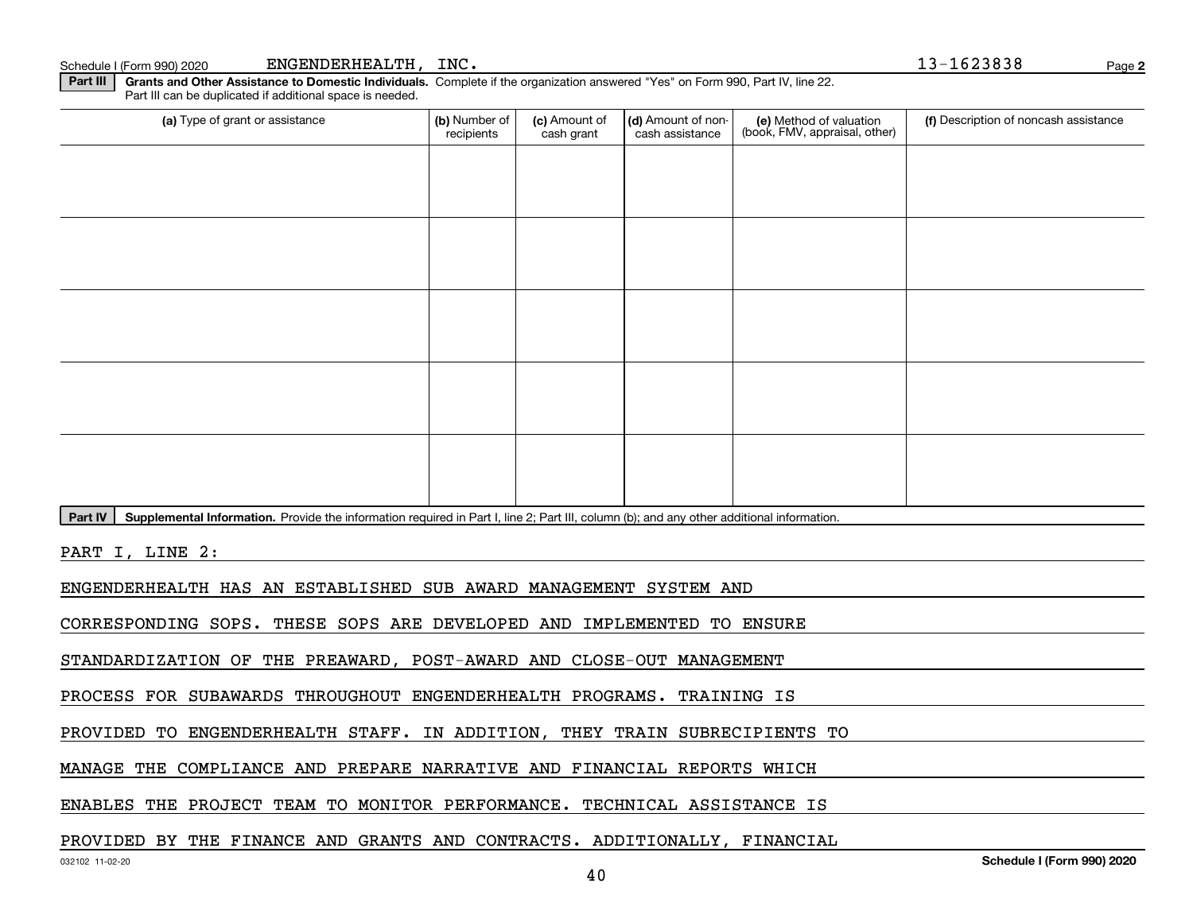Schedule I (Form 990) 2020 ENGENDERHEALTH, INC. 13-1623838

**Part III** **Grants and Other Assistance to Domestic Individuals.** Complete if the organization answered "Yes" on Form 990, Part IV, line 22. Part III can be duplicated if additional space is needed.

| (a) Type of grant or assistance | (b) Number of recipients | (c) Amount of cash grant | (d) Amount of non-cash assistance | (e) Method of valuation (book, FMV, appraisal, other) | (f) Description of noncash assistance |
|---|---|---|---|---|---|
| | | | | | |
| | | | | | |
| | | | | | |
| | | | | | |
| | | | | | |

**Part IV** **Supplemental Information.** Provide the information required in Part I, line 2; Part III, column (b); and any other additional information.

PART I, LINE 2:

ENGENDERHEALTH HAS AN ESTABLISHED SUB AWARD MANAGEMENT SYSTEM AND CORRESPONDING SOPS. THESE SOPS ARE DEVELOPED AND IMPLEMENTED TO ENSURE STANDARDIZATION OF THE PREAWARD, POST-AWARD AND CLOSE-OUT MANAGEMENT PROCESS FOR SUBAWARDS THROUGHOUT ENGENDERHEALTH PROGRAMS. TRAINING IS PROVIDED TO ENGENDERHEALTH STAFF. IN ADDITION, THEY TRAIN SUBRECIPIENTS TO MANAGE THE COMPLIANCE AND PREPARE NARRATIVE AND FINANCIAL REPORTS WHICH ENABLES THE PROJECT TEAM TO MONITOR PERFORMANCE. TECHNICAL ASSISTANCE IS PROVIDED BY THE FINANCE AND GRANTS AND CONTRACTS. ADDITIONALLY, FINANCIAL

032102 11-02-20 Schedule I (Form 990) 2020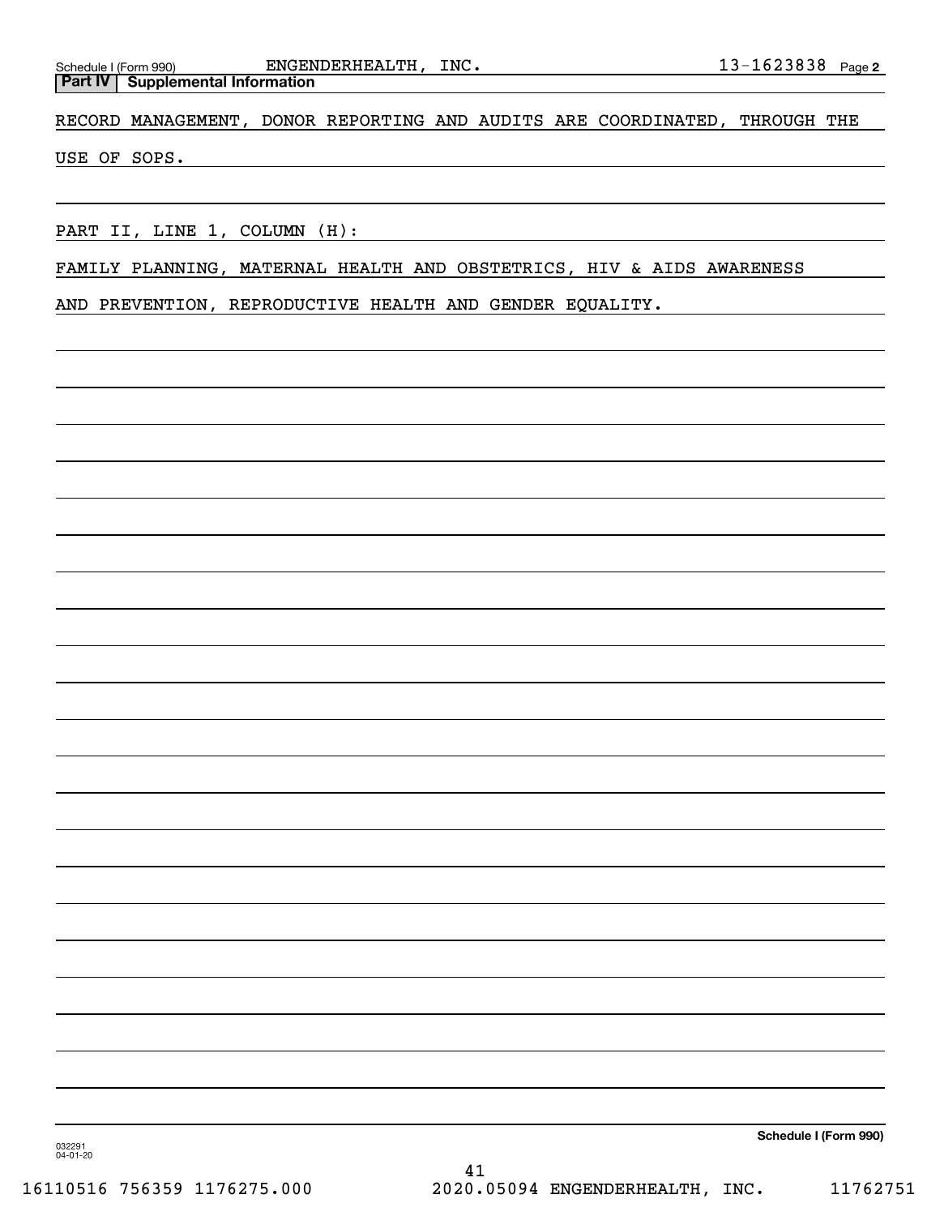Schedule I (Form 990) ENGENDERHEALTH, INC. 13-1623838 Page 2

**Part IV | Supplemental Information**

RECORD MANAGEMENT, DONOR REPORTING AND AUDITS ARE COORDINATED, THROUGH THE USE OF SOPS.

PART II, LINE 1, COLUMN (H):

FAMILY PLANNING, MATERNAL HEALTH AND OBSTETRICS, HIV & AIDS AWARENESS AND PREVENTION, REPRODUCTIVE HEALTH AND GENDER EQUALITY.

Schedule I (Form 990)

032291
04-01-20

16110516 756359 1176275.000 2020.05094 ENGENDERHEALTH, INC. 11762751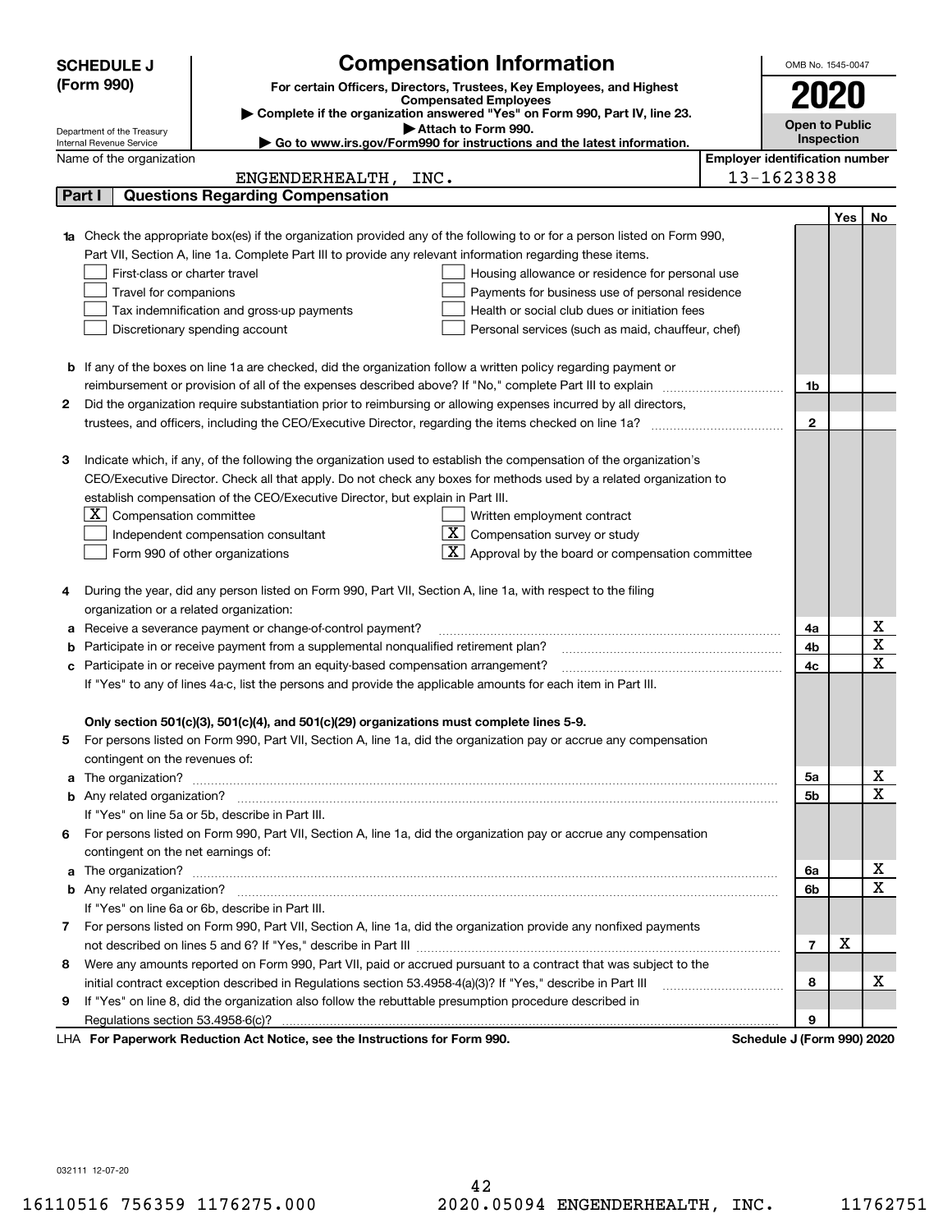**SCHEDULE J (Form 990)**

Department of the Treasury
Internal Revenue Service

# Compensation Information

**For certain Officers, Directors, Trustees, Key Employees, and Highest Compensated Employees**

▶ **Complete if the organization answered "Yes" on Form 990, Part IV, line 23.**

▶ **Attach to Form 990.**

▶ **Go to www.irs.gov/Form990 for instructions and the latest information.**

OMB No. 1545-0047

**2020**

**Open to Public Inspection**

Name of the organization: ENGENDERHEALTH, INC.

**Employer identification number:** 13-1623838

## Part I Questions Regarding Compensation

| | | | Yes | No |
|---|---|---|---|---|
| **1a** | Check the appropriate box(es) if the organization provided any of the following to or for a person listed on Form 990, Part VII, Section A, line 1a. Complete Part III to provide any relevant information regarding these items.<br>☐ First-class or charter travel ☐ Housing allowance or residence for personal use<br>☐ Travel for companions ☐ Payments for business use of personal residence<br>☐ Tax indemnification and gross-up payments ☐ Health or social club dues or initiation fees<br>☐ Discretionary spending account ☐ Personal services (such as maid, chauffeur, chef) | | | |
| **b** | If any of the boxes on line 1a are checked, did the organization follow a written policy regarding payment or reimbursement or provision of all of the expenses described above? If "No," complete Part III to explain | 1b | | |
| **2** | Did the organization require substantiation prior to reimbursing or allowing expenses incurred by all directors, trustees, and officers, including the CEO/Executive Director, regarding the items checked on line 1a? | 2 | | |
| **3** | Indicate which, if any, of the following the organization used to establish the compensation of the organization's CEO/Executive Director. Check all that apply. Do not check any boxes for methods used by a related organization to establish compensation of the CEO/Executive Director, but explain in Part III.<br>☒ Compensation committee ☐ Written employment contract<br>☐ Independent compensation consultant ☒ Compensation survey or study<br>☐ Form 990 of other organizations ☒ Approval by the board or compensation committee | | | |
| **4** | During the year, did any person listed on Form 990, Part VII, Section A, line 1a, with respect to the filing organization or a related organization: | | | |
| **a** | Receive a severance payment or change-of-control payment? | 4a | | X |
| **b** | Participate in or receive payment from a supplemental nonqualified retirement plan? | 4b | | X |
| **c** | Participate in or receive payment from an equity-based compensation arrangement? | 4c | | X |
| | If "Yes" to any of lines 4a-c, list the persons and provide the applicable amounts for each item in Part III. | | | |
| | **Only section 501(c)(3), 501(c)(4), and 501(c)(29) organizations must complete lines 5-9.** | | | |
| **5** | For persons listed on Form 990, Part VII, Section A, line 1a, did the organization pay or accrue any compensation contingent on the revenues of: | | | |
| **a** | The organization? | 5a | | X |
| **b** | Any related organization? | 5b | | X |
| | If "Yes" on line 5a or 5b, describe in Part III. | | | |
| **6** | For persons listed on Form 990, Part VII, Section A, line 1a, did the organization pay or accrue any compensation contingent on the net earnings of: | | | |
| **a** | The organization? | 6a | | X |
| **b** | Any related organization? | 6b | | X |
| | If "Yes" on line 6a or 6b, describe in Part III. | | | |
| **7** | For persons listed on Form 990, Part VII, Section A, line 1a, did the organization provide any nonfixed payments not described on lines 5 and 6? If "Yes," describe in Part III | 7 | X | |
| **8** | Were any amounts reported on Form 990, Part VII, paid or accrued pursuant to a contract that was subject to the initial contract exception described in Regulations section 53.4958-4(a)(3)? If "Yes," describe in Part III | 8 | | X |
| **9** | If "Yes" on line 8, did the organization also follow the rebuttable presumption procedure described in Regulations section 53.4958-6(c)? | 9 | | |

LHA **For Paperwork Reduction Act Notice, see the Instructions for Form 990.** **Schedule J (Form 990) 2020**

032111 12-07-20

16110516 756359 1176275.000 2020.05094 ENGENDERHEALTH, INC. 11762751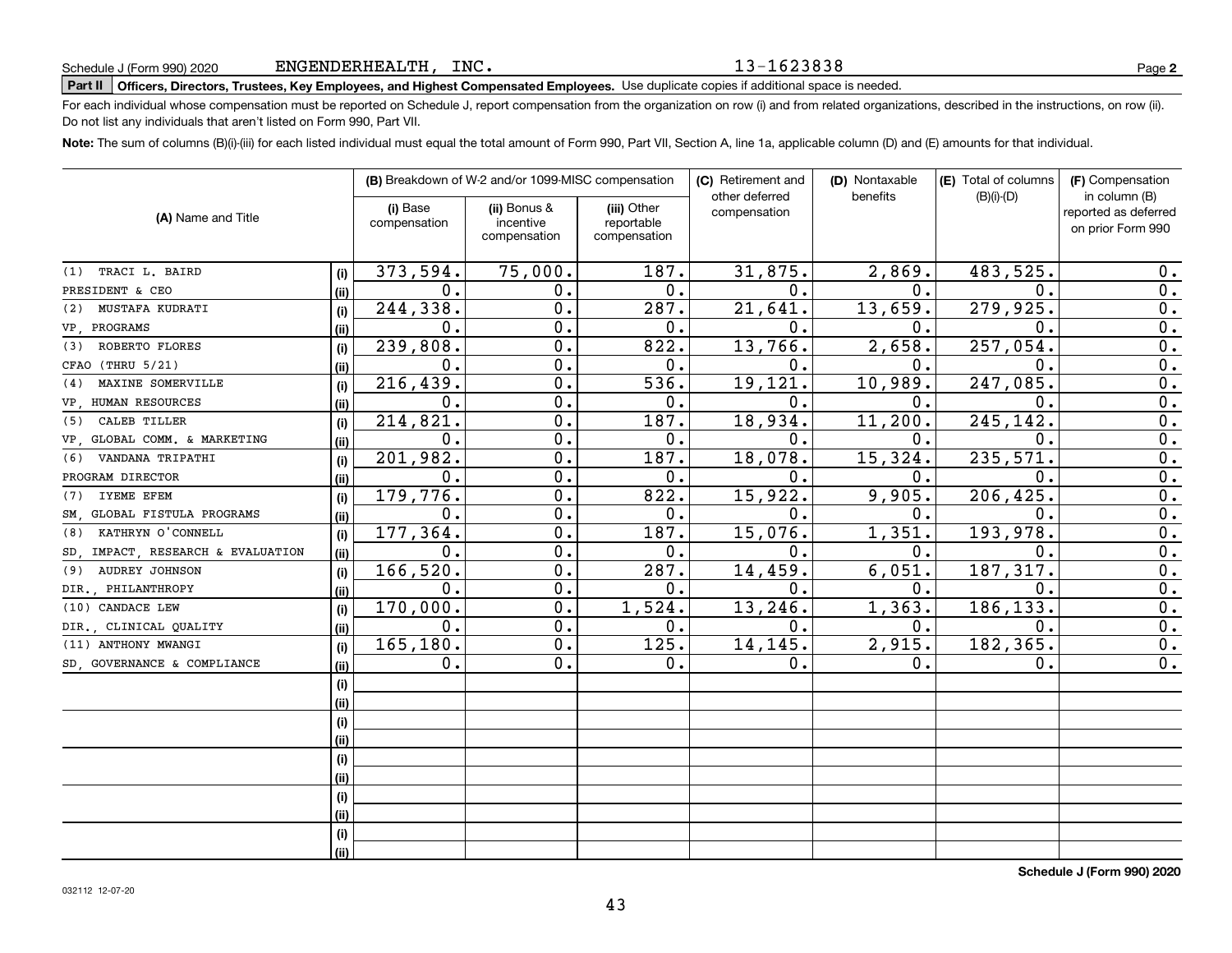Schedule J (Form 990) 2020 ENGENDERHEALTH, INC. 13-1623838 Page **2**

**Part II** **Officers, Directors, Trustees, Key Employees, and Highest Compensated Employees.** Use duplicate copies if additional space is needed.

For each individual whose compensation must be reported on Schedule J, report compensation from the organization on row (i) and from related organizations, described in the instructions, on row (ii). Do not list any individuals that aren't listed on Form 990, Part VII.

**Note:** The sum of columns (B)(i)-(iii) for each listed individual must equal the total amount of Form 990, Part VII, Section A, line 1a, applicable column (D) and (E) amounts for that individual.

| (A) Name and Title | | (B) Breakdown of W-2 and/or 1099-MISC compensation | | | (C) Retirement and other deferred compensation | (D) Nontaxable benefits | (E) Total of columns (B)(i)-(D) | (F) Compensation in column (B) reported as deferred on prior Form 990 |
|---|---|---|---|---|---|---|---|---|
| | | (i) Base compensation | (ii) Bonus & incentive compensation | (iii) Other reportable compensation | | | | |
| (1) TRACI L. BAIRD | (i) | 373,594. | 75,000. | 187. | 31,875. | 2,869. | 483,525. | 0. |
| PRESIDENT & CEO | (ii) | 0. | 0. | 0. | 0. | 0. | 0. | 0. |
| (2) MUSTAFA KUDRATI | (i) | 244,338. | 0. | 287. | 21,641. | 13,659. | 279,925. | 0. |
| VP, PROGRAMS | (ii) | 0. | 0. | 0. | 0. | 0. | 0. | 0. |
| (3) ROBERTO FLORES | (i) | 239,808. | 0. | 822. | 13,766. | 2,658. | 257,054. | 0. |
| CFAO (THRU 5/21) | (ii) | 0. | 0. | 0. | 0. | 0. | 0. | 0. |
| (4) MAXINE SOMERVILLE | (i) | 216,439. | 0. | 536. | 19,121. | 10,989. | 247,085. | 0. |
| VP, HUMAN RESOURCES | (ii) | 0. | 0. | 0. | 0. | 0. | 0. | 0. |
| (5) CALEB TILLER | (i) | 214,821. | 0. | 187. | 18,934. | 11,200. | 245,142. | 0. |
| VP, GLOBAL COMM. & MARKETING | (ii) | 0. | 0. | 0. | 0. | 0. | 0. | 0. |
| (6) VANDANA TRIPATHI | (i) | 201,982. | 0. | 187. | 18,078. | 15,324. | 235,571. | 0. |
| PROGRAM DIRECTOR | (ii) | 0. | 0. | 0. | 0. | 0. | 0. | 0. |
| (7) IYEME EFEM | (i) | 179,776. | 0. | 822. | 15,922. | 9,905. | 206,425. | 0. |
| SM, GLOBAL FISTULA PROGRAMS | (ii) | 0. | 0. | 0. | 0. | 0. | 0. | 0. |
| (8) KATHRYN O'CONNELL | (i) | 177,364. | 0. | 187. | 15,076. | 1,351. | 193,978. | 0. |
| SD, IMPACT, RESEARCH & EVALUATION | (ii) | 0. | 0. | 0. | 0. | 0. | 0. | 0. |
| (9) AUDREY JOHNSON | (i) | 166,520. | 0. | 287. | 14,459. | 6,051. | 187,317. | 0. |
| DIR., PHILANTHROPY | (ii) | 0. | 0. | 0. | 0. | 0. | 0. | 0. |
| (10) CANDACE LEW | (i) | 170,000. | 0. | 1,524. | 13,246. | 1,363. | 186,133. | 0. |
| DIR., CLINICAL QUALITY | (ii) | 0. | 0. | 0. | 0. | 0. | 0. | 0. |
| (11) ANTHONY MWANGI | (i) | 165,180. | 0. | 125. | 14,145. | 2,915. | 182,365. | 0. |
| SD, GOVERNANCE & COMPLIANCE | (ii) | 0. | 0. | 0. | 0. | 0. | 0. | 0. |
| | (i) | | | | | | | |
| | (ii) | | | | | | | |
| | (i) | | | | | | | |
| | (ii) | | | | | | | |
| | (i) | | | | | | | |
| | (ii) | | | | | | | |
| | (i) | | | | | | | |
| | (ii) | | | | | | | |
| | (i) | | | | | | | |
| | (ii) | | | | | | | |

**Schedule J (Form 990) 2020**

032112 12-07-20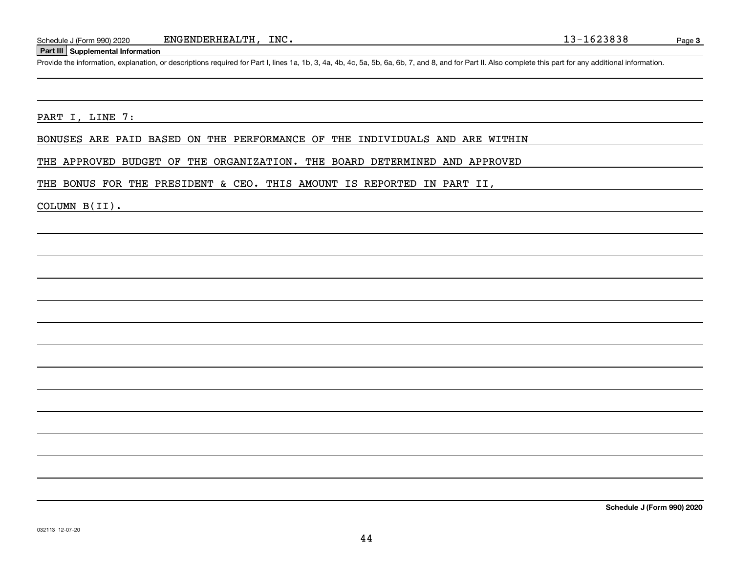Schedule J (Form 990) 2020 ENGENDERHEALTH, INC. 13-1623838 Page 3

**Part III Supplemental Information**

Provide the information, explanation, or descriptions required for Part I, lines 1a, 1b, 3, 4a, 4b, 4c, 5a, 5b, 6a, 6b, 7, and 8, and for Part II. Also complete this part for any additional information.

PART I, LINE 7:

BONUSES ARE PAID BASED ON THE PERFORMANCE OF THE INDIVIDUALS AND ARE WITHIN THE APPROVED BUDGET OF THE ORGANIZATION. THE BOARD DETERMINED AND APPROVED THE BONUS FOR THE PRESIDENT & CEO. THIS AMOUNT IS REPORTED IN PART II, COLUMN B(II).

**Schedule J (Form 990) 2020**

032113 12-07-20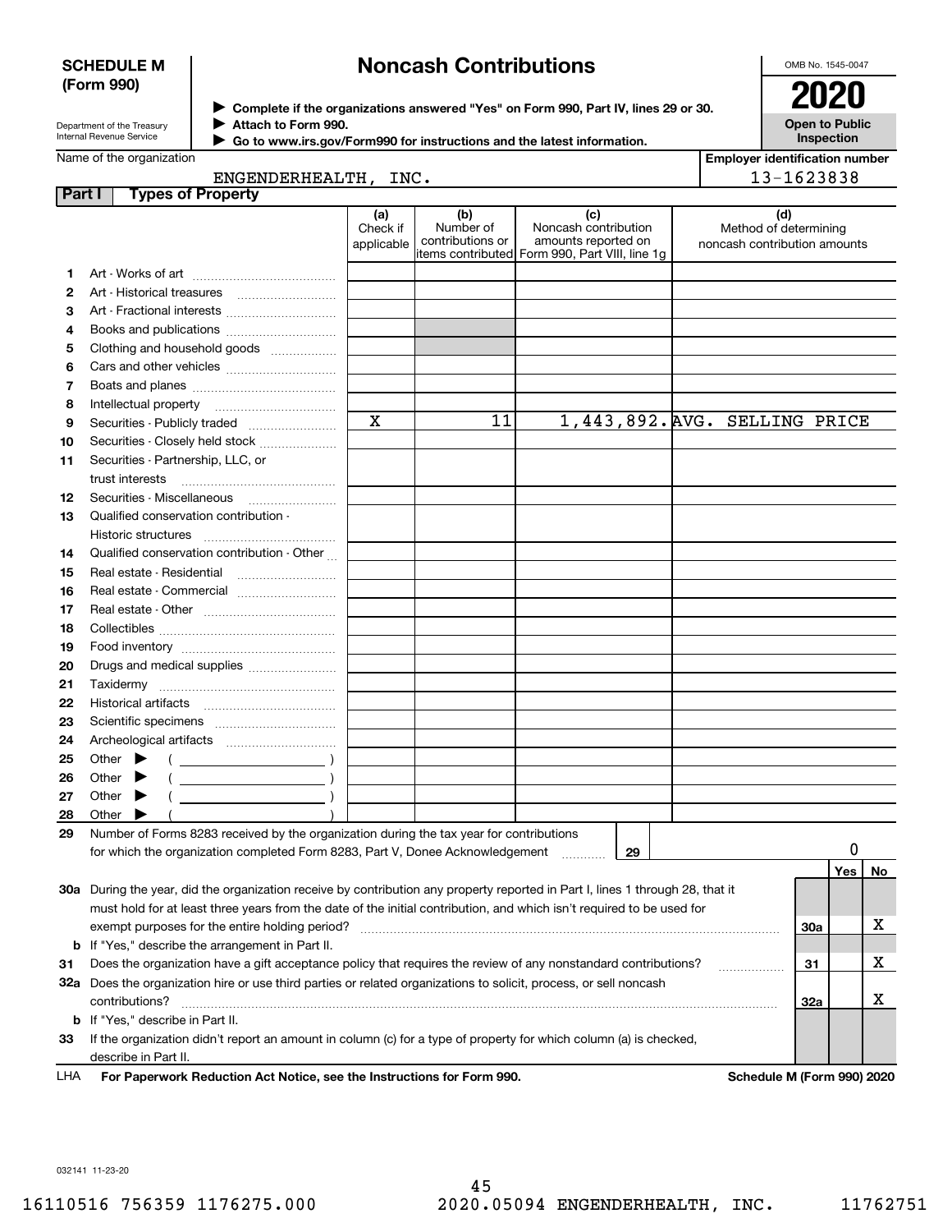**SCHEDULE M (Form 990)**

Department of the Treasury
Internal Revenue Service

# Noncash Contributions

▶ Complete if the organizations answered "Yes" on Form 990, Part IV, lines 29 or 30.
▶ Attach to Form 990.
▶ Go to www.irs.gov/Form990 for instructions and the latest information.

OMB No. 1545-0047

**2020**

**Open to Public Inspection**

Name of the organization: ENGENDERHEALTH, INC.

Employer identification number: 13-1623838

## Part I Types of Property

| | | (a) Check if applicable | (b) Number of contributions or items contributed | (c) Noncash contribution amounts reported on Form 990, Part VIII, line 1g | (d) Method of determining noncash contribution amounts |
|---|---|---|---|---|---|
| 1 | Art - Works of art | | | | |
| 2 | Art - Historical treasures | | | | |
| 3 | Art - Fractional interests | | | | |
| 4 | Books and publications | | | | |
| 5 | Clothing and household goods | | | | |
| 6 | Cars and other vehicles | | | | |
| 7 | Boats and planes | | | | |
| 8 | Intellectual property | | | | |
| 9 | Securities - Publicly traded | X | 11 | 1,443,892. | AVG. SELLING PRICE |
| 10 | Securities - Closely held stock | | | | |
| 11 | Securities - Partnership, LLC, or trust interests | | | | |
| 12 | Securities - Miscellaneous | | | | |
| 13 | Qualified conservation contribution - Historic structures | | | | |
| 14 | Qualified conservation contribution - Other | | | | |
| 15 | Real estate - Residential | | | | |
| 16 | Real estate - Commercial | | | | |
| 17 | Real estate - Other | | | | |
| 18 | Collectibles | | | | |
| 19 | Food inventory | | | | |
| 20 | Drugs and medical supplies | | | | |
| 21 | Taxidermy | | | | |
| 22 | Historical artifacts | | | | |
| 23 | Scientific specimens | | | | |
| 24 | Archeological artifacts | | | | |
| 25 | Other ▶ ( ) | | | | |
| 26 | Other ▶ ( ) | | | | |
| 27 | Other ▶ ( ) | | | | |
| 28 | Other ▶ ( ) | | | | |

**29** Number of Forms 8283 received by the organization during the tax year for contributions for which the organization completed Form 8283, Part V, Donee Acknowledgement ..... **29** 0

| | | | Yes | No |
|---|---|---|---|---|
| 30a | During the year, did the organization receive by contribution any property reported in Part I, lines 1 through 28, that it must hold for at least three years from the date of the initial contribution, and which isn't required to be used for exempt purposes for the entire holding period? | 30a | | X |
| b | If "Yes," describe the arrangement in Part II. | | | |
| 31 | Does the organization have a gift acceptance policy that requires the review of any nonstandard contributions? | 31 | | X |
| 32a | Does the organization hire or use third parties or related organizations to solicit, process, or sell noncash contributions? | 32a | | X |
| b | If "Yes," describe in Part II. | | | |
| 33 | If the organization didn't report an amount in column (c) for a type of property for which column (a) is checked, describe in Part II. | | | |

LHA **For Paperwork Reduction Act Notice, see the Instructions for Form 990.** **Schedule M (Form 990) 2020**

032141 11-23-20

16110516 756359 1176275.000 2020.05094 ENGENDERHEALTH, INC. 11762751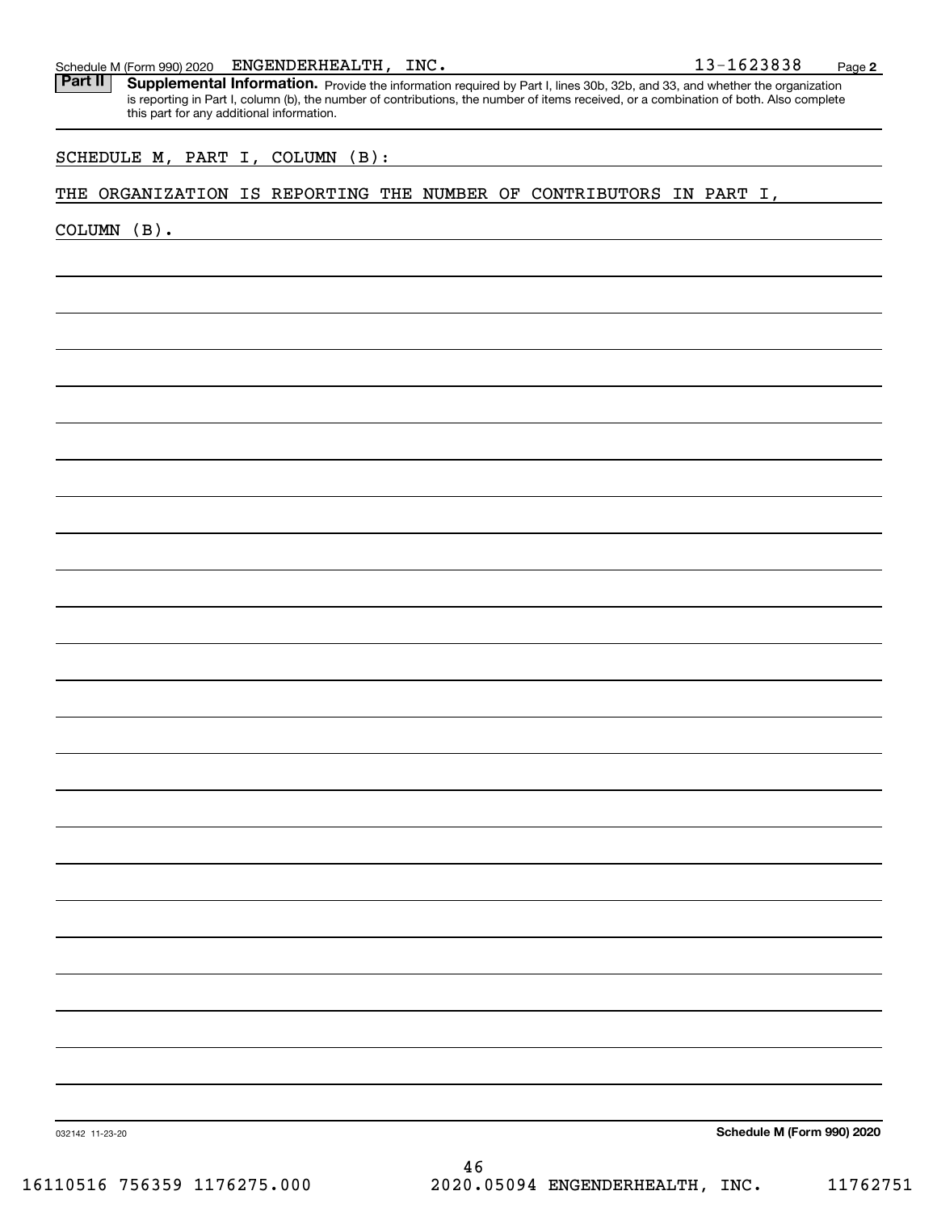Schedule M (Form 990) 2020 ENGENDERHEALTH, INC. 13-1623838 Page 2

**Part II** **Supplemental Information.** Provide the information required by Part I, lines 30b, 32b, and 33, and whether the organization is reporting in Part I, column (b), the number of contributions, the number of items received, or a combination of both. Also complete this part for any additional information.

SCHEDULE M, PART I, COLUMN (B):

THE ORGANIZATION IS REPORTING THE NUMBER OF CONTRIBUTORS IN PART I, COLUMN (B).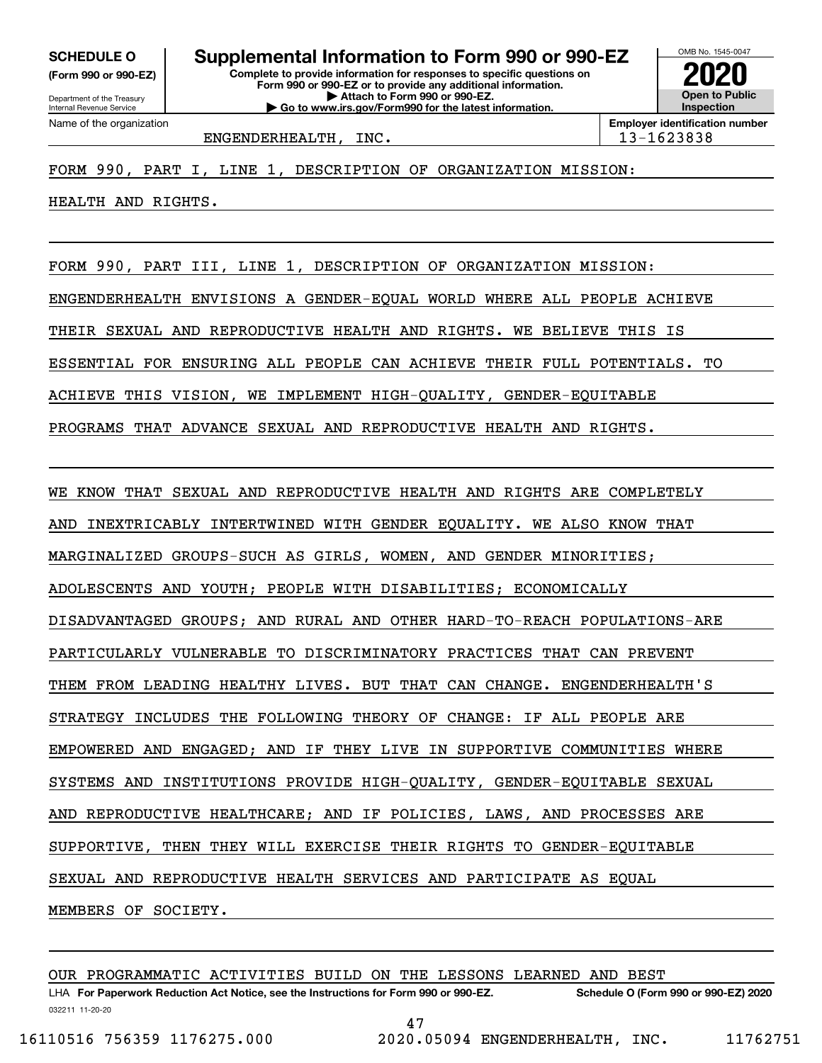**SCHEDULE O**
**(Form 990 or 990-EZ)**

Department of the Treasury
Internal Revenue Service

# Supplemental Information to Form 990 or 990-EZ

**Complete to provide information for responses to specific questions on Form 990 or 990-EZ or to provide any additional information.**
**▶ Attach to Form 990 or 990-EZ.**
**▶ Go to www.irs.gov/Form990 for the latest information.**

OMB No. 1545-0047

**2020**

**Open to Public Inspection**

Name of the organization: ENGENDERHEALTH, INC.

**Employer identification number:** 13-1623838

FORM 990, PART I, LINE 1, DESCRIPTION OF ORGANIZATION MISSION:

HEALTH AND RIGHTS.

FORM 990, PART III, LINE 1, DESCRIPTION OF ORGANIZATION MISSION:

ENGENDERHEALTH ENVISIONS A GENDER-EQUAL WORLD WHERE ALL PEOPLE ACHIEVE THEIR SEXUAL AND REPRODUCTIVE HEALTH AND RIGHTS. WE BELIEVE THIS IS ESSENTIAL FOR ENSURING ALL PEOPLE CAN ACHIEVE THEIR FULL POTENTIALS. TO ACHIEVE THIS VISION, WE IMPLEMENT HIGH-QUALITY, GENDER-EQUITABLE PROGRAMS THAT ADVANCE SEXUAL AND REPRODUCTIVE HEALTH AND RIGHTS.

WE KNOW THAT SEXUAL AND REPRODUCTIVE HEALTH AND RIGHTS ARE COMPLETELY AND INEXTRICABLY INTERTWINED WITH GENDER EQUALITY. WE ALSO KNOW THAT MARGINALIZED GROUPS-SUCH AS GIRLS, WOMEN, AND GENDER MINORITIES; ADOLESCENTS AND YOUTH; PEOPLE WITH DISABILITIES; ECONOMICALLY DISADVANTAGED GROUPS; AND RURAL AND OTHER HARD-TO-REACH POPULATIONS-ARE PARTICULARLY VULNERABLE TO DISCRIMINATORY PRACTICES THAT CAN PREVENT THEM FROM LEADING HEALTHY LIVES. BUT THAT CAN CHANGE. ENGENDERHEALTH'S STRATEGY INCLUDES THE FOLLOWING THEORY OF CHANGE: IF ALL PEOPLE ARE EMPOWERED AND ENGAGED; AND IF THEY LIVE IN SUPPORTIVE COMMUNITIES WHERE SYSTEMS AND INSTITUTIONS PROVIDE HIGH-QUALITY, GENDER-EQUITABLE SEXUAL AND REPRODUCTIVE HEALTHCARE; AND IF POLICIES, LAWS, AND PROCESSES ARE SUPPORTIVE, THEN THEY WILL EXERCISE THEIR RIGHTS TO GENDER-EQUITABLE SEXUAL AND REPRODUCTIVE HEALTH SERVICES AND PARTICIPATE AS EQUAL MEMBERS OF SOCIETY.

OUR PROGRAMMATIC ACTIVITIES BUILD ON THE LESSONS LEARNED AND BEST

LHA **For Paperwork Reduction Act Notice, see the Instructions for Form 990 or 990-EZ.** **Schedule O (Form 990 or 990-EZ) 2020**

032211 11-20-20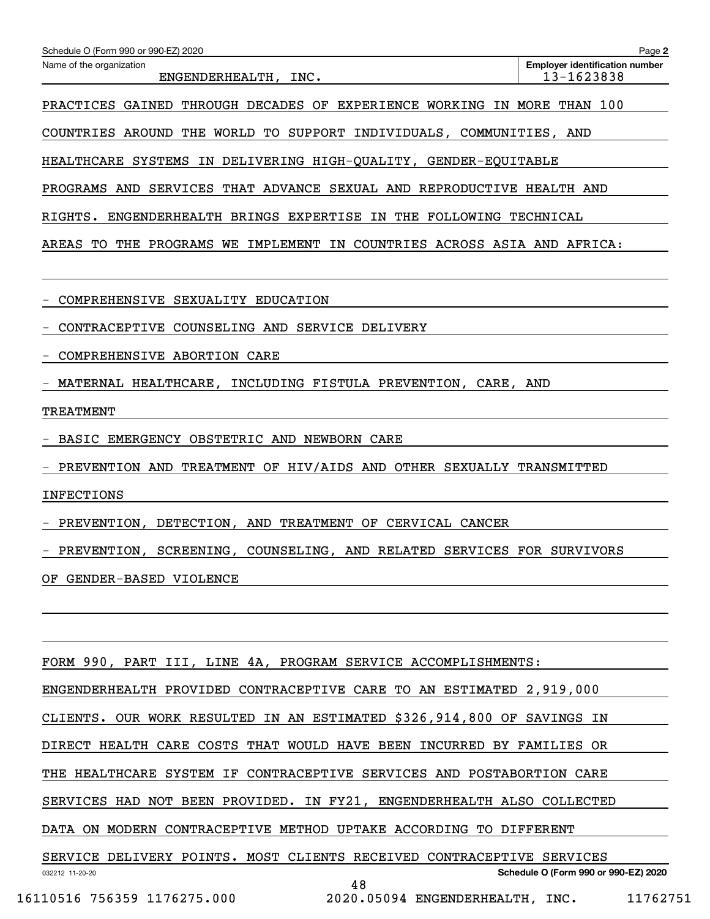Schedule O (Form 990 or 990-EZ) 2020

| Name of the organization | Employer identification number |
| --- | --- |
| ENGENDERHEALTH, INC. | 13-1623838 |

PRACTICES GAINED THROUGH DECADES OF EXPERIENCE WORKING IN MORE THAN 100 COUNTRIES AROUND THE WORLD TO SUPPORT INDIVIDUALS, COMMUNITIES, AND HEALTHCARE SYSTEMS IN DELIVERING HIGH-QUALITY, GENDER-EQUITABLE PROGRAMS AND SERVICES THAT ADVANCE SEXUAL AND REPRODUCTIVE HEALTH AND RIGHTS. ENGENDERHEALTH BRINGS EXPERTISE IN THE FOLLOWING TECHNICAL AREAS TO THE PROGRAMS WE IMPLEMENT IN COUNTRIES ACROSS ASIA AND AFRICA:

- COMPREHENSIVE SEXUALITY EDUCATION
- CONTRACEPTIVE COUNSELING AND SERVICE DELIVERY
- COMPREHENSIVE ABORTION CARE
- MATERNAL HEALTHCARE, INCLUDING FISTULA PREVENTION, CARE, AND TREATMENT
- BASIC EMERGENCY OBSTETRIC AND NEWBORN CARE
- PREVENTION AND TREATMENT OF HIV/AIDS AND OTHER SEXUALLY TRANSMITTED INFECTIONS
- PREVENTION, DETECTION, AND TREATMENT OF CERVICAL CANCER
- PREVENTION, SCREENING, COUNSELING, AND RELATED SERVICES FOR SURVIVORS OF GENDER-BASED VIOLENCE

FORM 990, PART III, LINE 4A, PROGRAM SERVICE ACCOMPLISHMENTS:

ENGENDERHEALTH PROVIDED CONTRACEPTIVE CARE TO AN ESTIMATED 2,919,000 CLIENTS. OUR WORK RESULTED IN AN ESTIMATED $326,914,800 OF SAVINGS IN DIRECT HEALTH CARE COSTS THAT WOULD HAVE BEEN INCURRED BY FAMILIES OR THE HEALTHCARE SYSTEM IF CONTRACEPTIVE SERVICES AND POSTABORTION CARE SERVICES HAD NOT BEEN PROVIDED. IN FY21, ENGENDERHEALTH ALSO COLLECTED DATA ON MODERN CONTRACEPTIVE METHOD UPTAKE ACCORDING TO DIFFERENT SERVICE DELIVERY POINTS. MOST CLIENTS RECEIVED CONTRACEPTIVE SERVICES

032212 11-20-20 Schedule O (Form 990 or 990-EZ) 2020

16110516 756359 1176275.000 2020.05094 ENGENDERHEALTH, INC. 11762751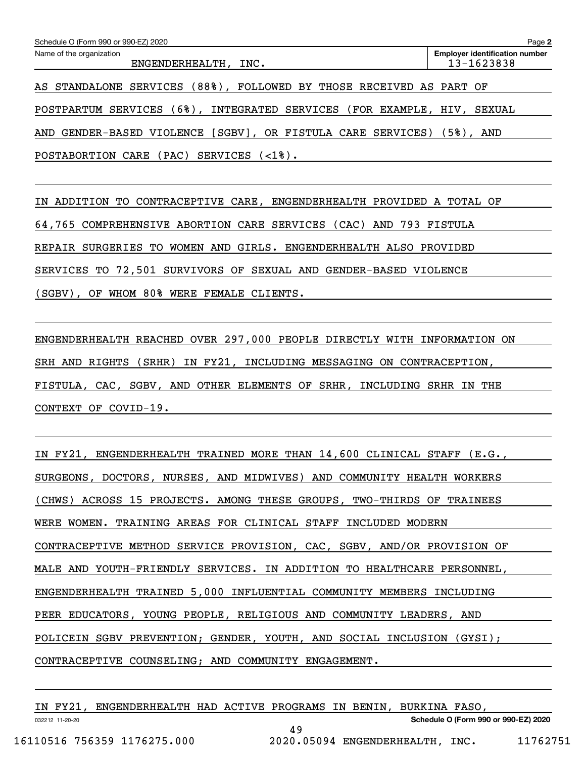Schedule O (Form 990 or 990-EZ) 2020

Name of the organization: ENGENDERHEALTH, INC.

Employer identification number: 13-1623838

AS STANDALONE SERVICES (88%), FOLLOWED BY THOSE RECEIVED AS PART OF POSTPARTUM SERVICES (6%), INTEGRATED SERVICES (FOR EXAMPLE, HIV, SEXUAL AND GENDER-BASED VIOLENCE [SGBV], OR FISTULA CARE SERVICES) (5%), AND POSTABORTION CARE (PAC) SERVICES (<1%).

IN ADDITION TO CONTRACEPTIVE CARE, ENGENDERHEALTH PROVIDED A TOTAL OF 64,765 COMPREHENSIVE ABORTION CARE SERVICES (CAC) AND 793 FISTULA REPAIR SURGERIES TO WOMEN AND GIRLS. ENGENDERHEALTH ALSO PROVIDED SERVICES TO 72,501 SURVIVORS OF SEXUAL AND GENDER-BASED VIOLENCE (SGBV), OF WHOM 80% WERE FEMALE CLIENTS.

ENGENDERHEALTH REACHED OVER 297,000 PEOPLE DIRECTLY WITH INFORMATION ON SRH AND RIGHTS (SRHR) IN FY21, INCLUDING MESSAGING ON CONTRACEPTION, FISTULA, CAC, SGBV, AND OTHER ELEMENTS OF SRHR, INCLUDING SRHR IN THE CONTEXT OF COVID-19.

IN FY21, ENGENDERHEALTH TRAINED MORE THAN 14,600 CLINICAL STAFF (E.G., SURGEONS, DOCTORS, NURSES, AND MIDWIVES) AND COMMUNITY HEALTH WORKERS (CHWS) ACROSS 15 PROJECTS. AMONG THESE GROUPS, TWO-THIRDS OF TRAINEES WERE WOMEN. TRAINING AREAS FOR CLINICAL STAFF INCLUDED MODERN CONTRACEPTIVE METHOD SERVICE PROVISION, CAC, SGBV, AND/OR PROVISION OF MALE AND YOUTH-FRIENDLY SERVICES. IN ADDITION TO HEALTHCARE PERSONNEL, ENGENDERHEALTH TRAINED 5,000 INFLUENTIAL COMMUNITY MEMBERS INCLUDING PEER EDUCATORS, YOUNG PEOPLE, RELIGIOUS AND COMMUNITY LEADERS, AND POLICEIN SGBV PREVENTION; GENDER, YOUTH, AND SOCIAL INCLUSION (GYSI); CONTRACEPTIVE COUNSELING; AND COMMUNITY ENGAGEMENT.

IN FY21, ENGENDERHEALTH HAD ACTIVE PROGRAMS IN BENIN, BURKINA FASO,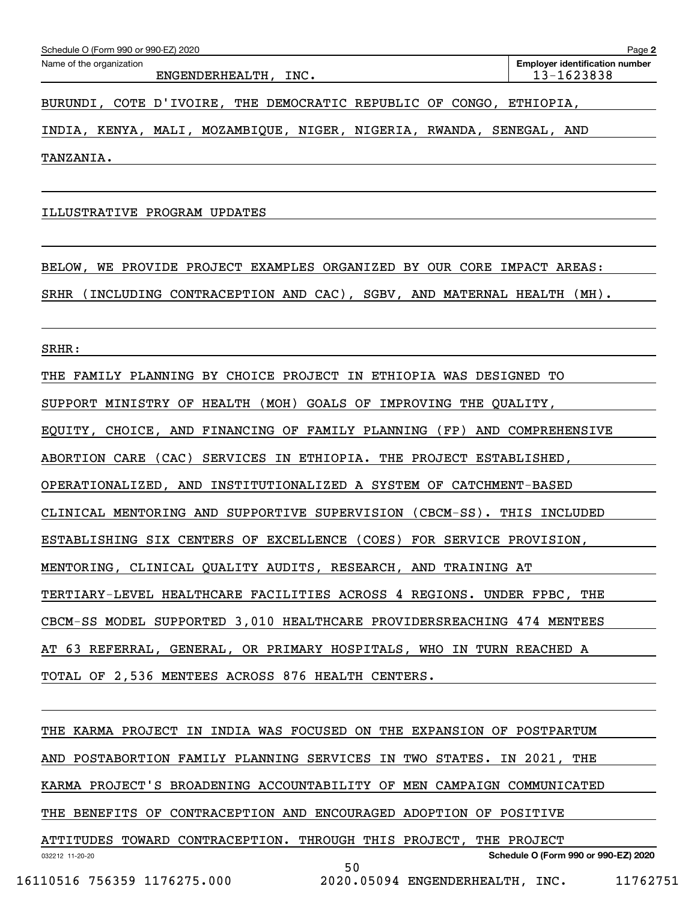BURUNDI, COTE D'IVOIRE, THE DEMOCRATIC REPUBLIC OF CONGO, ETHIOPIA, INDIA, KENYA, MALI, MOZAMBIQUE, NIGER, NIGERIA, RWANDA, SENEGAL, AND TANZANIA.

ILLUSTRATIVE PROGRAM UPDATES

BELOW, WE PROVIDE PROJECT EXAMPLES ORGANIZED BY OUR CORE IMPACT AREAS: SRHR (INCLUDING CONTRACEPTION AND CAC), SGBV, AND MATERNAL HEALTH (MH).

SRHR:

THE FAMILY PLANNING BY CHOICE PROJECT IN ETHIOPIA WAS DESIGNED TO SUPPORT MINISTRY OF HEALTH (MOH) GOALS OF IMPROVING THE QUALITY, EQUITY, CHOICE, AND FINANCING OF FAMILY PLANNING (FP) AND COMPREHENSIVE ABORTION CARE (CAC) SERVICES IN ETHIOPIA. THE PROJECT ESTABLISHED, OPERATIONALIZED, AND INSTITUTIONALIZED A SYSTEM OF CATCHMENT-BASED CLINICAL MENTORING AND SUPPORTIVE SUPERVISION (CBCM-SS). THIS INCLUDED ESTABLISHING SIX CENTERS OF EXCELLENCE (COES) FOR SERVICE PROVISION, MENTORING, CLINICAL QUALITY AUDITS, RESEARCH, AND TRAINING AT TERTIARY-LEVEL HEALTHCARE FACILITIES ACROSS 4 REGIONS. UNDER FPBC, THE CBCM-SS MODEL SUPPORTED 3,010 HEALTHCARE PROVIDERSREACHING 474 MENTEES AT 63 REFERRAL, GENERAL, OR PRIMARY HOSPITALS, WHO IN TURN REACHED A TOTAL OF 2,536 MENTEES ACROSS 876 HEALTH CENTERS.

THE KARMA PROJECT IN INDIA WAS FOCUSED ON THE EXPANSION OF POSTPARTUM AND POSTABORTION FAMILY PLANNING SERVICES IN TWO STATES. IN 2021, THE KARMA PROJECT'S BROADENING ACCOUNTABILITY OF MEN CAMPAIGN COMMUNICATED THE BENEFITS OF CONTRACEPTION AND ENCOURAGED ADOPTION OF POSITIVE ATTITUDES TOWARD CONTRACEPTION. THROUGH THIS PROJECT, THE PROJECT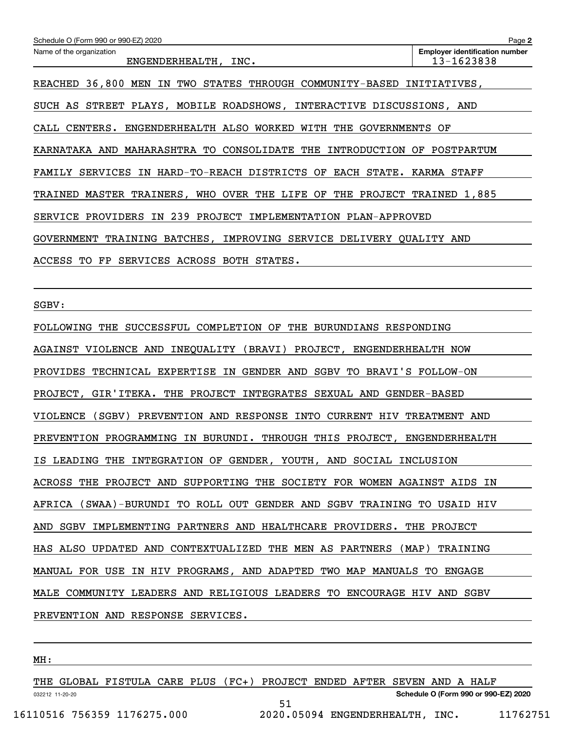Name of the organization: ENGENDERHEALTH, INC.

Employer identification number: 13-1623838

REACHED 36,800 MEN IN TWO STATES THROUGH COMMUNITY-BASED INITIATIVES, SUCH AS STREET PLAYS, MOBILE ROADSHOWS, INTERACTIVE DISCUSSIONS, AND CALL CENTERS. ENGENDERHEALTH ALSO WORKED WITH THE GOVERNMENTS OF KARNATAKA AND MAHARASHTRA TO CONSOLIDATE THE INTRODUCTION OF POSTPARTUM FAMILY SERVICES IN HARD-TO-REACH DISTRICTS OF EACH STATE. KARMA STAFF TRAINED MASTER TRAINERS, WHO OVER THE LIFE OF THE PROJECT TRAINED 1,885 SERVICE PROVIDERS IN 239 PROJECT IMPLEMENTATION PLAN-APPROVED GOVERNMENT TRAINING BATCHES, IMPROVING SERVICE DELIVERY QUALITY AND ACCESS TO FP SERVICES ACROSS BOTH STATES.

SGBV:

FOLLOWING THE SUCCESSFUL COMPLETION OF THE BURUNDIANS RESPONDING AGAINST VIOLENCE AND INEQUALITY (BRAVI) PROJECT, ENGENDERHEALTH NOW PROVIDES TECHNICAL EXPERTISE IN GENDER AND SGBV TO BRAVI'S FOLLOW-ON PROJECT, GIR'ITEKA. THE PROJECT INTEGRATES SEXUAL AND GENDER-BASED VIOLENCE (SGBV) PREVENTION AND RESPONSE INTO CURRENT HIV TREATMENT AND PREVENTION PROGRAMMING IN BURUNDI. THROUGH THIS PROJECT, ENGENDERHEALTH IS LEADING THE INTEGRATION OF GENDER, YOUTH, AND SOCIAL INCLUSION ACROSS THE PROJECT AND SUPPORTING THE SOCIETY FOR WOMEN AGAINST AIDS IN AFRICA (SWAA)-BURUNDI TO ROLL OUT GENDER AND SGBV TRAINING TO USAID HIV AND SGBV IMPLEMENTING PARTNERS AND HEALTHCARE PROVIDERS. THE PROJECT HAS ALSO UPDATED AND CONTEXTUALIZED THE MEN AS PARTNERS (MAP) TRAINING MANUAL FOR USE IN HIV PROGRAMS, AND ADAPTED TWO MAP MANUALS TO ENGAGE MALE COMMUNITY LEADERS AND RELIGIOUS LEADERS TO ENCOURAGE HIV AND SGBV PREVENTION AND RESPONSE SERVICES.

MH:

THE GLOBAL FISTULA CARE PLUS (FC+) PROJECT ENDED AFTER SEVEN AND A HALF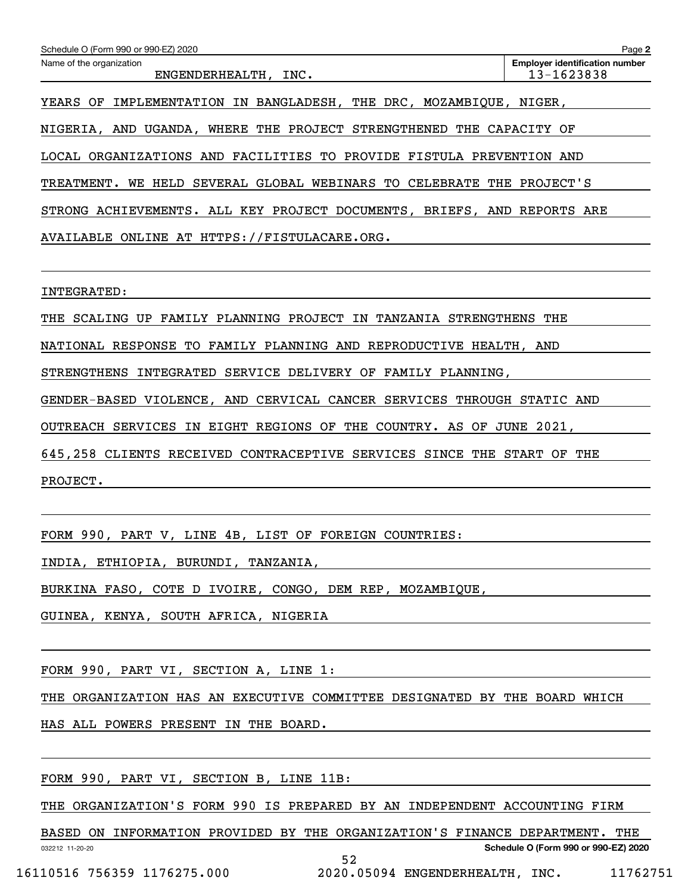YEARS OF IMPLEMENTATION IN BANGLADESH, THE DRC, MOZAMBIQUE, NIGER, NIGERIA, AND UGANDA, WHERE THE PROJECT STRENGTHENED THE CAPACITY OF LOCAL ORGANIZATIONS AND FACILITIES TO PROVIDE FISTULA PREVENTION AND TREATMENT. WE HELD SEVERAL GLOBAL WEBINARS TO CELEBRATE THE PROJECT'S STRONG ACHIEVEMENTS. ALL KEY PROJECT DOCUMENTS, BRIEFS, AND REPORTS ARE AVAILABLE ONLINE AT HTTPS://FISTULACARE.ORG.

INTEGRATED:

THE SCALING UP FAMILY PLANNING PROJECT IN TANZANIA STRENGTHENS THE NATIONAL RESPONSE TO FAMILY PLANNING AND REPRODUCTIVE HEALTH, AND STRENGTHENS INTEGRATED SERVICE DELIVERY OF FAMILY PLANNING, GENDER-BASED VIOLENCE, AND CERVICAL CANCER SERVICES THROUGH STATIC AND OUTREACH SERVICES IN EIGHT REGIONS OF THE COUNTRY. AS OF JUNE 2021, 645,258 CLIENTS RECEIVED CONTRACEPTIVE SERVICES SINCE THE START OF THE PROJECT.

FORM 990, PART V, LINE 4B, LIST OF FOREIGN COUNTRIES:

INDIA, ETHIOPIA, BURUNDI, TANZANIA, BURKINA FASO, COTE D IVOIRE, CONGO, DEM REP, MOZAMBIQUE, GUINEA, KENYA, SOUTH AFRICA, NIGERIA

FORM 990, PART VI, SECTION A, LINE 1:

THE ORGANIZATION HAS AN EXECUTIVE COMMITTEE DESIGNATED BY THE BOARD WHICH HAS ALL POWERS PRESENT IN THE BOARD.

FORM 990, PART VI, SECTION B, LINE 11B:

THE ORGANIZATION'S FORM 990 IS PREPARED BY AN INDEPENDENT ACCOUNTING FIRM BASED ON INFORMATION PROVIDED BY THE ORGANIZATION'S FINANCE DEPARTMENT. THE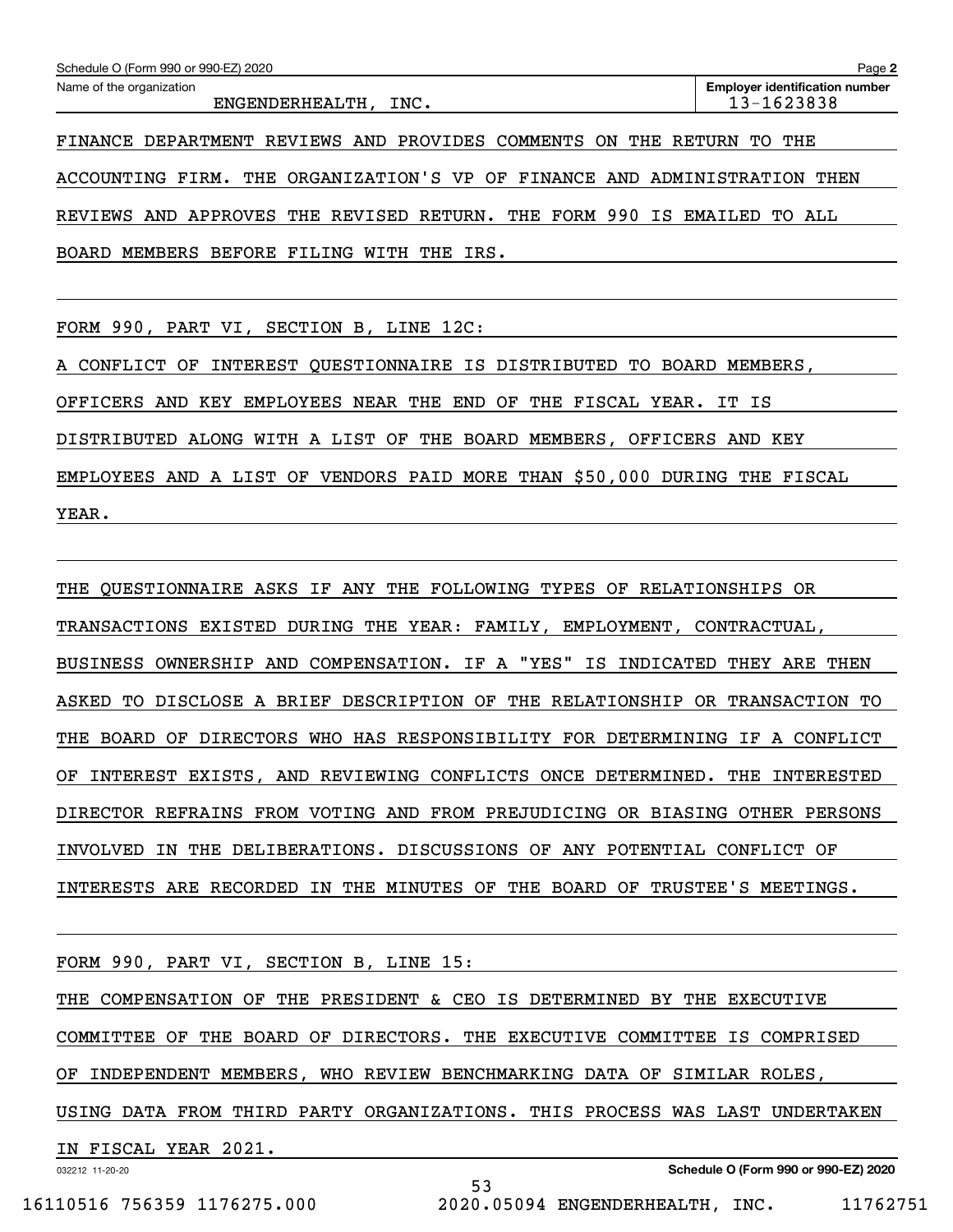Schedule O (Form 990 or 990-EZ) 2020

Name of the organization: ENGENDERHEALTH, INC.

Employer identification number: 13-1623838

FINANCE DEPARTMENT REVIEWS AND PROVIDES COMMENTS ON THE RETURN TO THE ACCOUNTING FIRM. THE ORGANIZATION'S VP OF FINANCE AND ADMINISTRATION THEN REVIEWS AND APPROVES THE REVISED RETURN. THE FORM 990 IS EMAILED TO ALL BOARD MEMBERS BEFORE FILING WITH THE IRS.

FORM 990, PART VI, SECTION B, LINE 12C:

A CONFLICT OF INTEREST QUESTIONNAIRE IS DISTRIBUTED TO BOARD MEMBERS, OFFICERS AND KEY EMPLOYEES NEAR THE END OF THE FISCAL YEAR. IT IS DISTRIBUTED ALONG WITH A LIST OF THE BOARD MEMBERS, OFFICERS AND KEY EMPLOYEES AND A LIST OF VENDORS PAID MORE THAN $50,000 DURING THE FISCAL YEAR.

THE QUESTIONNAIRE ASKS IF ANY THE FOLLOWING TYPES OF RELATIONSHIPS OR TRANSACTIONS EXISTED DURING THE YEAR: FAMILY, EMPLOYMENT, CONTRACTUAL, BUSINESS OWNERSHIP AND COMPENSATION. IF A "YES" IS INDICATED THEY ARE THEN ASKED TO DISCLOSE A BRIEF DESCRIPTION OF THE RELATIONSHIP OR TRANSACTION TO THE BOARD OF DIRECTORS WHO HAS RESPONSIBILITY FOR DETERMINING IF A CONFLICT OF INTEREST EXISTS, AND REVIEWING CONFLICTS ONCE DETERMINED. THE INTERESTED DIRECTOR REFRAINS FROM VOTING AND FROM PREJUDICING OR BIASING OTHER PERSONS INVOLVED IN THE DELIBERATIONS. DISCUSSIONS OF ANY POTENTIAL CONFLICT OF INTERESTS ARE RECORDED IN THE MINUTES OF THE BOARD OF TRUSTEE'S MEETINGS.

FORM 990, PART VI, SECTION B, LINE 15:

THE COMPENSATION OF THE PRESIDENT & CEO IS DETERMINED BY THE EXECUTIVE COMMITTEE OF THE BOARD OF DIRECTORS. THE EXECUTIVE COMMITTEE IS COMPRISED OF INDEPENDENT MEMBERS, WHO REVIEW BENCHMARKING DATA OF SIMILAR ROLES, USING DATA FROM THIRD PARTY ORGANIZATIONS. THIS PROCESS WAS LAST UNDERTAKEN IN FISCAL YEAR 2021.

032212 11-20-20

Schedule O (Form 990 or 990-EZ) 2020

16110516 756359 1176275.000 2020.05094 ENGENDERHEALTH, INC. 11762751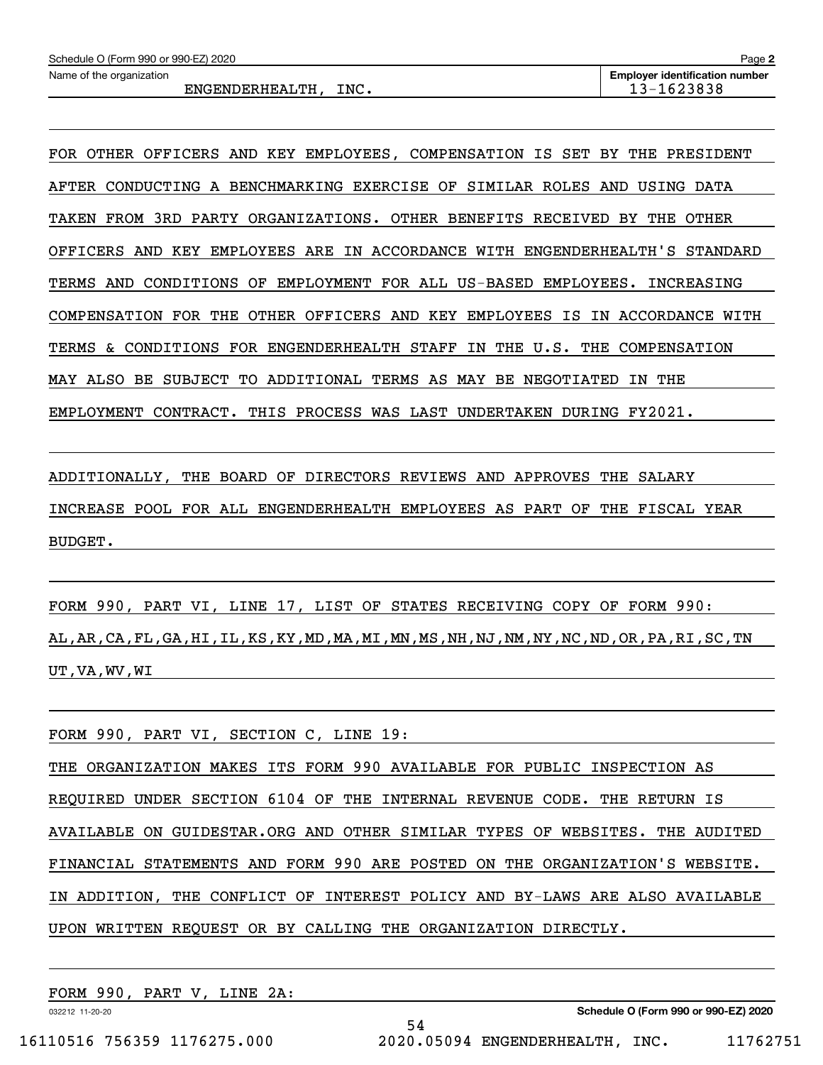Schedule O (Form 990 or 990-EZ) 2020

Name of the organization: ENGENDERHEALTH, INC.

Employer identification number: 13-1623838

FOR OTHER OFFICERS AND KEY EMPLOYEES, COMPENSATION IS SET BY THE PRESIDENT AFTER CONDUCTING A BENCHMARKING EXERCISE OF SIMILAR ROLES AND USING DATA TAKEN FROM 3RD PARTY ORGANIZATIONS. OTHER BENEFITS RECEIVED BY THE OTHER OFFICERS AND KEY EMPLOYEES ARE IN ACCORDANCE WITH ENGENDERHEALTH'S STANDARD TERMS AND CONDITIONS OF EMPLOYMENT FOR ALL US-BASED EMPLOYEES. INCREASING COMPENSATION FOR THE OTHER OFFICERS AND KEY EMPLOYEES IS IN ACCORDANCE WITH TERMS & CONDITIONS FOR ENGENDERHEALTH STAFF IN THE U.S. THE COMPENSATION MAY ALSO BE SUBJECT TO ADDITIONAL TERMS AS MAY BE NEGOTIATED IN THE EMPLOYMENT CONTRACT. THIS PROCESS WAS LAST UNDERTAKEN DURING FY2021.

ADDITIONALLY, THE BOARD OF DIRECTORS REVIEWS AND APPROVES THE SALARY INCREASE POOL FOR ALL ENGENDERHEALTH EMPLOYEES AS PART OF THE FISCAL YEAR BUDGET.

FORM 990, PART VI, LINE 17, LIST OF STATES RECEIVING COPY OF FORM 990:
AL,AR,CA,FL,GA,HI,IL,KS,KY,MD,MA,MI,MN,MS,NH,NJ,NM,NY,NC,ND,OR,PA,RI,SC,TN
UT,VA,WV,WI

FORM 990, PART VI, SECTION C, LINE 19:
THE ORGANIZATION MAKES ITS FORM 990 AVAILABLE FOR PUBLIC INSPECTION AS REQUIRED UNDER SECTION 6104 OF THE INTERNAL REVENUE CODE. THE RETURN IS AVAILABLE ON GUIDESTAR.ORG AND OTHER SIMILAR TYPES OF WEBSITES. THE AUDITED FINANCIAL STATEMENTS AND FORM 990 ARE POSTED ON THE ORGANIZATION'S WEBSITE. IN ADDITION, THE CONFLICT OF INTEREST POLICY AND BY-LAWS ARE ALSO AVAILABLE UPON WRITTEN REQUEST OR BY CALLING THE ORGANIZATION DIRECTLY.

FORM 990, PART V, LINE 2A: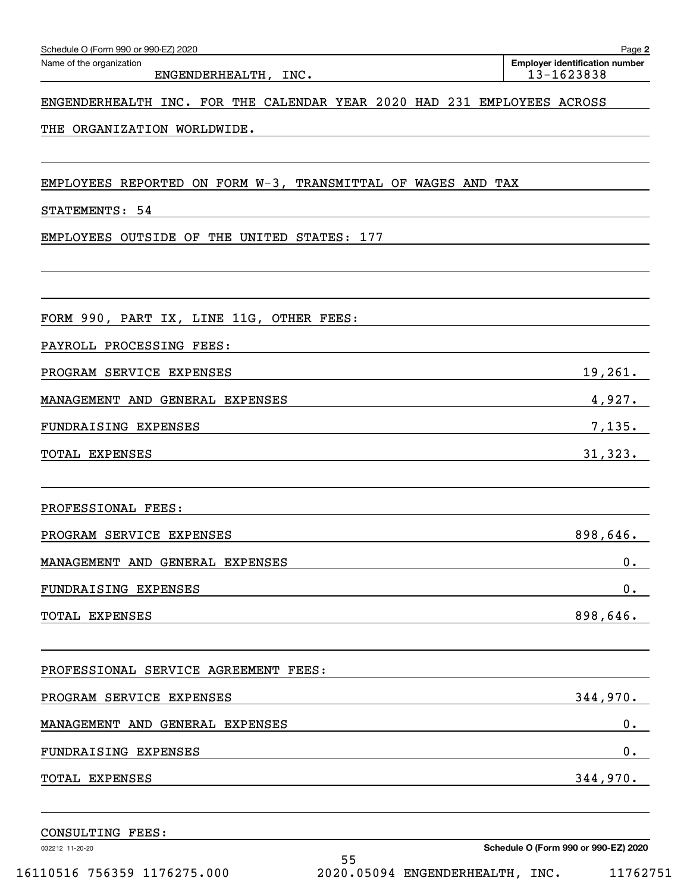Name of the organization: ENGENDERHEALTH, INC.

Employer identification number: 13-1623838

ENGENDERHEALTH INC. FOR THE CALENDAR YEAR 2020 HAD 231 EMPLOYEES ACROSS THE ORGANIZATION WORLDWIDE.

EMPLOYEES REPORTED ON FORM W-3, TRANSMITTAL OF WAGES AND TAX STATEMENTS: 54

EMPLOYEES OUTSIDE OF THE UNITED STATES: 177

FORM 990, PART IX, LINE 11G, OTHER FEES:

PAYROLL PROCESSING FEES:

| | |
|---|---|
| PROGRAM SERVICE EXPENSES | 19,261. |
| MANAGEMENT AND GENERAL EXPENSES | 4,927. |
| FUNDRAISING EXPENSES | 7,135. |
| TOTAL EXPENSES | 31,323. |

PROFESSIONAL FEES:

| | |
|---|---|
| PROGRAM SERVICE EXPENSES | 898,646. |
| MANAGEMENT AND GENERAL EXPENSES | 0. |
| FUNDRAISING EXPENSES | 0. |
| TOTAL EXPENSES | 898,646. |

PROFESSIONAL SERVICE AGREEMENT FEES:

| | |
|---|---|
| PROGRAM SERVICE EXPENSES | 344,970. |
| MANAGEMENT AND GENERAL EXPENSES | 0. |
| FUNDRAISING EXPENSES | 0. |
| TOTAL EXPENSES | 344,970. |

CONSULTING FEES: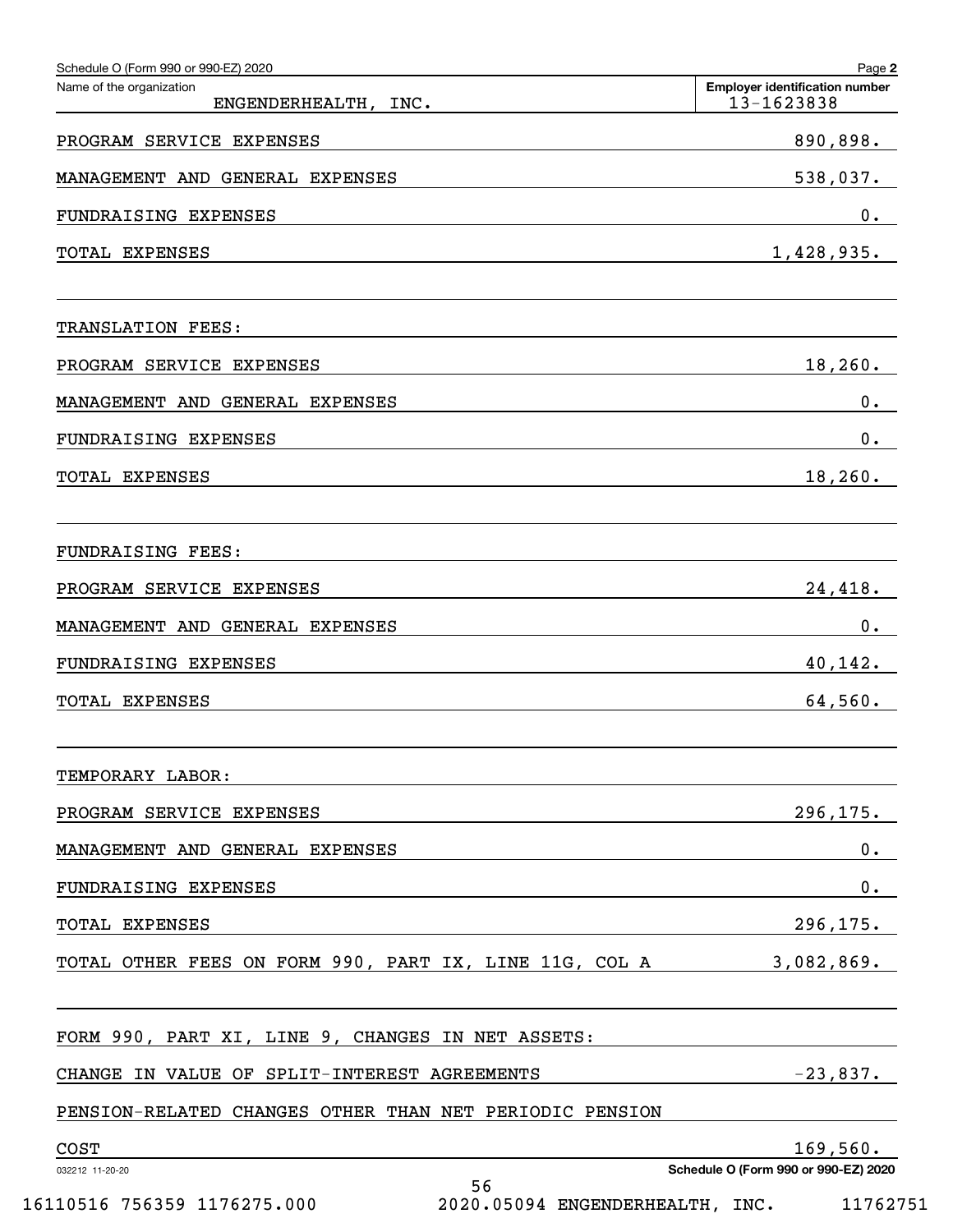Schedule O (Form 990 or 990-EZ) 2020

| Name of the organization | Employer identification number |
|---|---|
| ENGENDERHEALTH, INC. | 13-1623838 |

| | |
|---|---|
| PROGRAM SERVICE EXPENSES | 890,898. |
| MANAGEMENT AND GENERAL EXPENSES | 538,037. |
| FUNDRAISING EXPENSES | 0. |
| TOTAL EXPENSES | 1,428,935. |
| | |
| TRANSLATION FEES: | |
| PROGRAM SERVICE EXPENSES | 18,260. |
| MANAGEMENT AND GENERAL EXPENSES | 0. |
| FUNDRAISING EXPENSES | 0. |
| TOTAL EXPENSES | 18,260. |
| | |
| FUNDRAISING FEES: | |
| PROGRAM SERVICE EXPENSES | 24,418. |
| MANAGEMENT AND GENERAL EXPENSES | 0. |
| FUNDRAISING EXPENSES | 40,142. |
| TOTAL EXPENSES | 64,560. |
| | |
| TEMPORARY LABOR: | |
| PROGRAM SERVICE EXPENSES | 296,175. |
| MANAGEMENT AND GENERAL EXPENSES | 0. |
| FUNDRAISING EXPENSES | 0. |
| TOTAL EXPENSES | 296,175. |
| TOTAL OTHER FEES ON FORM 990, PART IX, LINE 11G, COL A | 3,082,869. |
| | |
| FORM 990, PART XI, LINE 9, CHANGES IN NET ASSETS: | |
| CHANGE IN VALUE OF SPLIT-INTEREST AGREEMENTS | -23,837. |
| PENSION-RELATED CHANGES OTHER THAN NET PERIODIC PENSION COST | 169,560. |

032212 11-20-20

Schedule O (Form 990 or 990-EZ) 2020

16110516 756359 1176275.000 2020.05094 ENGENDERHEALTH, INC. 11762751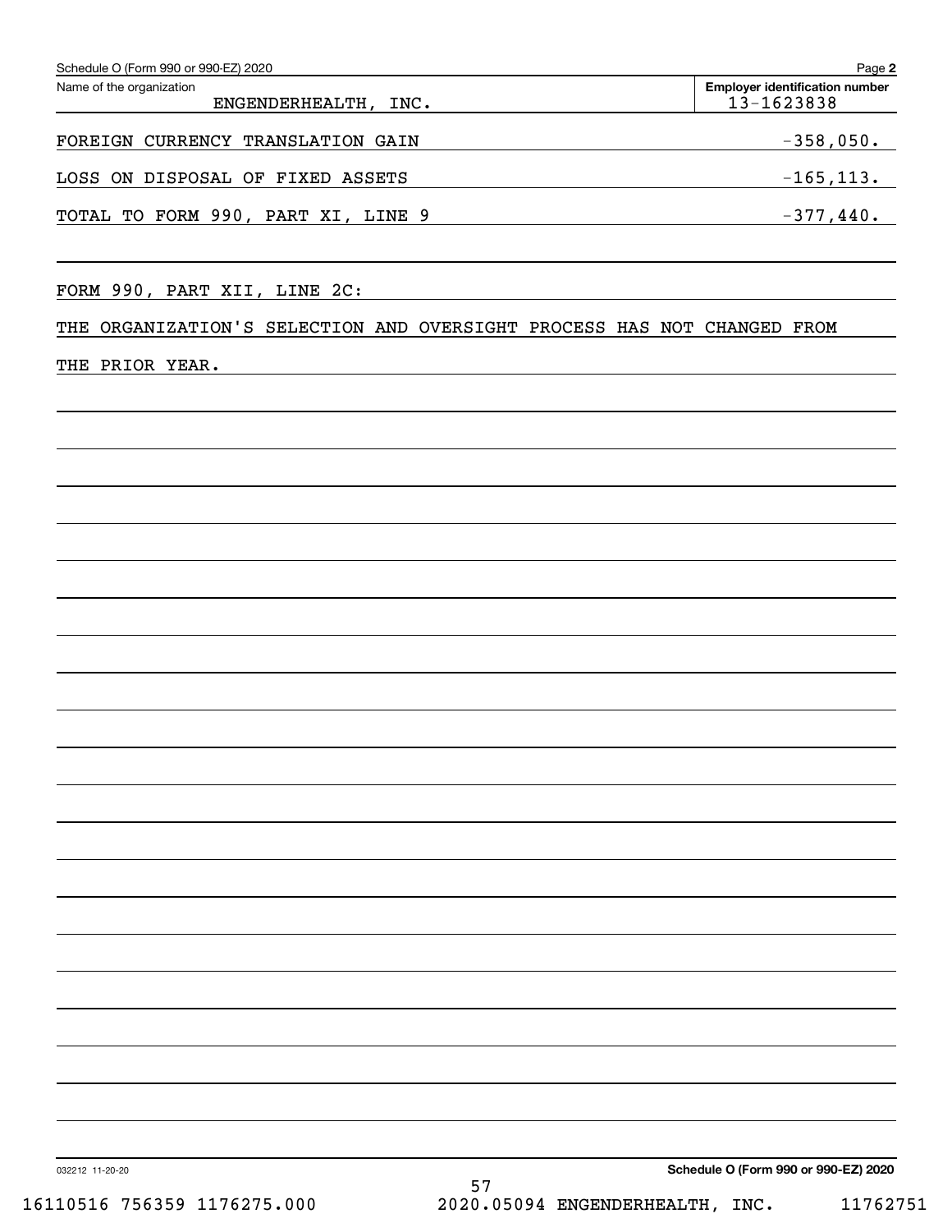Schedule O (Form 990 or 990-EZ) 2020

| Name of the organization | Employer identification number |
| --- | --- |
| ENGENDERHEALTH, INC. | 13-1623838 |

| | |
| --- | --- |
| FOREIGN CURRENCY TRANSLATION GAIN | -358,050. |
| LOSS ON DISPOSAL OF FIXED ASSETS | -165,113. |
| TOTAL TO FORM 990, PART XI, LINE 9 | -377,440. |

FORM 990, PART XII, LINE 2C:

THE ORGANIZATION'S SELECTION AND OVERSIGHT PROCESS HAS NOT CHANGED FROM THE PRIOR YEAR.

032212 11-20-20

Schedule O (Form 990 or 990-EZ) 2020

16110516 756359 1176275.000 2020.05094 ENGENDERHEALTH, INC. 11762751